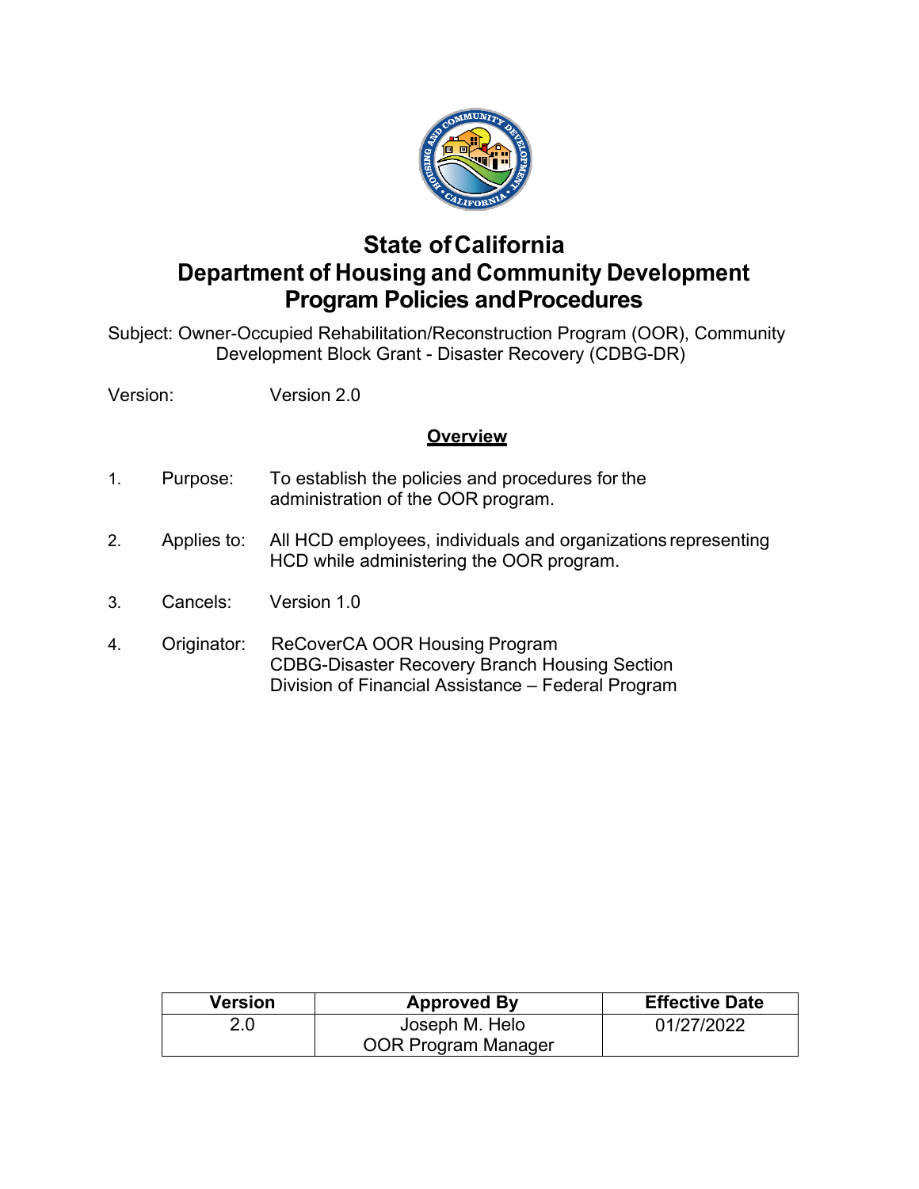# State of California
# Department of Housing and Community Development
# Program Policies and Procedures

Subject: Owner-Occupied Rehabilitation/Reconstruction Program (OOR), Community Development Block Grant - Disaster Recovery (CDBG-DR)

Version: Version 2.0

## <u>Overview</u>

1. Purpose: To establish the policies and procedures for the administration of the OOR program.

2. Applies to: All HCD employees, individuals and organizations representing HCD while administering the OOR program.

3. Cancels: Version 1.0

4. Originator: ReCoverCA OOR Housing Program
   CDBG-Disaster Recovery Branch Housing Section
   Division of Financial Assistance – Federal Program

| Version | Approved By | Effective Date |
| --- | --- | --- |
| 2.0 | Joseph M. Helo<br>OOR Program Manager | 01/27/2022 |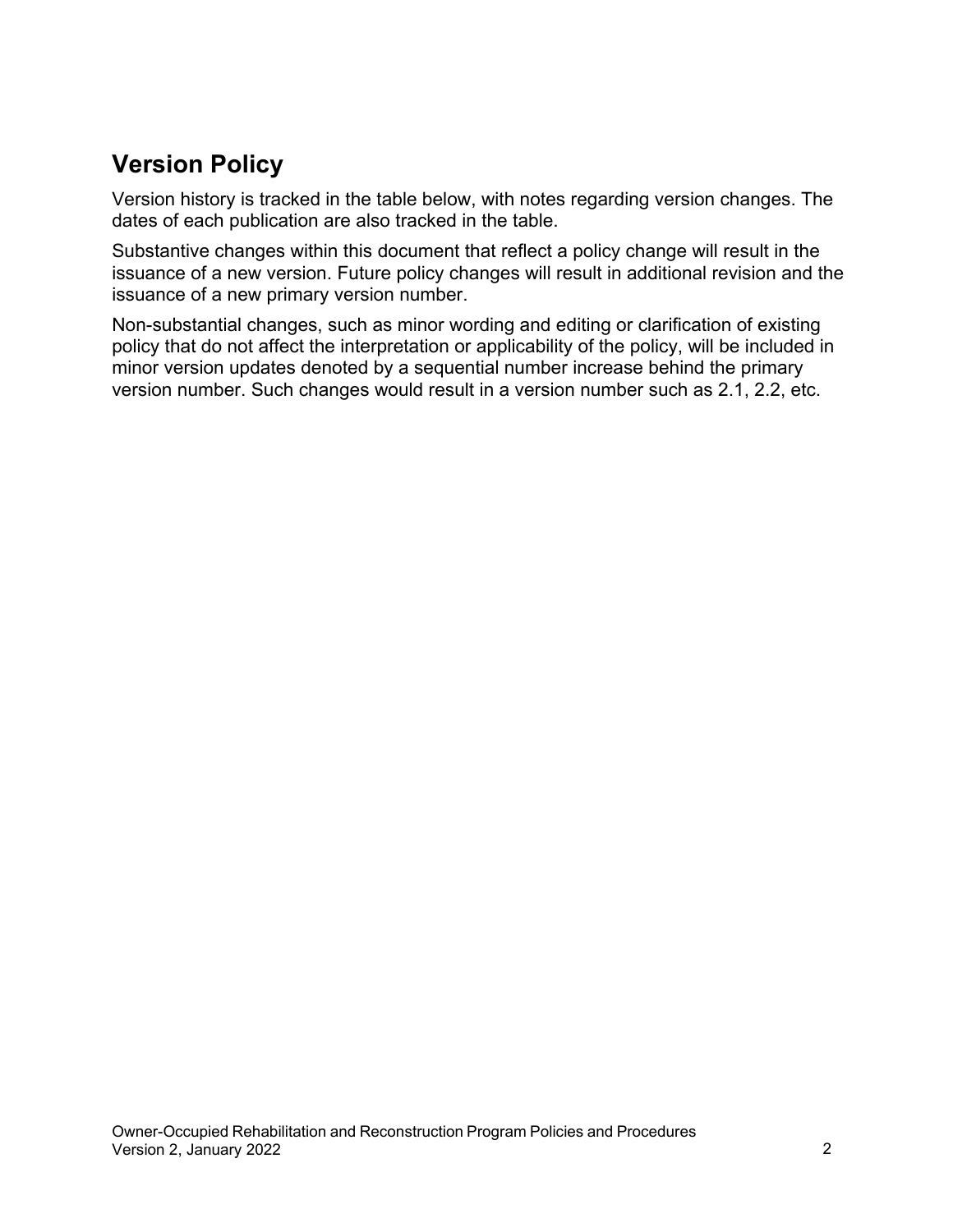## Version Policy

Version history is tracked in the table below, with notes regarding version changes. The dates of each publication are also tracked in the table.

Substantive changes within this document that reflect a policy change will result in the issuance of a new version. Future policy changes will result in additional revision and the issuance of a new primary version number.

Non-substantial changes, such as minor wording and editing or clarification of existing policy that do not affect the interpretation or applicability of the policy, will be included in minor version updates denoted by a sequential number increase behind the primary version number. Such changes would result in a version number such as 2.1, 2.2, etc.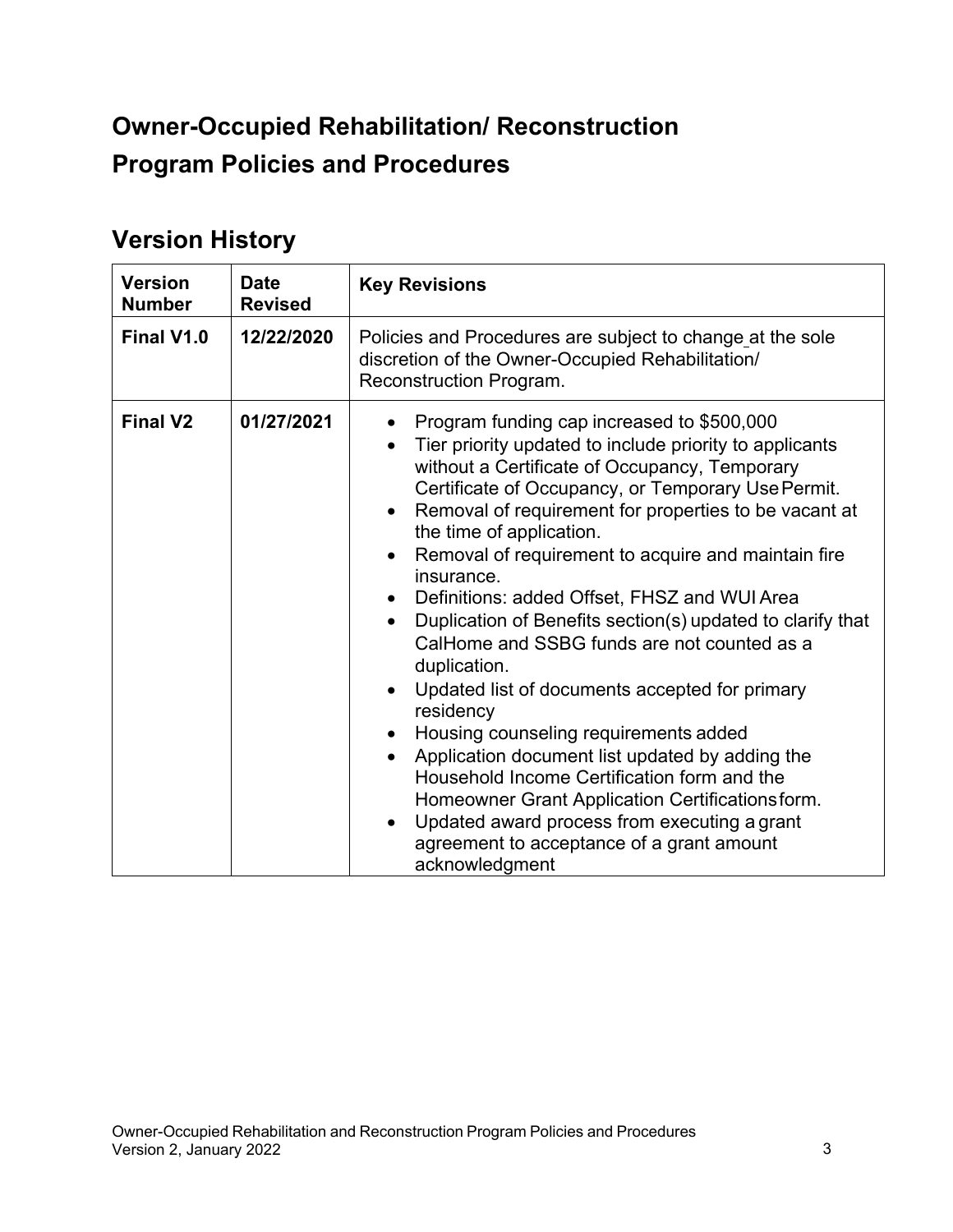# Owner-Occupied Rehabilitation/ Reconstruction Program Policies and Procedures

## Version History

| Version Number | Date Revised | Key Revisions |
| --- | --- | --- |
| **Final V1.0** | **12/22/2020** | Policies and Procedures are subject to change at the sole discretion of the Owner-Occupied Rehabilitation/ Reconstruction Program. |
| **Final V2** | **01/27/2021** | • Program funding cap increased to $500,000<br>• Tier priority updated to include priority to applicants without a Certificate of Occupancy, Temporary Certificate of Occupancy, or Temporary Use Permit.<br>• Removal of requirement for properties to be vacant at the time of application.<br>• Removal of requirement to acquire and maintain fire insurance.<br>• Definitions: added Offset, FHSZ and WUI Area<br>• Duplication of Benefits section(s) updated to clarify that CalHome and SSBG funds are not counted as a duplication.<br>• Updated list of documents accepted for primary residency<br>• Housing counseling requirements added<br>• Application document list updated by adding the Household Income Certification form and the Homeowner Grant Application Certifications form.<br>• Updated award process from executing a grant agreement to acceptance of a grant amount acknowledgment |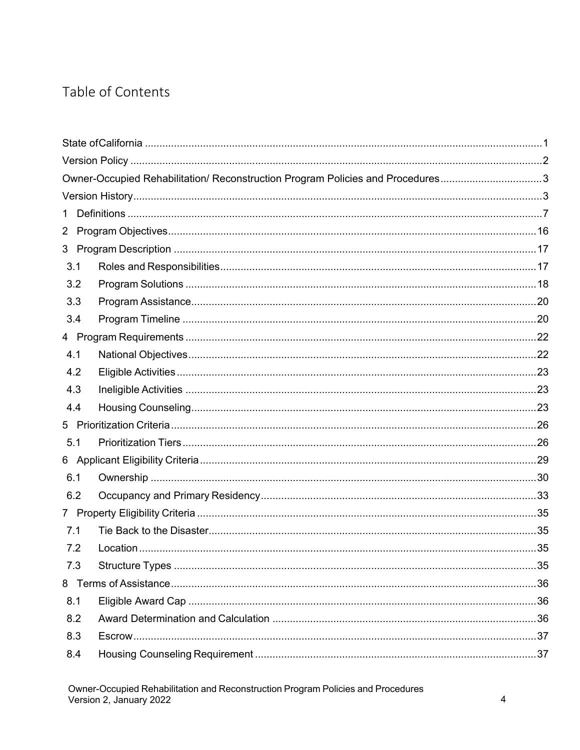# Table of Contents

State ofCalifornia ........................................................................................................................1

Version Policy ..............................................................................................................................2

Owner-Occupied Rehabilitation/ Reconstruction Program Policies and Procedures ..................................3

Version History..............................................................................................................................3

1 Definitions ................................................................................................................................7

2 Program Objectives..................................................................................................................16

3 Program Description ................................................................................................................17

3.1 Roles and Responsibilities......................................................................................................17

3.2 Program Solutions ..................................................................................................................18

3.3 Program Assistance................................................................................................................20

3.4 Program Timeline ...................................................................................................................20

4 Program Requirements ............................................................................................................22

4.1 National Objectives.................................................................................................................22

4.2 Eligible Activities ....................................................................................................................23

4.3 Ineligible Activities .................................................................................................................23

4.4 Housing Counseling................................................................................................................23

5 Prioritization Criteria.................................................................................................................26

5.1 Prioritization Tiers...................................................................................................................26

6 Applicant Eligibility Criteria ......................................................................................................29

6.1 Ownership ..............................................................................................................................30

6.2 Occupancy and Primary Residency........................................................................................33

7 Property Eligibility Criteria ........................................................................................................35

7.1 Tie Back to the Disaster..........................................................................................................35

7.2 Location..................................................................................................................................35

7.3 Structure Types ......................................................................................................................35

8 Terms of Assistance.................................................................................................................36

8.1 Eligible Award Cap .................................................................................................................36

8.2 Award Determination and Calculation ....................................................................................36

8.3 Escrow....................................................................................................................................37

8.4 Housing Counseling Requirement ..........................................................................................37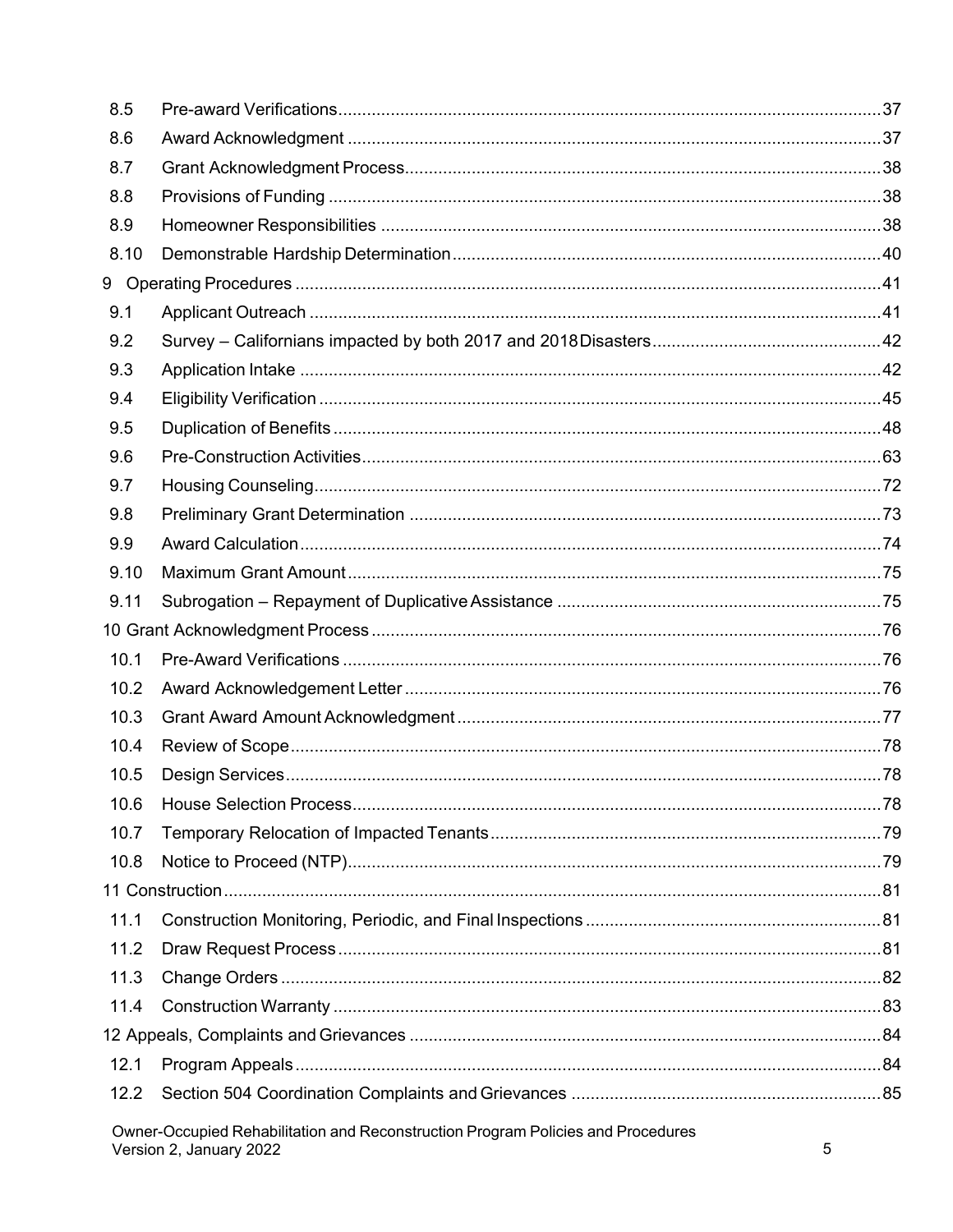8.5 Pre-award Verifications ..... 37
8.6 Award Acknowledgment ..... 37
8.7 Grant Acknowledgment Process ..... 38
8.8 Provisions of Funding ..... 38
8.9 Homeowner Responsibilities ..... 38
8.10 Demonstrable Hardship Determination ..... 40
9 Operating Procedures ..... 41
9.1 Applicant Outreach ..... 41
9.2 Survey – Californians impacted by both 2017 and 2018 Disasters ..... 42
9.3 Application Intake ..... 42
9.4 Eligibility Verification ..... 45
9.5 Duplication of Benefits ..... 48
9.6 Pre-Construction Activities ..... 63
9.7 Housing Counseling ..... 72
9.8 Preliminary Grant Determination ..... 73
9.9 Award Calculation ..... 74
9.10 Maximum Grant Amount ..... 75
9.11 Subrogation – Repayment of Duplicative Assistance ..... 75
10 Grant Acknowledgment Process ..... 76
10.1 Pre-Award Verifications ..... 76
10.2 Award Acknowledgement Letter ..... 76
10.3 Grant Award Amount Acknowledgment ..... 77
10.4 Review of Scope ..... 78
10.5 Design Services ..... 78
10.6 House Selection Process ..... 78
10.7 Temporary Relocation of Impacted Tenants ..... 79
10.8 Notice to Proceed (NTP) ..... 79
11 Construction ..... 81
11.1 Construction Monitoring, Periodic, and Final Inspections ..... 81
11.2 Draw Request Process ..... 81
11.3 Change Orders ..... 82
11.4 Construction Warranty ..... 83
12 Appeals, Complaints and Grievances ..... 84
12.1 Program Appeals ..... 84
12.2 Section 504 Coordination Complaints and Grievances ..... 85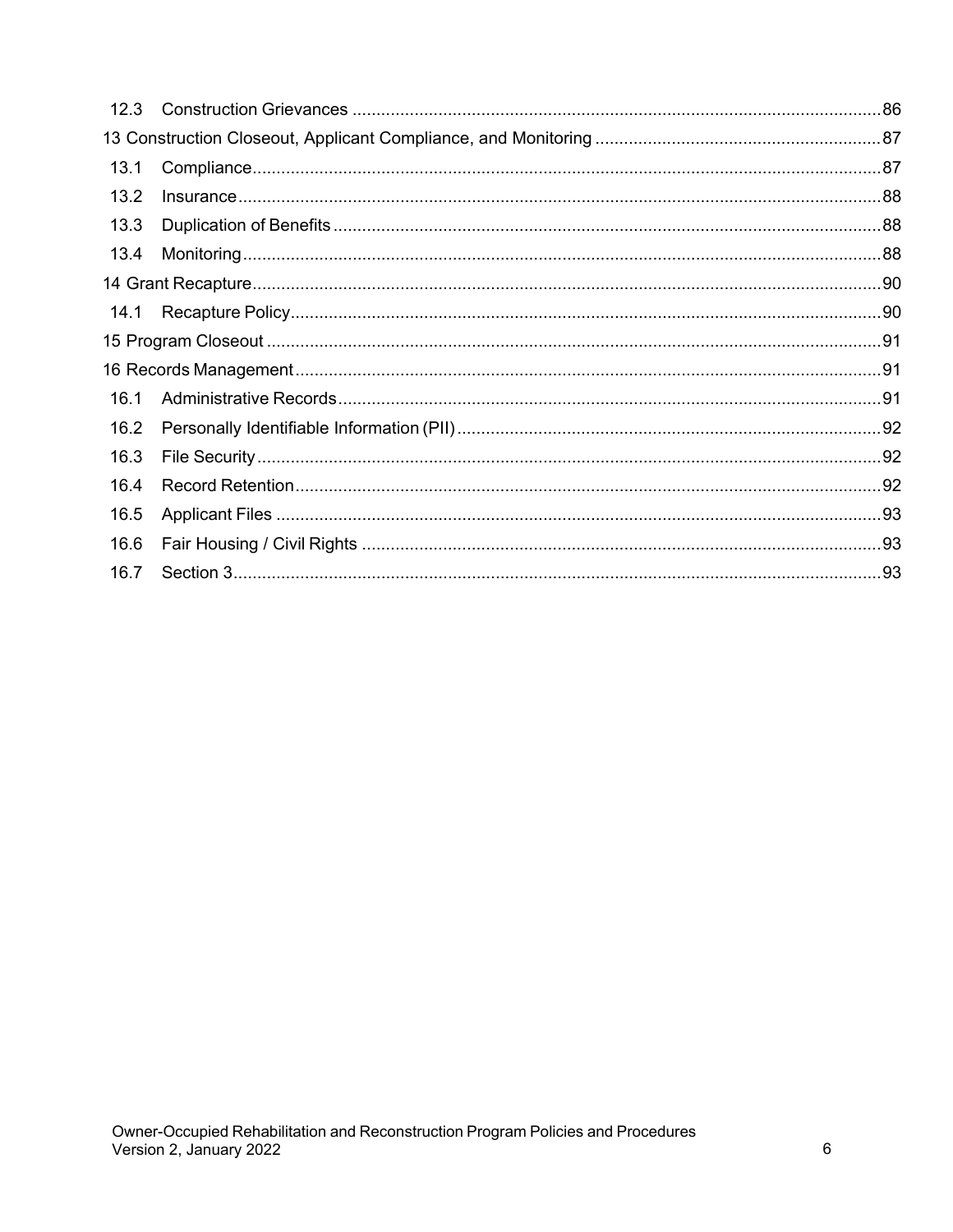| | | |
|---|---|---|
| 12.3 | Construction Grievances | 86 |
| 13 Construction Closeout, Applicant Compliance, and Monitoring | | 87 |
| 13.1 | Compliance | 87 |
| 13.2 | Insurance | 88 |
| 13.3 | Duplication of Benefits | 88 |
| 13.4 | Monitoring | 88 |
| 14 Grant Recapture | | 90 |
| 14.1 | Recapture Policy | 90 |
| 15 Program Closeout | | 91 |
| 16 Records Management | | 91 |
| 16.1 | Administrative Records | 91 |
| 16.2 | Personally Identifiable Information (PII) | 92 |
| 16.3 | File Security | 92 |
| 16.4 | Record Retention | 92 |
| 16.5 | Applicant Files | 93 |
| 16.6 | Fair Housing / Civil Rights | 93 |
| 16.7 | Section 3 | 93 |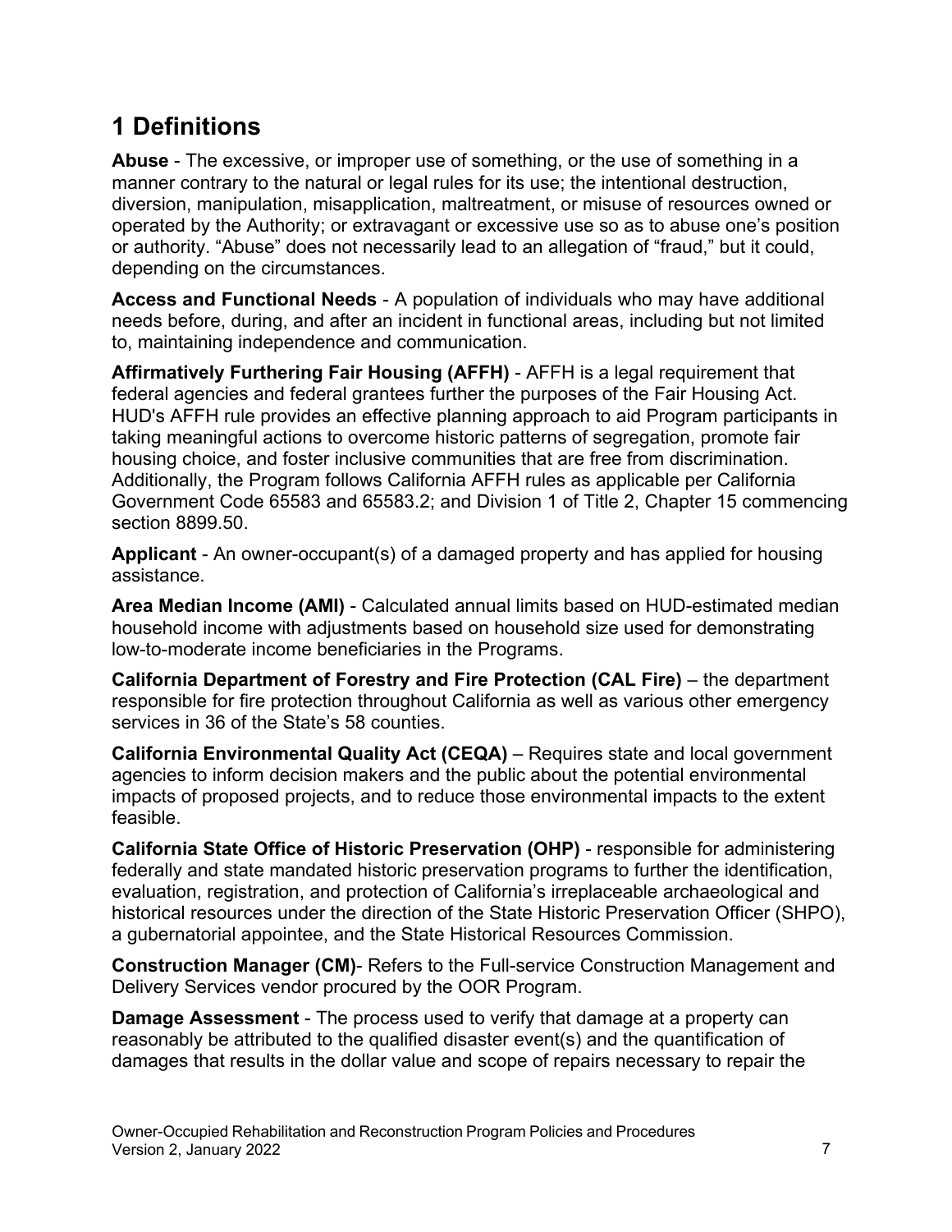# 1 Definitions

**Abuse** - The excessive, or improper use of something, or the use of something in a manner contrary to the natural or legal rules for its use; the intentional destruction, diversion, manipulation, misapplication, maltreatment, or misuse of resources owned or operated by the Authority; or extravagant or excessive use so as to abuse one's position or authority. "Abuse" does not necessarily lead to an allegation of "fraud," but it could, depending on the circumstances.

**Access and Functional Needs** - A population of individuals who may have additional needs before, during, and after an incident in functional areas, including but not limited to, maintaining independence and communication.

**Affirmatively Furthering Fair Housing (AFFH)** - AFFH is a legal requirement that federal agencies and federal grantees further the purposes of the Fair Housing Act. HUD's AFFH rule provides an effective planning approach to aid Program participants in taking meaningful actions to overcome historic patterns of segregation, promote fair housing choice, and foster inclusive communities that are free from discrimination. Additionally, the Program follows California AFFH rules as applicable per California Government Code 65583 and 65583.2; and Division 1 of Title 2, Chapter 15 commencing section 8899.50.

**Applicant** - An owner-occupant(s) of a damaged property and has applied for housing assistance.

**Area Median Income (AMI)** - Calculated annual limits based on HUD-estimated median household income with adjustments based on household size used for demonstrating low-to-moderate income beneficiaries in the Programs.

**California Department of Forestry and Fire Protection (CAL Fire)** – the department responsible for fire protection throughout California as well as various other emergency services in 36 of the State's 58 counties.

**California Environmental Quality Act (CEQA)** – Requires state and local government agencies to inform decision makers and the public about the potential environmental impacts of proposed projects, and to reduce those environmental impacts to the extent feasible.

**California State Office of Historic Preservation (OHP)** - responsible for administering federally and state mandated historic preservation programs to further the identification, evaluation, registration, and protection of California's irreplaceable archaeological and historical resources under the direction of the State Historic Preservation Officer (SHPO), a gubernatorial appointee, and the State Historical Resources Commission.

**Construction Manager (CM)**- Refers to the Full-service Construction Management and Delivery Services vendor procured by the OOR Program.

**Damage Assessment** - The process used to verify that damage at a property can reasonably be attributed to the qualified disaster event(s) and the quantification of damages that results in the dollar value and scope of repairs necessary to repair the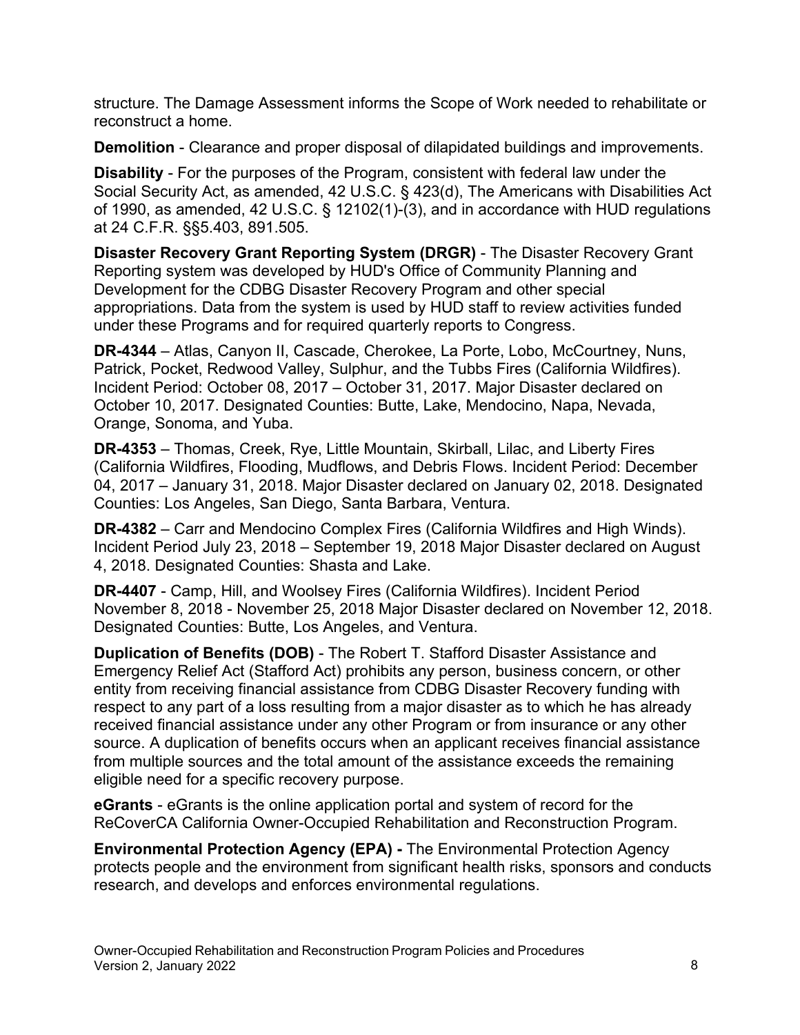structure. The Damage Assessment informs the Scope of Work needed to rehabilitate or reconstruct a home.

**Demolition** - Clearance and proper disposal of dilapidated buildings and improvements.

**Disability** - For the purposes of the Program, consistent with federal law under the Social Security Act, as amended, 42 U.S.C. § 423(d), The Americans with Disabilities Act of 1990, as amended, 42 U.S.C. § 12102(1)-(3), and in accordance with HUD regulations at 24 C.F.R. §§5.403, 891.505.

**Disaster Recovery Grant Reporting System (DRGR)** - The Disaster Recovery Grant Reporting system was developed by HUD's Office of Community Planning and Development for the CDBG Disaster Recovery Program and other special appropriations. Data from the system is used by HUD staff to review activities funded under these Programs and for required quarterly reports to Congress.

**DR-4344** – Atlas, Canyon II, Cascade, Cherokee, La Porte, Lobo, McCourtney, Nuns, Patrick, Pocket, Redwood Valley, Sulphur, and the Tubbs Fires (California Wildfires). Incident Period: October 08, 2017 – October 31, 2017. Major Disaster declared on October 10, 2017. Designated Counties: Butte, Lake, Mendocino, Napa, Nevada, Orange, Sonoma, and Yuba.

**DR-4353** – Thomas, Creek, Rye, Little Mountain, Skirball, Lilac, and Liberty Fires (California Wildfires, Flooding, Mudflows, and Debris Flows. Incident Period: December 04, 2017 – January 31, 2018. Major Disaster declared on January 02, 2018. Designated Counties: Los Angeles, San Diego, Santa Barbara, Ventura.

**DR-4382** – Carr and Mendocino Complex Fires (California Wildfires and High Winds). Incident Period July 23, 2018 – September 19, 2018 Major Disaster declared on August 4, 2018. Designated Counties: Shasta and Lake.

**DR-4407** - Camp, Hill, and Woolsey Fires (California Wildfires). Incident Period November 8, 2018 - November 25, 2018 Major Disaster declared on November 12, 2018. Designated Counties: Butte, Los Angeles, and Ventura.

**Duplication of Benefits (DOB)** - The Robert T. Stafford Disaster Assistance and Emergency Relief Act (Stafford Act) prohibits any person, business concern, or other entity from receiving financial assistance from CDBG Disaster Recovery funding with respect to any part of a loss resulting from a major disaster as to which he has already received financial assistance under any other Program or from insurance or any other source. A duplication of benefits occurs when an applicant receives financial assistance from multiple sources and the total amount of the assistance exceeds the remaining eligible need for a specific recovery purpose.

**eGrants** - eGrants is the online application portal and system of record for the ReCoverCA California Owner-Occupied Rehabilitation and Reconstruction Program.

**Environmental Protection Agency (EPA) -** The Environmental Protection Agency protects people and the environment from significant health risks, sponsors and conducts research, and develops and enforces environmental regulations.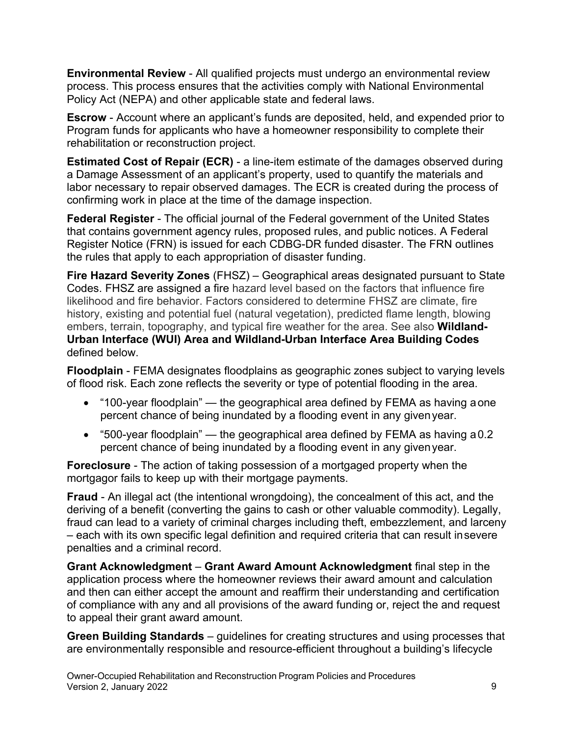**Environmental Review** - All qualified projects must undergo an environmental review process. This process ensures that the activities comply with National Environmental Policy Act (NEPA) and other applicable state and federal laws.

**Escrow** - Account where an applicant's funds are deposited, held, and expended prior to Program funds for applicants who have a homeowner responsibility to complete their rehabilitation or reconstruction project.

**Estimated Cost of Repair (ECR)** - a line-item estimate of the damages observed during a Damage Assessment of an applicant's property, used to quantify the materials and labor necessary to repair observed damages. The ECR is created during the process of confirming work in place at the time of the damage inspection.

**Federal Register** - The official journal of the Federal government of the United States that contains government agency rules, proposed rules, and public notices. A Federal Register Notice (FRN) is issued for each CDBG-DR funded disaster. The FRN outlines the rules that apply to each appropriation of disaster funding.

**Fire Hazard Severity Zones** (FHSZ) – Geographical areas designated pursuant to State Codes. FHSZ are assigned a fire hazard level based on the factors that influence fire likelihood and fire behavior. Factors considered to determine FHSZ are climate, fire history, existing and potential fuel (natural vegetation), predicted flame length, blowing embers, terrain, topography, and typical fire weather for the area. See also **Wildland-Urban Interface (WUI) Area and Wildland-Urban Interface Area Building Codes** defined below.

**Floodplain** - FEMA designates floodplains as geographic zones subject to varying levels of flood risk. Each zone reflects the severity or type of potential flooding in the area.

- "100-year floodplain" — the geographical area defined by FEMA as having a one percent chance of being inundated by a flooding event in any given year.
- "500-year floodplain" — the geographical area defined by FEMA as having a 0.2 percent chance of being inundated by a flooding event in any given year.

**Foreclosure** - The action of taking possession of a mortgaged property when the mortgagor fails to keep up with their mortgage payments.

**Fraud** - An illegal act (the intentional wrongdoing), the concealment of this act, and the deriving of a benefit (converting the gains to cash or other valuable commodity). Legally, fraud can lead to a variety of criminal charges including theft, embezzlement, and larceny – each with its own specific legal definition and required criteria that can result in severe penalties and a criminal record.

**Grant Acknowledgment** – **Grant Award Amount Acknowledgment** final step in the application process where the homeowner reviews their award amount and calculation and then can either accept the amount and reaffirm their understanding and certification of compliance with any and all provisions of the award funding or, reject the and request to appeal their grant award amount.

**Green Building Standards** – guidelines for creating structures and using processes that are environmentally responsible and resource-efficient throughout a building's lifecycle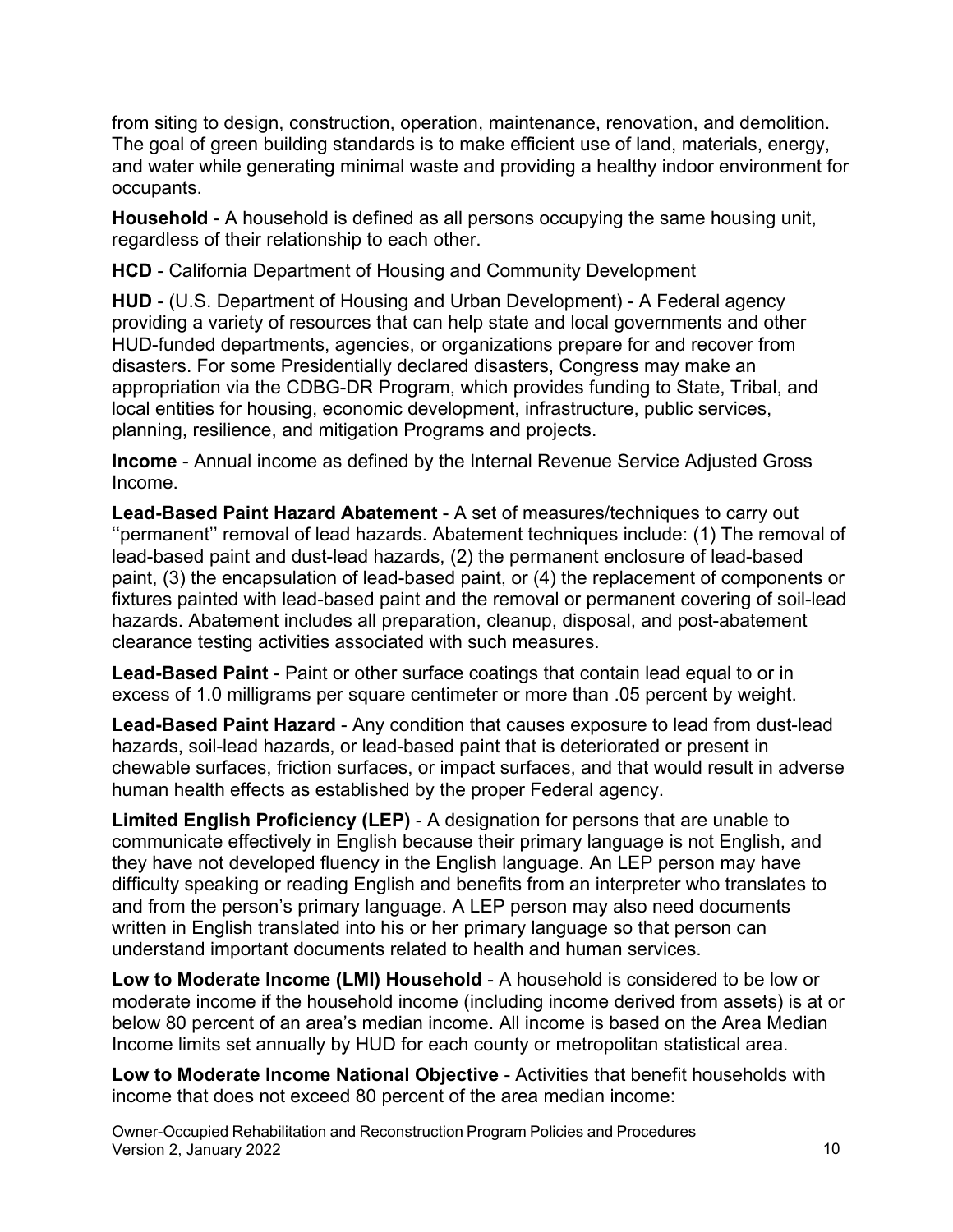from siting to design, construction, operation, maintenance, renovation, and demolition. The goal of green building standards is to make efficient use of land, materials, energy, and water while generating minimal waste and providing a healthy indoor environment for occupants.

**Household** - A household is defined as all persons occupying the same housing unit, regardless of their relationship to each other.

**HCD** - California Department of Housing and Community Development

**HUD** - (U.S. Department of Housing and Urban Development) - A Federal agency providing a variety of resources that can help state and local governments and other HUD-funded departments, agencies, or organizations prepare for and recover from disasters. For some Presidentially declared disasters, Congress may make an appropriation via the CDBG-DR Program, which provides funding to State, Tribal, and local entities for housing, economic development, infrastructure, public services, planning, resilience, and mitigation Programs and projects.

**Income** - Annual income as defined by the Internal Revenue Service Adjusted Gross Income.

**Lead-Based Paint Hazard Abatement** - A set of measures/techniques to carry out ''permanent'' removal of lead hazards. Abatement techniques include: (1) The removal of lead-based paint and dust-lead hazards, (2) the permanent enclosure of lead-based paint, (3) the encapsulation of lead-based paint, or (4) the replacement of components or fixtures painted with lead-based paint and the removal or permanent covering of soil-lead hazards. Abatement includes all preparation, cleanup, disposal, and post-abatement clearance testing activities associated with such measures.

**Lead-Based Paint** - Paint or other surface coatings that contain lead equal to or in excess of 1.0 milligrams per square centimeter or more than .05 percent by weight.

**Lead-Based Paint Hazard** - Any condition that causes exposure to lead from dust-lead hazards, soil-lead hazards, or lead-based paint that is deteriorated or present in chewable surfaces, friction surfaces, or impact surfaces, and that would result in adverse human health effects as established by the proper Federal agency.

**Limited English Proficiency (LEP)** - A designation for persons that are unable to communicate effectively in English because their primary language is not English, and they have not developed fluency in the English language. An LEP person may have difficulty speaking or reading English and benefits from an interpreter who translates to and from the person's primary language. A LEP person may also need documents written in English translated into his or her primary language so that person can understand important documents related to health and human services.

**Low to Moderate Income (LMI) Household** - A household is considered to be low or moderate income if the household income (including income derived from assets) is at or below 80 percent of an area's median income. All income is based on the Area Median Income limits set annually by HUD for each county or metropolitan statistical area.

**Low to Moderate Income National Objective** - Activities that benefit households with income that does not exceed 80 percent of the area median income: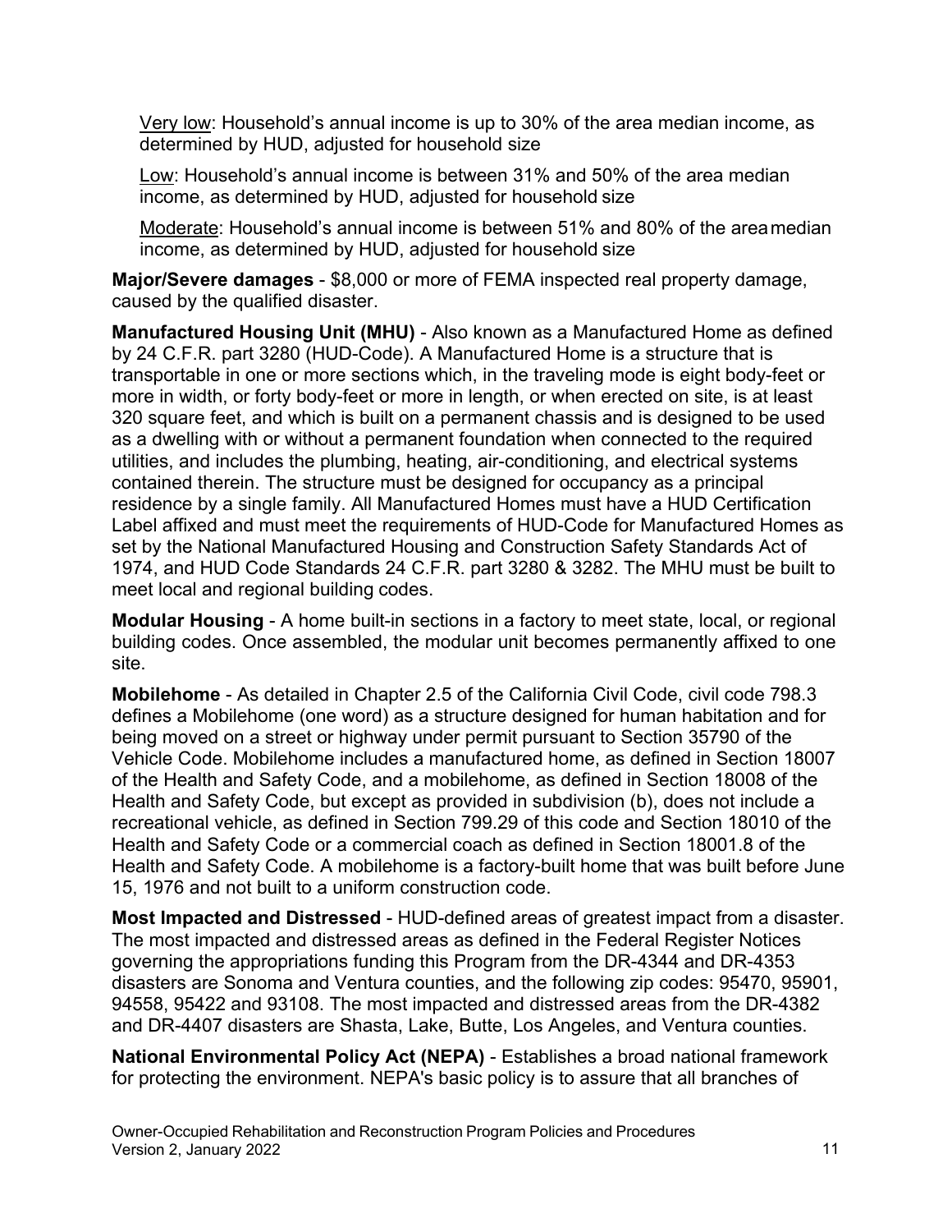<u>Very low</u>: Household's annual income is up to 30% of the area median income, as determined by HUD, adjusted for household size

<u>Low</u>: Household's annual income is between 31% and 50% of the area median income, as determined by HUD, adjusted for household size

<u>Moderate</u>: Household's annual income is between 51% and 80% of the area median income, as determined by HUD, adjusted for household size

**Major/Severe damages** - $8,000 or more of FEMA inspected real property damage, caused by the qualified disaster.

**Manufactured Housing Unit (MHU)** - Also known as a Manufactured Home as defined by 24 C.F.R. part 3280 (HUD-Code). A Manufactured Home is a structure that is transportable in one or more sections which, in the traveling mode is eight body-feet or more in width, or forty body-feet or more in length, or when erected on site, is at least 320 square feet, and which is built on a permanent chassis and is designed to be used as a dwelling with or without a permanent foundation when connected to the required utilities, and includes the plumbing, heating, air-conditioning, and electrical systems contained therein. The structure must be designed for occupancy as a principal residence by a single family. All Manufactured Homes must have a HUD Certification Label affixed and must meet the requirements of HUD-Code for Manufactured Homes as set by the National Manufactured Housing and Construction Safety Standards Act of 1974, and HUD Code Standards 24 C.F.R. part 3280 & 3282. The MHU must be built to meet local and regional building codes.

**Modular Housing** - A home built-in sections in a factory to meet state, local, or regional building codes. Once assembled, the modular unit becomes permanently affixed to one site.

**Mobilehome** - As detailed in Chapter 2.5 of the California Civil Code, civil code 798.3 defines a Mobilehome (one word) as a structure designed for human habitation and for being moved on a street or highway under permit pursuant to Section 35790 of the Vehicle Code. Mobilehome includes a manufactured home, as defined in Section 18007 of the Health and Safety Code, and a mobilehome, as defined in Section 18008 of the Health and Safety Code, but except as provided in subdivision (b), does not include a recreational vehicle, as defined in Section 799.29 of this code and Section 18010 of the Health and Safety Code or a commercial coach as defined in Section 18001.8 of the Health and Safety Code. A mobilehome is a factory-built home that was built before June 15, 1976 and not built to a uniform construction code.

**Most Impacted and Distressed** - HUD-defined areas of greatest impact from a disaster. The most impacted and distressed areas as defined in the Federal Register Notices governing the appropriations funding this Program from the DR-4344 and DR-4353 disasters are Sonoma and Ventura counties, and the following zip codes: 95470, 95901, 94558, 95422 and 93108. The most impacted and distressed areas from the DR-4382 and DR-4407 disasters are Shasta, Lake, Butte, Los Angeles, and Ventura counties.

**National Environmental Policy Act (NEPA)** - Establishes a broad national framework for protecting the environment. NEPA's basic policy is to assure that all branches of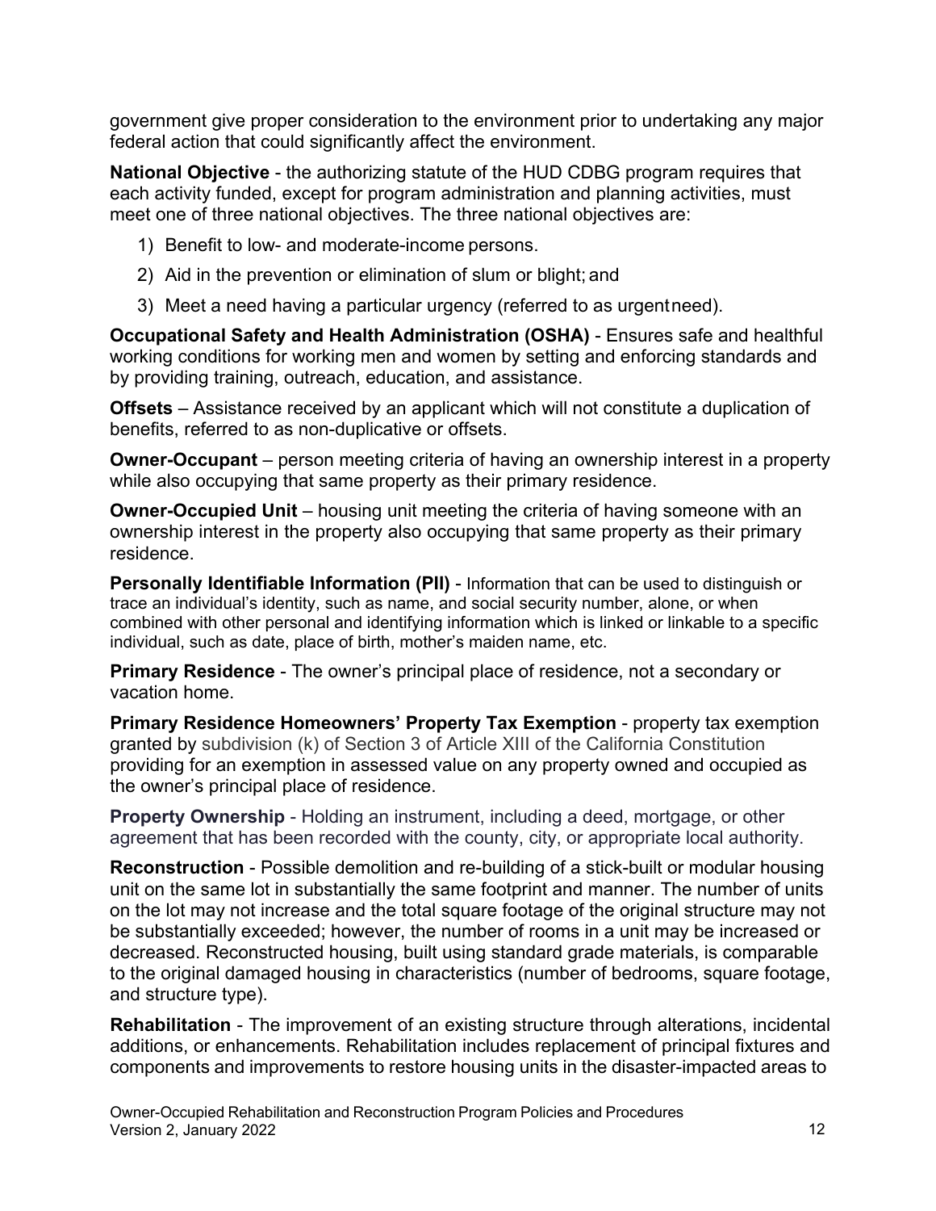government give proper consideration to the environment prior to undertaking any major federal action that could significantly affect the environment.

**National Objective** - the authorizing statute of the HUD CDBG program requires that each activity funded, except for program administration and planning activities, must meet one of three national objectives. The three national objectives are:

1) Benefit to low- and moderate-income persons.
2) Aid in the prevention or elimination of slum or blight; and
3) Meet a need having a particular urgency (referred to as urgent need).

**Occupational Safety and Health Administration (OSHA)** - Ensures safe and healthful working conditions for working men and women by setting and enforcing standards and by providing training, outreach, education, and assistance.

**Offsets** – Assistance received by an applicant which will not constitute a duplication of benefits, referred to as non-duplicative or offsets.

**Owner-Occupant** – person meeting criteria of having an ownership interest in a property while also occupying that same property as their primary residence.

**Owner-Occupied Unit** – housing unit meeting the criteria of having someone with an ownership interest in the property also occupying that same property as their primary residence.

**Personally Identifiable Information (PII)** - Information that can be used to distinguish or trace an individual's identity, such as name, and social security number, alone, or when combined with other personal and identifying information which is linked or linkable to a specific individual, such as date, place of birth, mother's maiden name, etc.

**Primary Residence** - The owner's principal place of residence, not a secondary or vacation home.

**Primary Residence Homeowners' Property Tax Exemption** - property tax exemption granted by subdivision (k) of Section 3 of Article XIII of the California Constitution providing for an exemption in assessed value on any property owned and occupied as the owner's principal place of residence.

**Property Ownership** - Holding an instrument, including a deed, mortgage, or other agreement that has been recorded with the county, city, or appropriate local authority.

**Reconstruction** - Possible demolition and re-building of a stick-built or modular housing unit on the same lot in substantially the same footprint and manner. The number of units on the lot may not increase and the total square footage of the original structure may not be substantially exceeded; however, the number of rooms in a unit may be increased or decreased. Reconstructed housing, built using standard grade materials, is comparable to the original damaged housing in characteristics (number of bedrooms, square footage, and structure type).

**Rehabilitation** - The improvement of an existing structure through alterations, incidental additions, or enhancements. Rehabilitation includes replacement of principal fixtures and components and improvements to restore housing units in the disaster-impacted areas to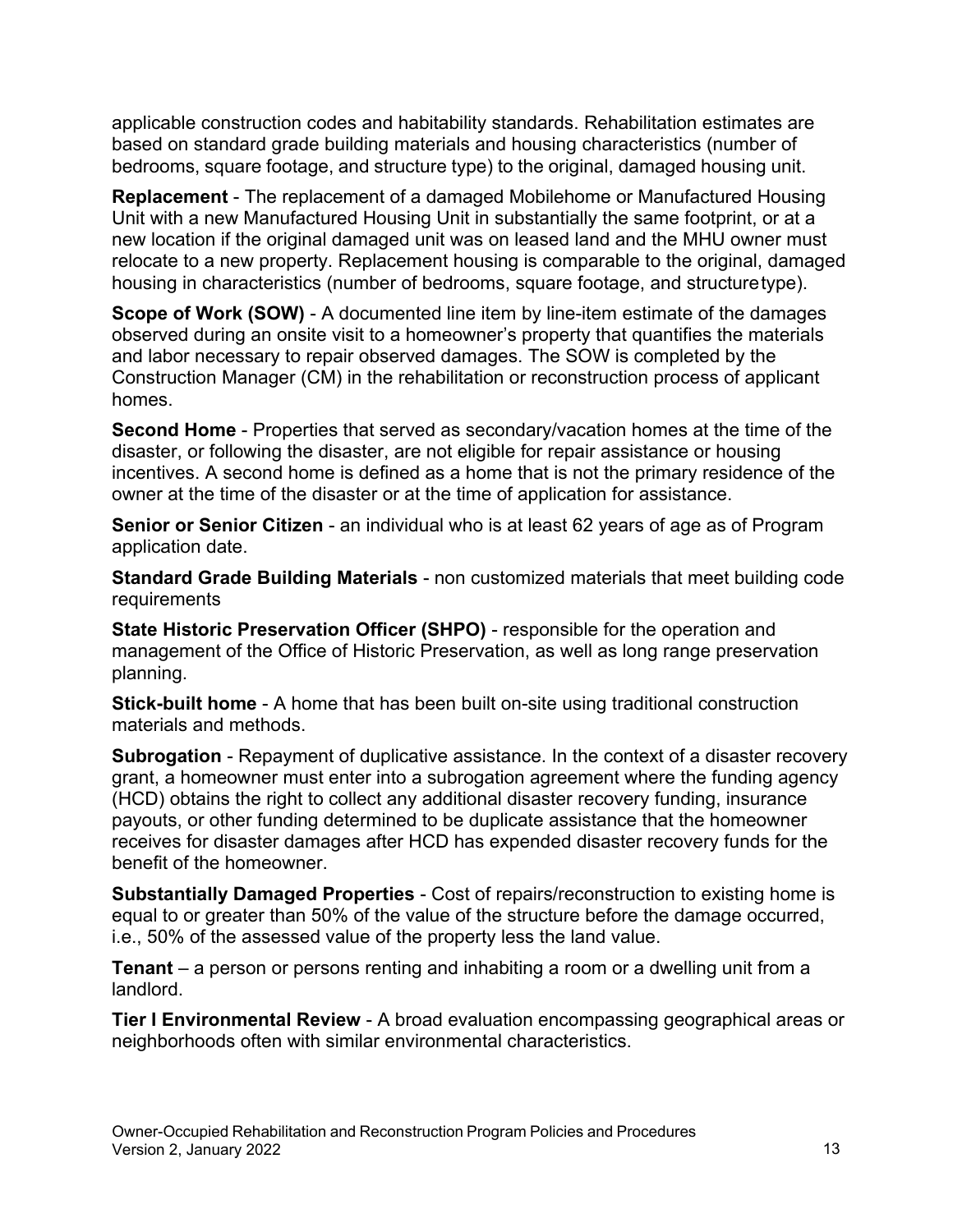applicable construction codes and habitability standards. Rehabilitation estimates are based on standard grade building materials and housing characteristics (number of bedrooms, square footage, and structure type) to the original, damaged housing unit.

**Replacement** - The replacement of a damaged Mobilehome or Manufactured Housing Unit with a new Manufactured Housing Unit in substantially the same footprint, or at a new location if the original damaged unit was on leased land and the MHU owner must relocate to a new property. Replacement housing is comparable to the original, damaged housing in characteristics (number of bedrooms, square footage, and structure type).

**Scope of Work (SOW)** - A documented line item by line-item estimate of the damages observed during an onsite visit to a homeowner's property that quantifies the materials and labor necessary to repair observed damages. The SOW is completed by the Construction Manager (CM) in the rehabilitation or reconstruction process of applicant homes.

**Second Home** - Properties that served as secondary/vacation homes at the time of the disaster, or following the disaster, are not eligible for repair assistance or housing incentives. A second home is defined as a home that is not the primary residence of the owner at the time of the disaster or at the time of application for assistance.

**Senior or Senior Citizen** - an individual who is at least 62 years of age as of Program application date.

**Standard Grade Building Materials** - non customized materials that meet building code requirements

**State Historic Preservation Officer (SHPO)** - responsible for the operation and management of the Office of Historic Preservation, as well as long range preservation planning.

**Stick-built home** - A home that has been built on-site using traditional construction materials and methods.

**Subrogation** - Repayment of duplicative assistance. In the context of a disaster recovery grant, a homeowner must enter into a subrogation agreement where the funding agency (HCD) obtains the right to collect any additional disaster recovery funding, insurance payouts, or other funding determined to be duplicate assistance that the homeowner receives for disaster damages after HCD has expended disaster recovery funds for the benefit of the homeowner.

**Substantially Damaged Properties** - Cost of repairs/reconstruction to existing home is equal to or greater than 50% of the value of the structure before the damage occurred, i.e., 50% of the assessed value of the property less the land value.

**Tenant** – a person or persons renting and inhabiting a room or a dwelling unit from a landlord.

**Tier I Environmental Review** - A broad evaluation encompassing geographical areas or neighborhoods often with similar environmental characteristics.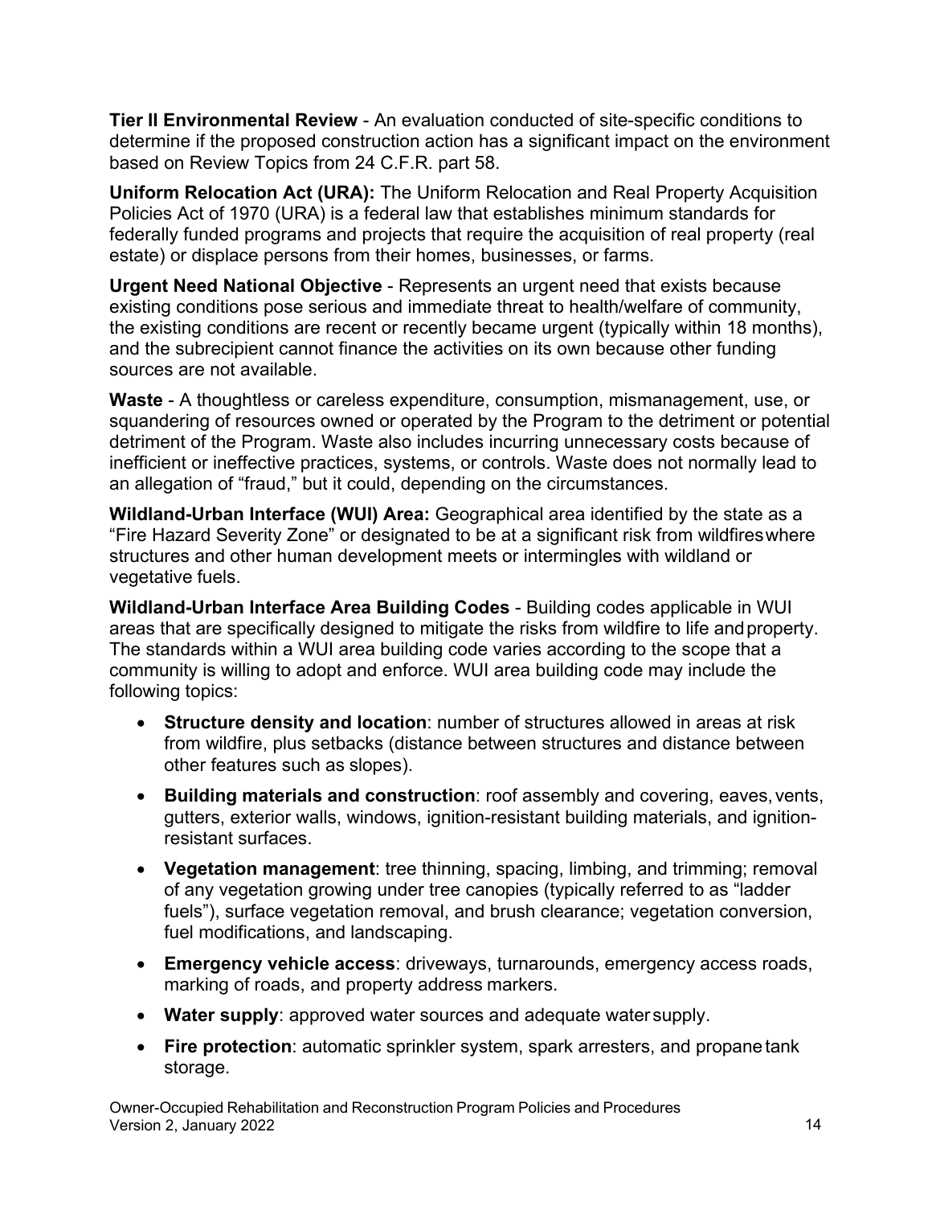**Tier II Environmental Review** - An evaluation conducted of site-specific conditions to determine if the proposed construction action has a significant impact on the environment based on Review Topics from 24 C.F.R. part 58.

**Uniform Relocation Act (URA):** The Uniform Relocation and Real Property Acquisition Policies Act of 1970 (URA) is a federal law that establishes minimum standards for federally funded programs and projects that require the acquisition of real property (real estate) or displace persons from their homes, businesses, or farms.

**Urgent Need National Objective** - Represents an urgent need that exists because existing conditions pose serious and immediate threat to health/welfare of community, the existing conditions are recent or recently became urgent (typically within 18 months), and the subrecipient cannot finance the activities on its own because other funding sources are not available.

**Waste** - A thoughtless or careless expenditure, consumption, mismanagement, use, or squandering of resources owned or operated by the Program to the detriment or potential detriment of the Program. Waste also includes incurring unnecessary costs because of inefficient or ineffective practices, systems, or controls. Waste does not normally lead to an allegation of "fraud," but it could, depending on the circumstances.

**Wildland-Urban Interface (WUI) Area:** Geographical area identified by the state as a "Fire Hazard Severity Zone" or designated to be at a significant risk from wildfires where structures and other human development meets or intermingles with wildland or vegetative fuels.

**Wildland-Urban Interface Area Building Codes** - Building codes applicable in WUI areas that are specifically designed to mitigate the risks from wildfire to life and property. The standards within a WUI area building code varies according to the scope that a community is willing to adopt and enforce. WUI area building code may include the following topics:

- **Structure density and location**: number of structures allowed in areas at risk from wildfire, plus setbacks (distance between structures and distance between other features such as slopes).
- **Building materials and construction**: roof assembly and covering, eaves, vents, gutters, exterior walls, windows, ignition-resistant building materials, and ignition-resistant surfaces.
- **Vegetation management**: tree thinning, spacing, limbing, and trimming; removal of any vegetation growing under tree canopies (typically referred to as "ladder fuels"), surface vegetation removal, and brush clearance; vegetation conversion, fuel modifications, and landscaping.
- **Emergency vehicle access**: driveways, turnarounds, emergency access roads, marking of roads, and property address markers.
- **Water supply**: approved water sources and adequate water supply.
- **Fire protection**: automatic sprinkler system, spark arresters, and propane tank storage.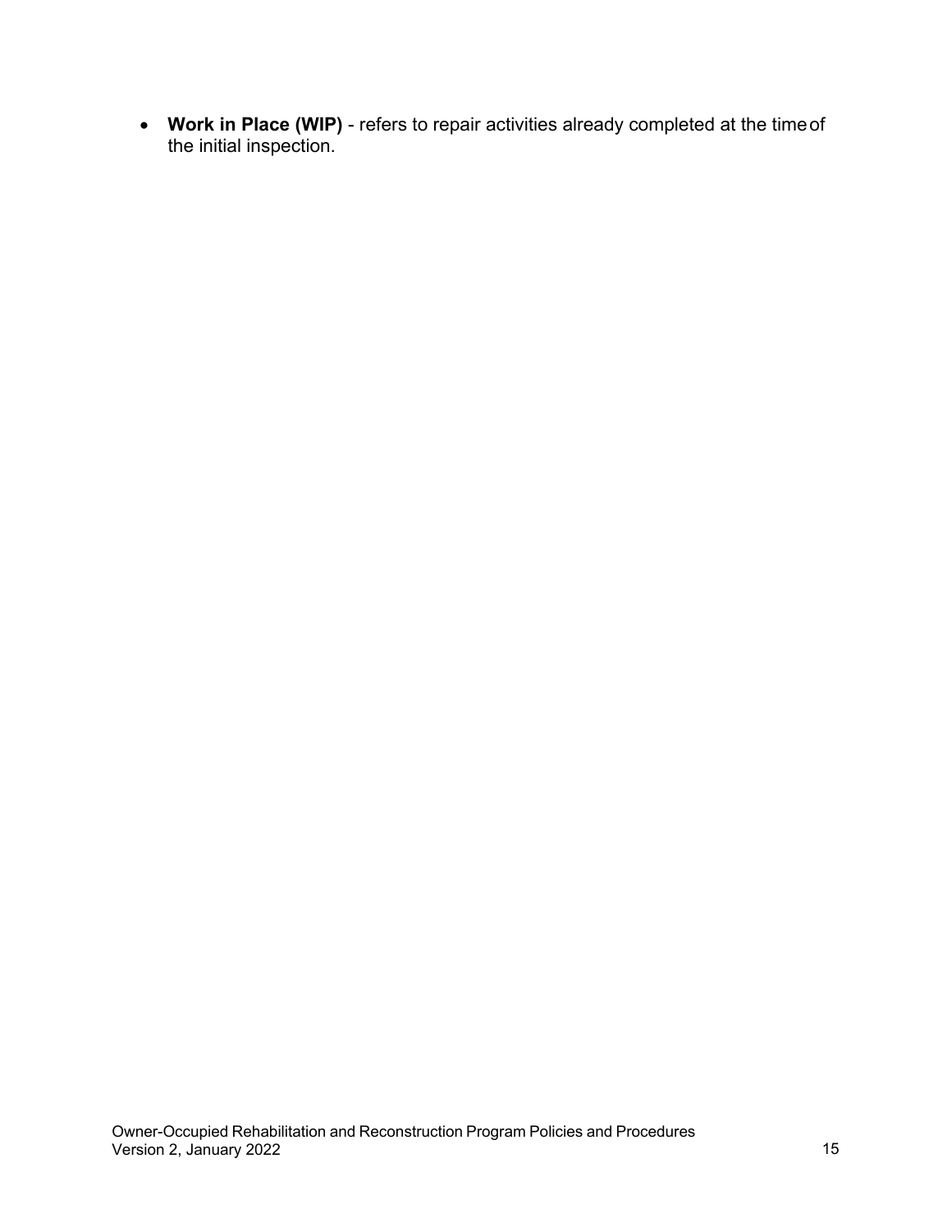- **Work in Place (WIP)** - refers to repair activities already completed at the time of the initial inspection.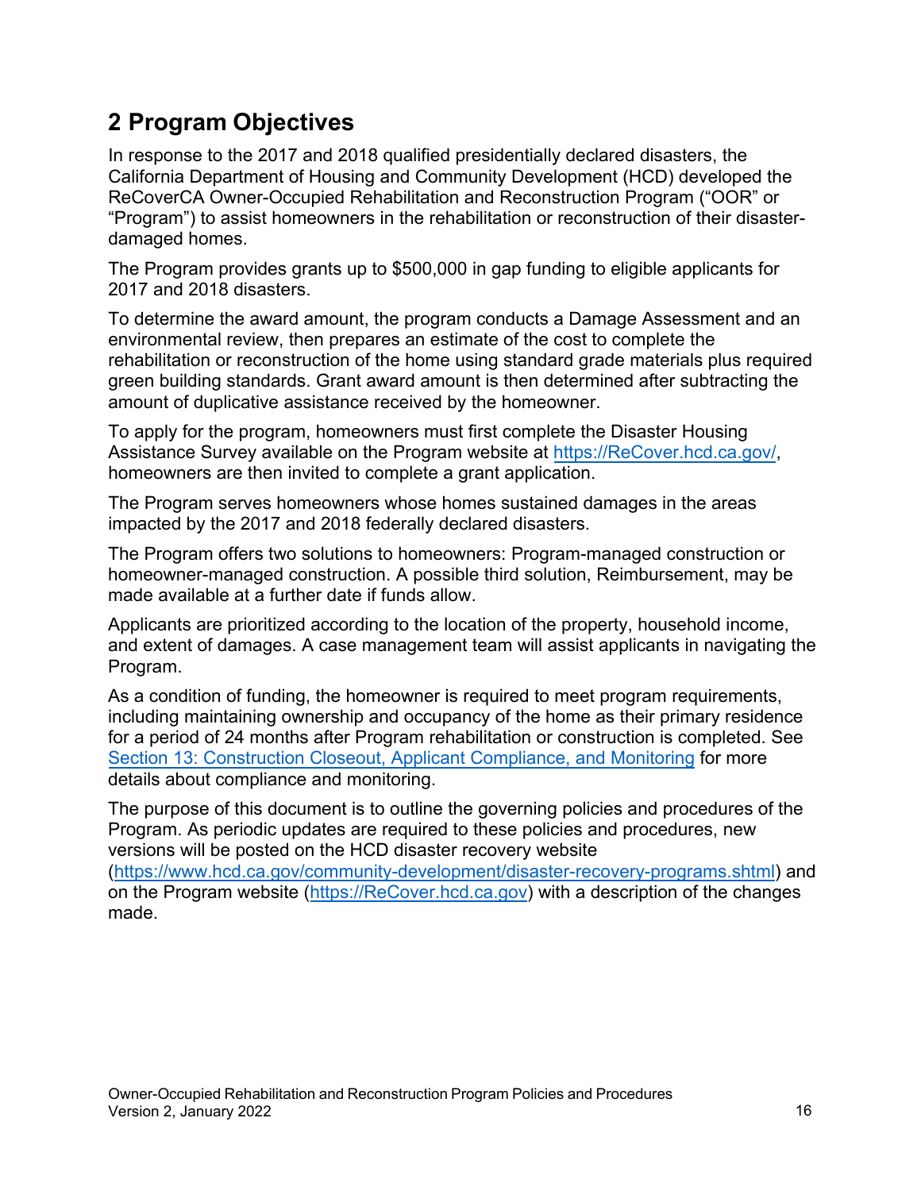# 2 Program Objectives

In response to the 2017 and 2018 qualified presidentially declared disasters, the California Department of Housing and Community Development (HCD) developed the ReCoverCA Owner-Occupied Rehabilitation and Reconstruction Program ("OOR" or "Program") to assist homeowners in the rehabilitation or reconstruction of their disaster-damaged homes.

The Program provides grants up to $500,000 in gap funding to eligible applicants for 2017 and 2018 disasters.

To determine the award amount, the program conducts a Damage Assessment and an environmental review, then prepares an estimate of the cost to complete the rehabilitation or reconstruction of the home using standard grade materials plus required green building standards. Grant award amount is then determined after subtracting the amount of duplicative assistance received by the homeowner.

To apply for the program, homeowners must first complete the Disaster Housing Assistance Survey available on the Program website at [https://ReCover.hcd.ca.gov/](https://ReCover.hcd.ca.gov/), homeowners are then invited to complete a grant application.

The Program serves homeowners whose homes sustained damages in the areas impacted by the 2017 and 2018 federally declared disasters.

The Program offers two solutions to homeowners: Program-managed construction or homeowner-managed construction. A possible third solution, Reimbursement, may be made available at a further date if funds allow.

Applicants are prioritized according to the location of the property, household income, and extent of damages. A case management team will assist applicants in navigating the Program.

As a condition of funding, the homeowner is required to meet program requirements, including maintaining ownership and occupancy of the home as their primary residence for a period of 24 months after Program rehabilitation or construction is completed. See Section 13: Construction Closeout, Applicant Compliance, and Monitoring for more details about compliance and monitoring.

The purpose of this document is to outline the governing policies and procedures of the Program. As periodic updates are required to these policies and procedures, new versions will be posted on the HCD disaster recovery website ([https://www.hcd.ca.gov/community-development/disaster-recovery-programs.shtml](https://www.hcd.ca.gov/community-development/disaster-recovery-programs.shtml)) and on the Program website ([https://ReCover.hcd.ca.gov](https://ReCover.hcd.ca.gov)) with a description of the changes made.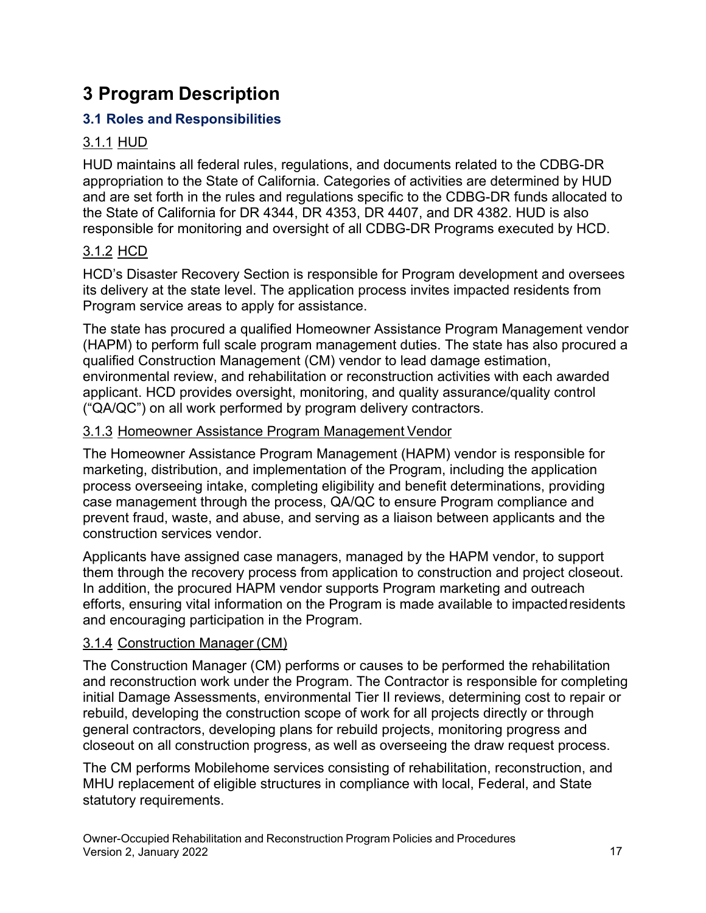# 3 Program Description

## 3.1 Roles and Responsibilities

### 3.1.1 HUD

HUD maintains all federal rules, regulations, and documents related to the CDBG-DR appropriation to the State of California. Categories of activities are determined by HUD and are set forth in the rules and regulations specific to the CDBG-DR funds allocated to the State of California for DR 4344, DR 4353, DR 4407, and DR 4382. HUD is also responsible for monitoring and oversight of all CDBG-DR Programs executed by HCD.

### 3.1.2 HCD

HCD's Disaster Recovery Section is responsible for Program development and oversees its delivery at the state level. The application process invites impacted residents from Program service areas to apply for assistance.

The state has procured a qualified Homeowner Assistance Program Management vendor (HAPM) to perform full scale program management duties. The state has also procured a qualified Construction Management (CM) vendor to lead damage estimation, environmental review, and rehabilitation or reconstruction activities with each awarded applicant. HCD provides oversight, monitoring, and quality assurance/quality control ("QA/QC") on all work performed by program delivery contractors.

### 3.1.3 Homeowner Assistance Program Management Vendor

The Homeowner Assistance Program Management (HAPM) vendor is responsible for marketing, distribution, and implementation of the Program, including the application process overseeing intake, completing eligibility and benefit determinations, providing case management through the process, QA/QC to ensure Program compliance and prevent fraud, waste, and abuse, and serving as a liaison between applicants and the construction services vendor.

Applicants have assigned case managers, managed by the HAPM vendor, to support them through the recovery process from application to construction and project closeout. In addition, the procured HAPM vendor supports Program marketing and outreach efforts, ensuring vital information on the Program is made available to impacted residents and encouraging participation in the Program.

### 3.1.4 Construction Manager (CM)

The Construction Manager (CM) performs or causes to be performed the rehabilitation and reconstruction work under the Program. The Contractor is responsible for completing initial Damage Assessments, environmental Tier II reviews, determining cost to repair or rebuild, developing the construction scope of work for all projects directly or through general contractors, developing plans for rebuild projects, monitoring progress and closeout on all construction progress, as well as overseeing the draw request process.

The CM performs Mobilehome services consisting of rehabilitation, reconstruction, and MHU replacement of eligible structures in compliance with local, Federal, and State statutory requirements.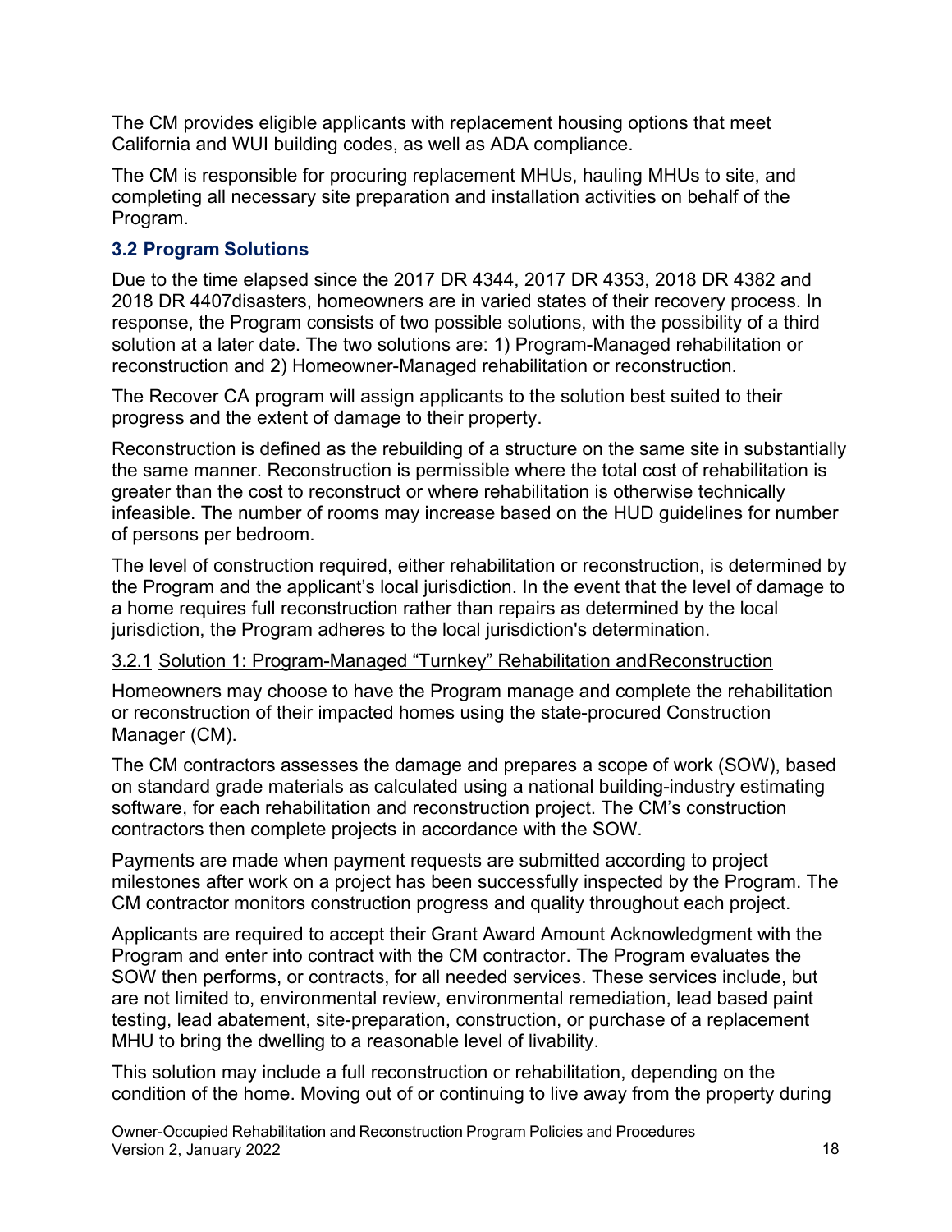The CM provides eligible applicants with replacement housing options that meet California and WUI building codes, as well as ADA compliance.

The CM is responsible for procuring replacement MHUs, hauling MHUs to site, and completing all necessary site preparation and installation activities on behalf of the Program.

### 3.2 Program Solutions

Due to the time elapsed since the 2017 DR 4344, 2017 DR 4353, 2018 DR 4382 and 2018 DR 4407disasters, homeowners are in varied states of their recovery process. In response, the Program consists of two possible solutions, with the possibility of a third solution at a later date. The two solutions are: 1) Program-Managed rehabilitation or reconstruction and 2) Homeowner-Managed rehabilitation or reconstruction.

The Recover CA program will assign applicants to the solution best suited to their progress and the extent of damage to their property.

Reconstruction is defined as the rebuilding of a structure on the same site in substantially the same manner. Reconstruction is permissible where the total cost of rehabilitation is greater than the cost to reconstruct or where rehabilitation is otherwise technically infeasible. The number of rooms may increase based on the HUD guidelines for number of persons per bedroom.

The level of construction required, either rehabilitation or reconstruction, is determined by the Program and the applicant's local jurisdiction. In the event that the level of damage to a home requires full reconstruction rather than repairs as determined by the local jurisdiction, the Program adheres to the local jurisdiction's determination.

#### 3.2.1 Solution 1: Program-Managed "Turnkey" Rehabilitation and Reconstruction

Homeowners may choose to have the Program manage and complete the rehabilitation or reconstruction of their impacted homes using the state-procured Construction Manager (CM).

The CM contractors assesses the damage and prepares a scope of work (SOW), based on standard grade materials as calculated using a national building-industry estimating software, for each rehabilitation and reconstruction project. The CM's construction contractors then complete projects in accordance with the SOW.

Payments are made when payment requests are submitted according to project milestones after work on a project has been successfully inspected by the Program. The CM contractor monitors construction progress and quality throughout each project.

Applicants are required to accept their Grant Award Amount Acknowledgment with the Program and enter into contract with the CM contractor. The Program evaluates the SOW then performs, or contracts, for all needed services. These services include, but are not limited to, environmental review, environmental remediation, lead based paint testing, lead abatement, site-preparation, construction, or purchase of a replacement MHU to bring the dwelling to a reasonable level of livability.

This solution may include a full reconstruction or rehabilitation, depending on the condition of the home. Moving out of or continuing to live away from the property during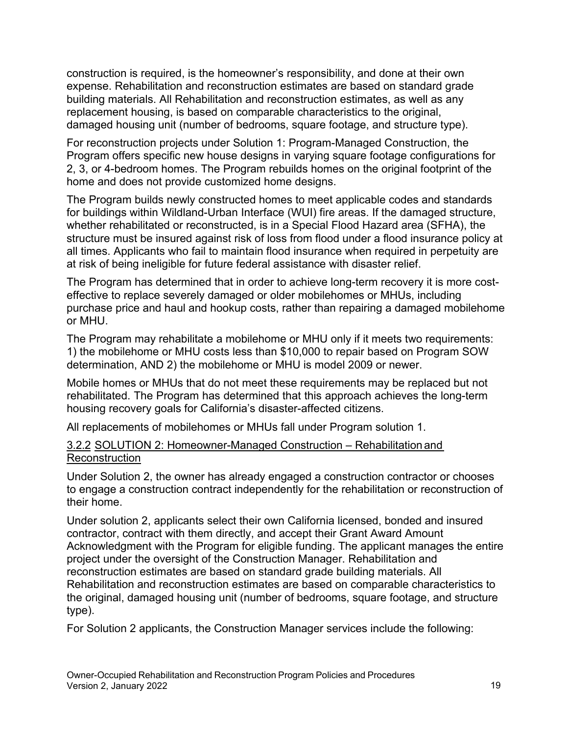construction is required, is the homeowner's responsibility, and done at their own expense. Rehabilitation and reconstruction estimates are based on standard grade building materials. All Rehabilitation and reconstruction estimates, as well as any replacement housing, is based on comparable characteristics to the original, damaged housing unit (number of bedrooms, square footage, and structure type).

For reconstruction projects under Solution 1: Program-Managed Construction, the Program offers specific new house designs in varying square footage configurations for 2, 3, or 4-bedroom homes. The Program rebuilds homes on the original footprint of the home and does not provide customized home designs.

The Program builds newly constructed homes to meet applicable codes and standards for buildings within Wildland-Urban Interface (WUI) fire areas. If the damaged structure, whether rehabilitated or reconstructed, is in a Special Flood Hazard area (SFHA), the structure must be insured against risk of loss from flood under a flood insurance policy at all times. Applicants who fail to maintain flood insurance when required in perpetuity are at risk of being ineligible for future federal assistance with disaster relief.

The Program has determined that in order to achieve long-term recovery it is more cost-effective to replace severely damaged or older mobilehomes or MHUs, including purchase price and haul and hookup costs, rather than repairing a damaged mobilehome or MHU.

The Program may rehabilitate a mobilehome or MHU only if it meets two requirements: 1) the mobilehome or MHU costs less than $10,000 to repair based on Program SOW determination, AND 2) the mobilehome or MHU is model 2009 or newer.

Mobile homes or MHUs that do not meet these requirements may be replaced but not rehabilitated. The Program has determined that this approach achieves the long-term housing recovery goals for California's disaster-affected citizens.

All replacements of mobilehomes or MHUs fall under Program solution 1.

### 3.2.2 SOLUTION 2: Homeowner-Managed Construction – Rehabilitation and Reconstruction

Under Solution 2, the owner has already engaged a construction contractor or chooses to engage a construction contract independently for the rehabilitation or reconstruction of their home.

Under solution 2, applicants select their own California licensed, bonded and insured contractor, contract with them directly, and accept their Grant Award Amount Acknowledgment with the Program for eligible funding. The applicant manages the entire project under the oversight of the Construction Manager. Rehabilitation and reconstruction estimates are based on standard grade building materials. All Rehabilitation and reconstruction estimates are based on comparable characteristics to the original, damaged housing unit (number of bedrooms, square footage, and structure type).

For Solution 2 applicants, the Construction Manager services include the following: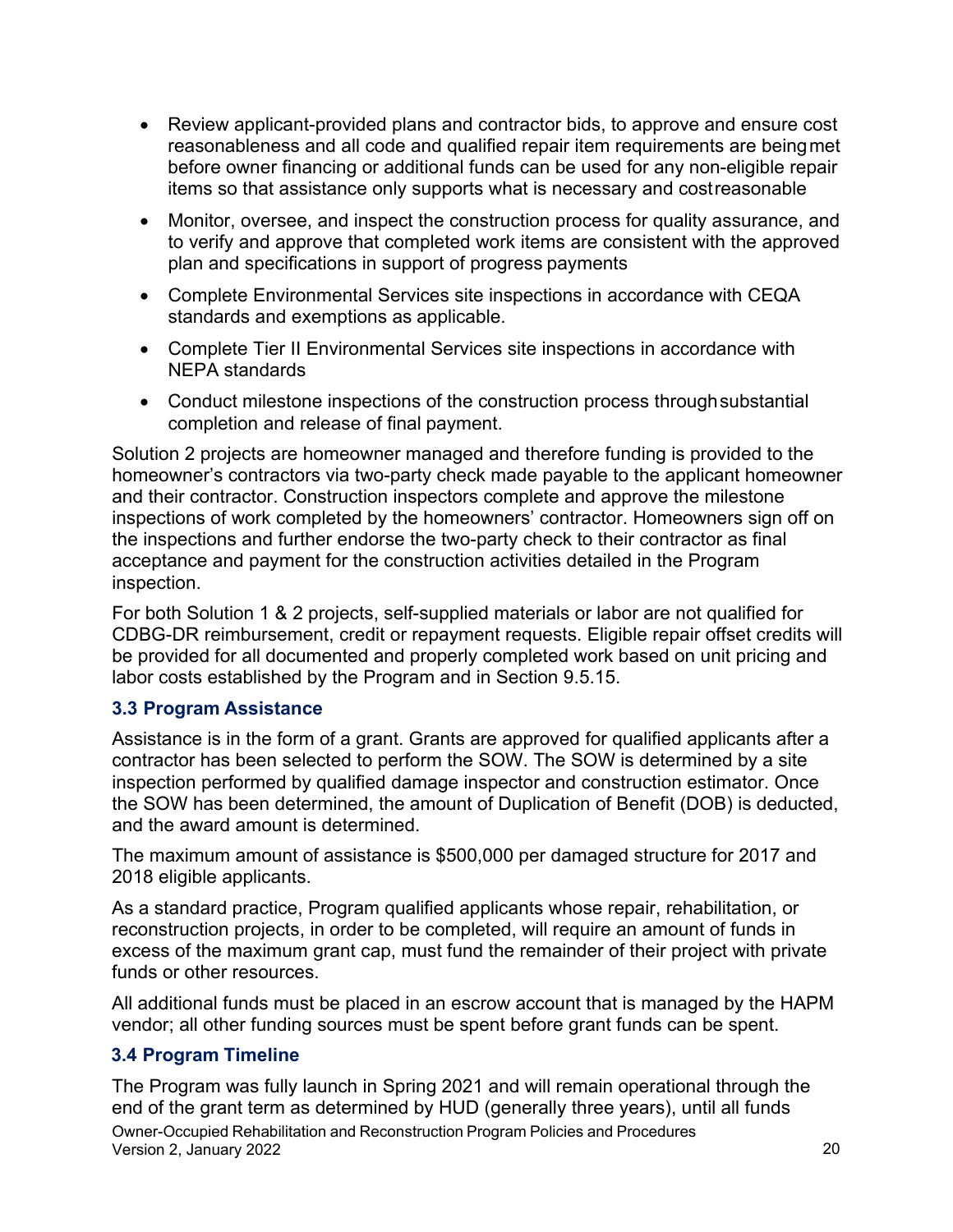- Review applicant-provided plans and contractor bids, to approve and ensure cost reasonableness and all code and qualified repair item requirements are being met before owner financing or additional funds can be used for any non-eligible repair items so that assistance only supports what is necessary and cost reasonable
- Monitor, oversee, and inspect the construction process for quality assurance, and to verify and approve that completed work items are consistent with the approved plan and specifications in support of progress payments
- Complete Environmental Services site inspections in accordance with CEQA standards and exemptions as applicable.
- Complete Tier II Environmental Services site inspections in accordance with NEPA standards
- Conduct milestone inspections of the construction process through substantial completion and release of final payment.

Solution 2 projects are homeowner managed and therefore funding is provided to the homeowner's contractors via two-party check made payable to the applicant homeowner and their contractor. Construction inspectors complete and approve the milestone inspections of work completed by the homeowners' contractor. Homeowners sign off on the inspections and further endorse the two-party check to their contractor as final acceptance and payment for the construction activities detailed in the Program inspection.

For both Solution 1 & 2 projects, self-supplied materials or labor are not qualified for CDBG-DR reimbursement, credit or repayment requests. Eligible repair offset credits will be provided for all documented and properly completed work based on unit pricing and labor costs established by the Program and in Section 9.5.15.

### 3.3 Program Assistance

Assistance is in the form of a grant. Grants are approved for qualified applicants after a contractor has been selected to perform the SOW. The SOW is determined by a site inspection performed by qualified damage inspector and construction estimator. Once the SOW has been determined, the amount of Duplication of Benefit (DOB) is deducted, and the award amount is determined.

The maximum amount of assistance is $500,000 per damaged structure for 2017 and 2018 eligible applicants.

As a standard practice, Program qualified applicants whose repair, rehabilitation, or reconstruction projects, in order to be completed, will require an amount of funds in excess of the maximum grant cap, must fund the remainder of their project with private funds or other resources.

All additional funds must be placed in an escrow account that is managed by the HAPM vendor; all other funding sources must be spent before grant funds can be spent.

### 3.4 Program Timeline

The Program was fully launch in Spring 2021 and will remain operational through the end of the grant term as determined by HUD (generally three years), until all funds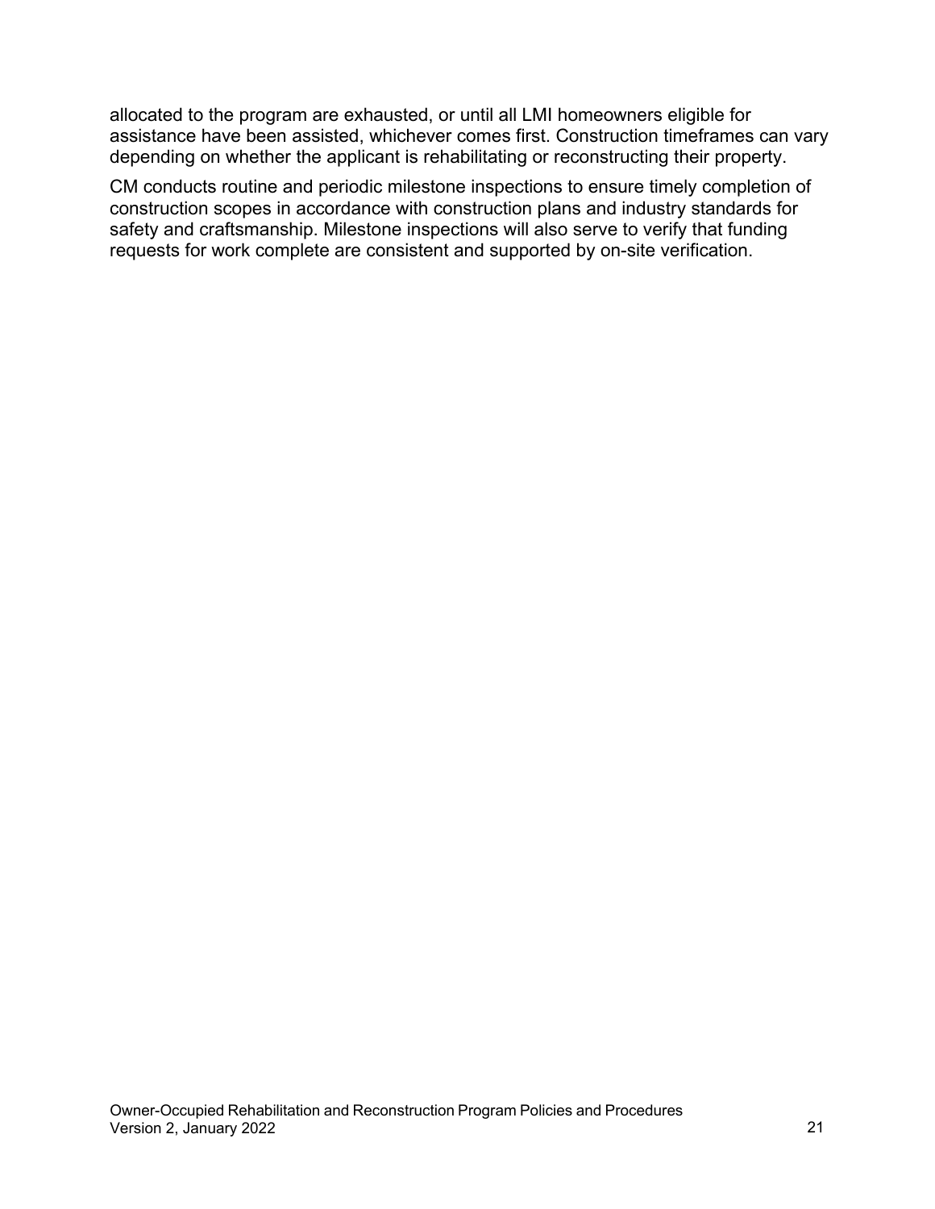allocated to the program are exhausted, or until all LMI homeowners eligible for assistance have been assisted, whichever comes first. Construction timeframes can vary depending on whether the applicant is rehabilitating or reconstructing their property.

CM conducts routine and periodic milestone inspections to ensure timely completion of construction scopes in accordance with construction plans and industry standards for safety and craftsmanship. Milestone inspections will also serve to verify that funding requests for work complete are consistent and supported by on-site verification.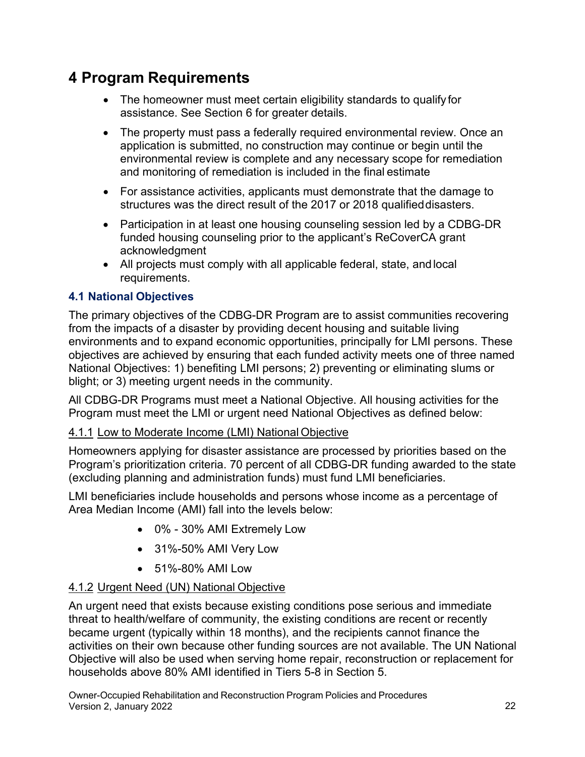# 4 Program Requirements

- The homeowner must meet certain eligibility standards to qualify for assistance. See Section 6 for greater details.
- The property must pass a federally required environmental review. Once an application is submitted, no construction may continue or begin until the environmental review is complete and any necessary scope for remediation and monitoring of remediation is included in the final estimate
- For assistance activities, applicants must demonstrate that the damage to structures was the direct result of the 2017 or 2018 qualified disasters.
- Participation in at least one housing counseling session led by a CDBG-DR funded housing counseling prior to the applicant's ReCoverCA grant acknowledgment
- All projects must comply with all applicable federal, state, and local requirements.

## 4.1 National Objectives

The primary objectives of the CDBG-DR Program are to assist communities recovering from the impacts of a disaster by providing decent housing and suitable living environments and to expand economic opportunities, principally for LMI persons. These objectives are achieved by ensuring that each funded activity meets one of three named National Objectives: 1) benefiting LMI persons; 2) preventing or eliminating slums or blight; or 3) meeting urgent needs in the community.

All CDBG-DR Programs must meet a National Objective. All housing activities for the Program must meet the LMI or urgent need National Objectives as defined below:

### 4.1.1 Low to Moderate Income (LMI) National Objective

Homeowners applying for disaster assistance are processed by priorities based on the Program's prioritization criteria. 70 percent of all CDBG-DR funding awarded to the state (excluding planning and administration funds) must fund LMI beneficiaries.

LMI beneficiaries include households and persons whose income as a percentage of Area Median Income (AMI) fall into the levels below:

- 0% - 30% AMI Extremely Low
- 31%-50% AMI Very Low
- 51%-80% AMI Low

### 4.1.2 Urgent Need (UN) National Objective

An urgent need that exists because existing conditions pose serious and immediate threat to health/welfare of community, the existing conditions are recent or recently became urgent (typically within 18 months), and the recipients cannot finance the activities on their own because other funding sources are not available. The UN National Objective will also be used when serving home repair, reconstruction or replacement for households above 80% AMI identified in Tiers 5-8 in Section 5.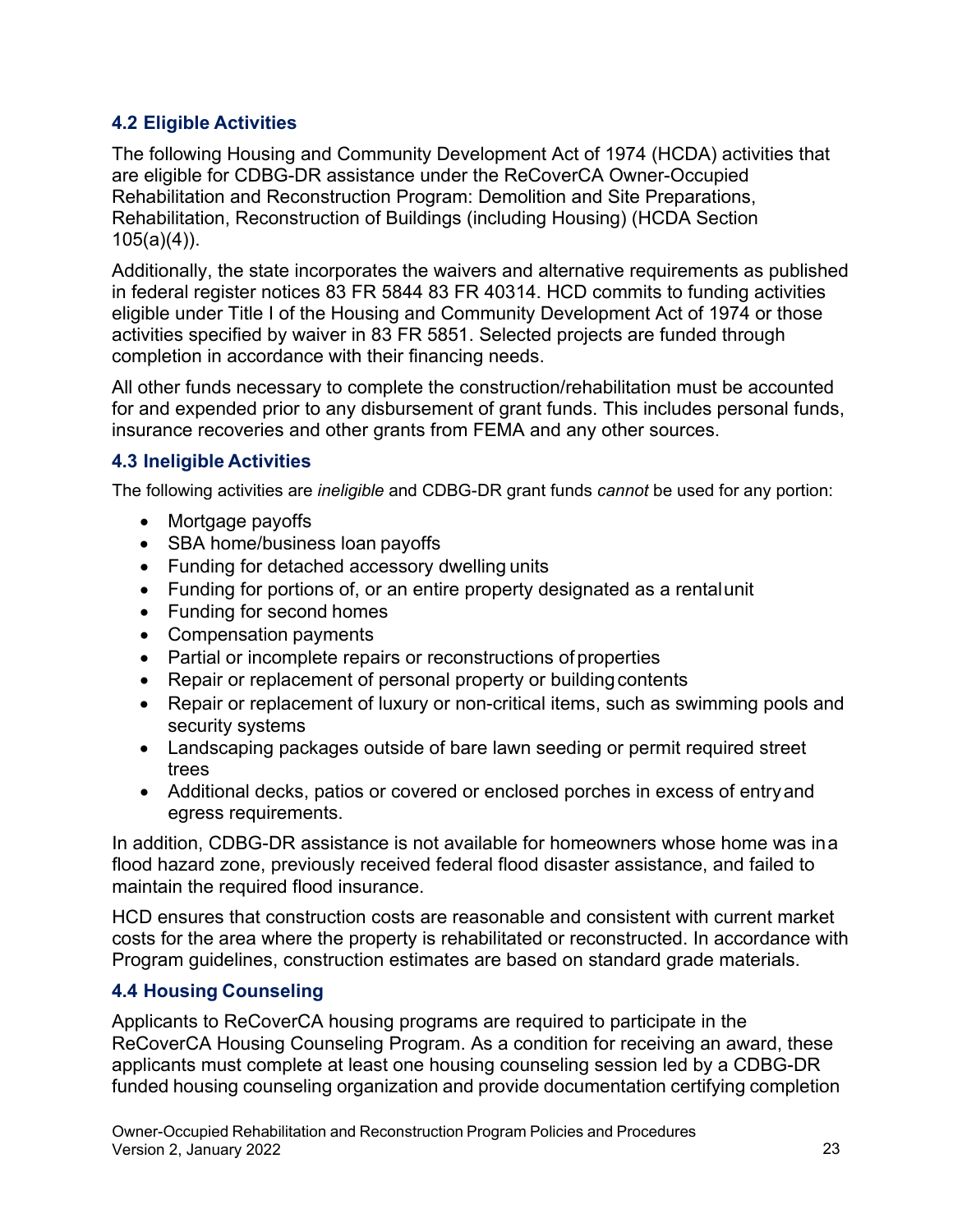### 4.2 Eligible Activities

The following Housing and Community Development Act of 1974 (HCDA) activities that are eligible for CDBG-DR assistance under the ReCoverCA Owner-Occupied Rehabilitation and Reconstruction Program: Demolition and Site Preparations, Rehabilitation, Reconstruction of Buildings (including Housing) (HCDA Section 105(a)(4)).

Additionally, the state incorporates the waivers and alternative requirements as published in federal register notices 83 FR 5844 83 FR 40314. HCD commits to funding activities eligible under Title I of the Housing and Community Development Act of 1974 or those activities specified by waiver in 83 FR 5851. Selected projects are funded through completion in accordance with their financing needs.

All other funds necessary to complete the construction/rehabilitation must be accounted for and expended prior to any disbursement of grant funds. This includes personal funds, insurance recoveries and other grants from FEMA and any other sources.

### 4.3 Ineligible Activities

The following activities are *ineligible* and CDBG-DR grant funds *cannot* be used for any portion:

- Mortgage payoffs
- SBA home/business loan payoffs
- Funding for detached accessory dwelling units
- Funding for portions of, or an entire property designated as a rental unit
- Funding for second homes
- Compensation payments
- Partial or incomplete repairs or reconstructions of properties
- Repair or replacement of personal property or building contents
- Repair or replacement of luxury or non-critical items, such as swimming pools and security systems
- Landscaping packages outside of bare lawn seeding or permit required street trees
- Additional decks, patios or covered or enclosed porches in excess of entry and egress requirements.

In addition, CDBG-DR assistance is not available for homeowners whose home was in a flood hazard zone, previously received federal flood disaster assistance, and failed to maintain the required flood insurance.

HCD ensures that construction costs are reasonable and consistent with current market costs for the area where the property is rehabilitated or reconstructed. In accordance with Program guidelines, construction estimates are based on standard grade materials.

### 4.4 Housing Counseling

Applicants to ReCoverCA housing programs are required to participate in the ReCoverCA Housing Counseling Program. As a condition for receiving an award, these applicants must complete at least one housing counseling session led by a CDBG-DR funded housing counseling organization and provide documentation certifying completion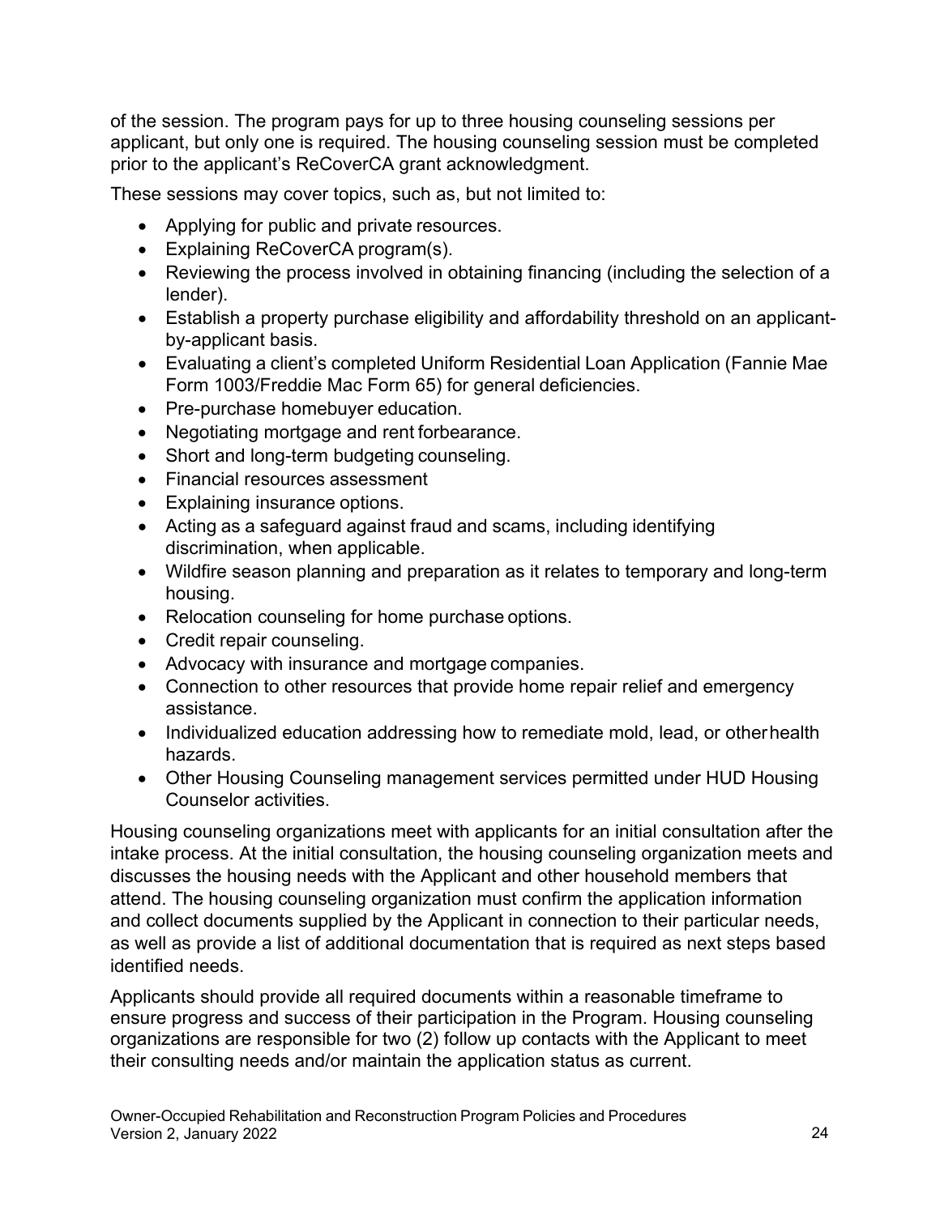of the session. The program pays for up to three housing counseling sessions per applicant, but only one is required. The housing counseling session must be completed prior to the applicant's ReCoverCA grant acknowledgment.

These sessions may cover topics, such as, but not limited to:

- Applying for public and private resources.
- Explaining ReCoverCA program(s).
- Reviewing the process involved in obtaining financing (including the selection of a lender).
- Establish a property purchase eligibility and affordability threshold on an applicant-by-applicant basis.
- Evaluating a client's completed Uniform Residential Loan Application (Fannie Mae Form 1003/Freddie Mac Form 65) for general deficiencies.
- Pre-purchase homebuyer education.
- Negotiating mortgage and rent forbearance.
- Short and long-term budgeting counseling.
- Financial resources assessment
- Explaining insurance options.
- Acting as a safeguard against fraud and scams, including identifying discrimination, when applicable.
- Wildfire season planning and preparation as it relates to temporary and long-term housing.
- Relocation counseling for home purchase options.
- Credit repair counseling.
- Advocacy with insurance and mortgage companies.
- Connection to other resources that provide home repair relief and emergency assistance.
- Individualized education addressing how to remediate mold, lead, or other health hazards.
- Other Housing Counseling management services permitted under HUD Housing Counselor activities.

Housing counseling organizations meet with applicants for an initial consultation after the intake process. At the initial consultation, the housing counseling organization meets and discusses the housing needs with the Applicant and other household members that attend. The housing counseling organization must confirm the application information and collect documents supplied by the Applicant in connection to their particular needs, as well as provide a list of additional documentation that is required as next steps based identified needs.

Applicants should provide all required documents within a reasonable timeframe to ensure progress and success of their participation in the Program. Housing counseling organizations are responsible for two (2) follow up contacts with the Applicant to meet their consulting needs and/or maintain the application status as current.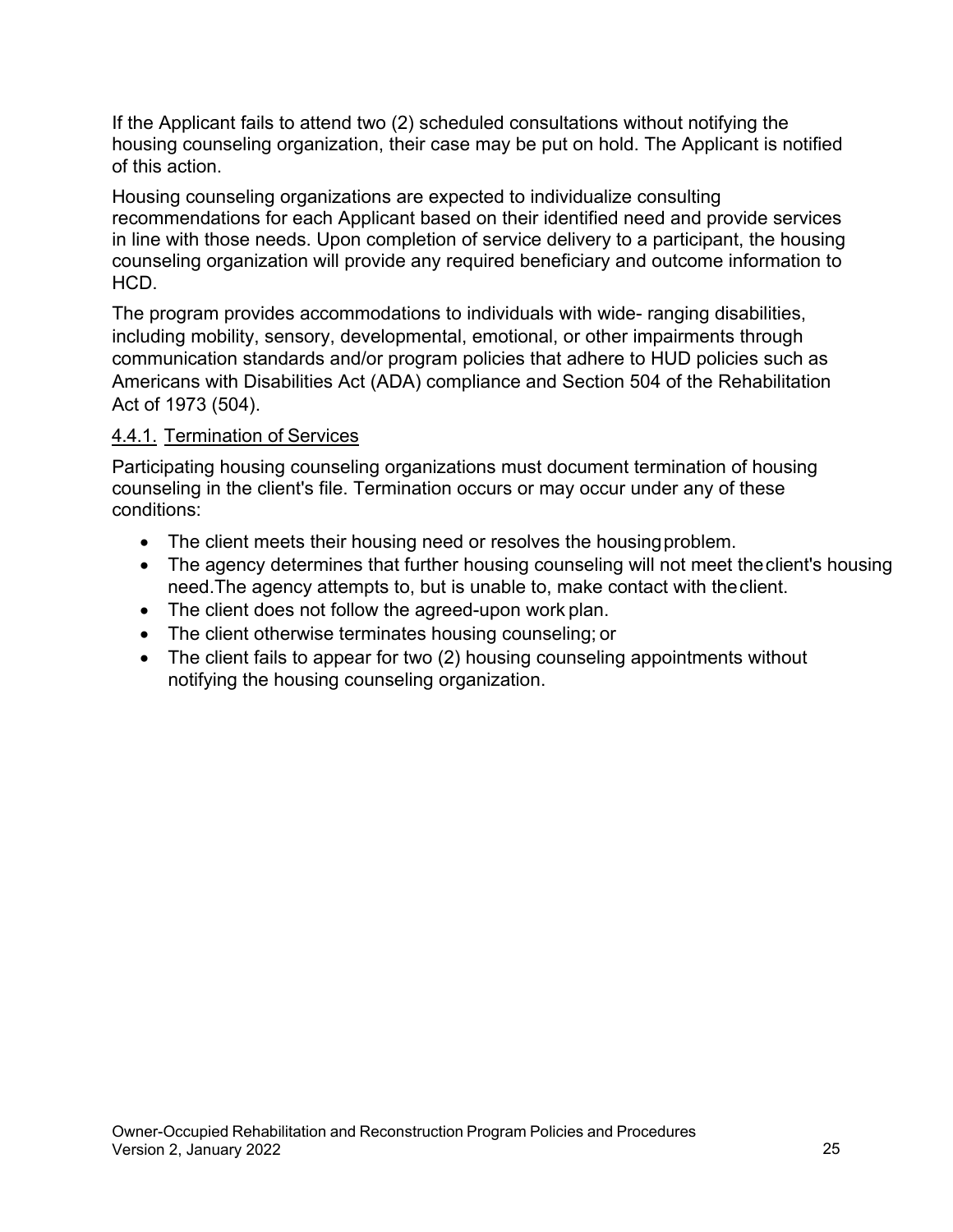If the Applicant fails to attend two (2) scheduled consultations without notifying the housing counseling organization, their case may be put on hold. The Applicant is notified of this action.

Housing counseling organizations are expected to individualize consulting recommendations for each Applicant based on their identified need and provide services in line with those needs. Upon completion of service delivery to a participant, the housing counseling organization will provide any required beneficiary and outcome information to HCD.

The program provides accommodations to individuals with wide- ranging disabilities, including mobility, sensory, developmental, emotional, or other impairments through communication standards and/or program policies that adhere to HUD policies such as Americans with Disabilities Act (ADA) compliance and Section 504 of the Rehabilitation Act of 1973 (504).

#### 4.4.1. Termination of Services

Participating housing counseling organizations must document termination of housing counseling in the client's file. Termination occurs or may occur under any of these conditions:

- The client meets their housing need or resolves the housing problem.
- The agency determines that further housing counseling will not meet the client's housing need.The agency attempts to, but is unable to, make contact with the client.
- The client does not follow the agreed-upon work plan.
- The client otherwise terminates housing counseling; or
- The client fails to appear for two (2) housing counseling appointments without notifying the housing counseling organization.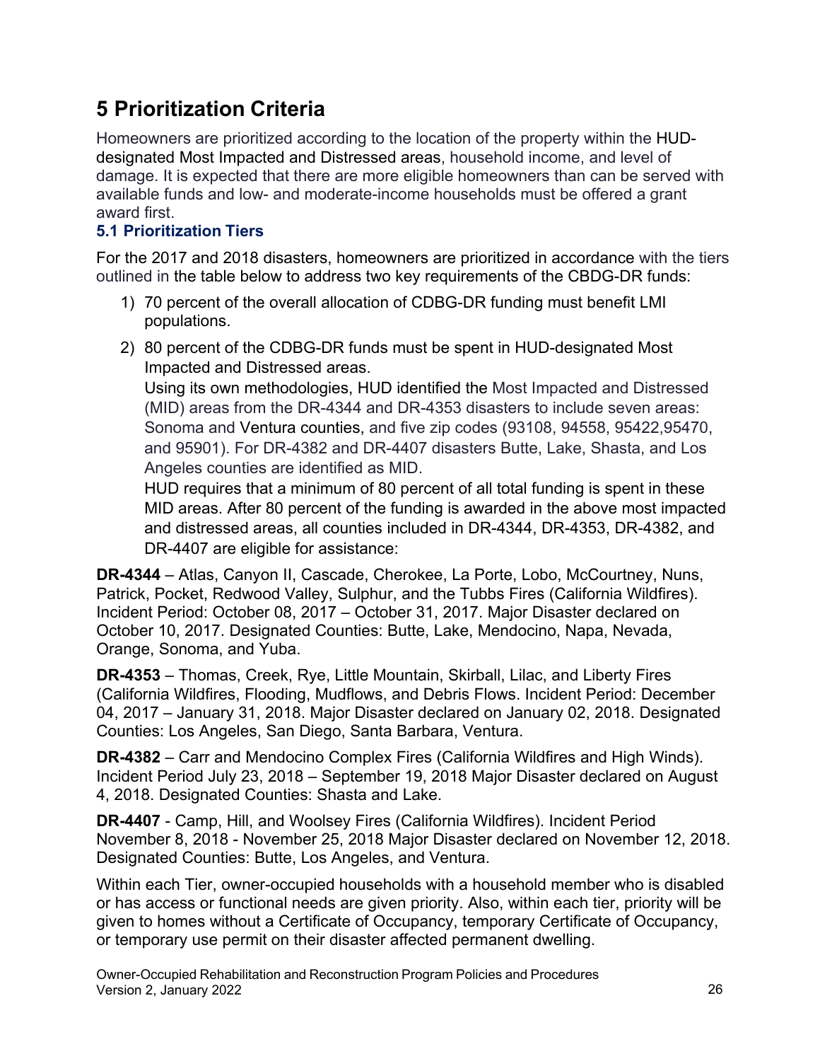# 5 Prioritization Criteria

Homeowners are prioritized according to the location of the property within the HUD-designated Most Impacted and Distressed areas, household income, and level of damage. It is expected that there are more eligible homeowners than can be served with available funds and low- and moderate-income households must be offered a grant award first.

## 5.1 Prioritization Tiers

For the 2017 and 2018 disasters, homeowners are prioritized in accordance with the tiers outlined in the table below to address two key requirements of the CBDG-DR funds:

1) 70 percent of the overall allocation of CDBG-DR funding must benefit LMI populations.

2) 80 percent of the CDBG-DR funds must be spent in HUD-designated Most Impacted and Distressed areas.

   Using its own methodologies, HUD identified the Most Impacted and Distressed (MID) areas from the DR-4344 and DR-4353 disasters to include seven areas: Sonoma and Ventura counties, and five zip codes (93108, 94558, 95422,95470, and 95901). For DR-4382 and DR-4407 disasters Butte, Lake, Shasta, and Los Angeles counties are identified as MID.

   HUD requires that a minimum of 80 percent of all total funding is spent in these MID areas. After 80 percent of the funding is awarded in the above most impacted and distressed areas, all counties included in DR-4344, DR-4353, DR-4382, and DR-4407 are eligible for assistance:

**DR-4344** – Atlas, Canyon II, Cascade, Cherokee, La Porte, Lobo, McCourtney, Nuns, Patrick, Pocket, Redwood Valley, Sulphur, and the Tubbs Fires (California Wildfires). Incident Period: October 08, 2017 – October 31, 2017. Major Disaster declared on October 10, 2017. Designated Counties: Butte, Lake, Mendocino, Napa, Nevada, Orange, Sonoma, and Yuba.

**DR-4353** – Thomas, Creek, Rye, Little Mountain, Skirball, Lilac, and Liberty Fires (California Wildfires, Flooding, Mudflows, and Debris Flows. Incident Period: December 04, 2017 – January 31, 2018. Major Disaster declared on January 02, 2018. Designated Counties: Los Angeles, San Diego, Santa Barbara, Ventura.

**DR-4382** – Carr and Mendocino Complex Fires (California Wildfires and High Winds). Incident Period July 23, 2018 – September 19, 2018 Major Disaster declared on August 4, 2018. Designated Counties: Shasta and Lake.

**DR-4407** - Camp, Hill, and Woolsey Fires (California Wildfires). Incident Period November 8, 2018 - November 25, 2018 Major Disaster declared on November 12, 2018. Designated Counties: Butte, Los Angeles, and Ventura.

Within each Tier, owner-occupied households with a household member who is disabled or has access or functional needs are given priority. Also, within each tier, priority will be given to homes without a Certificate of Occupancy, temporary Certificate of Occupancy, or temporary use permit on their disaster affected permanent dwelling.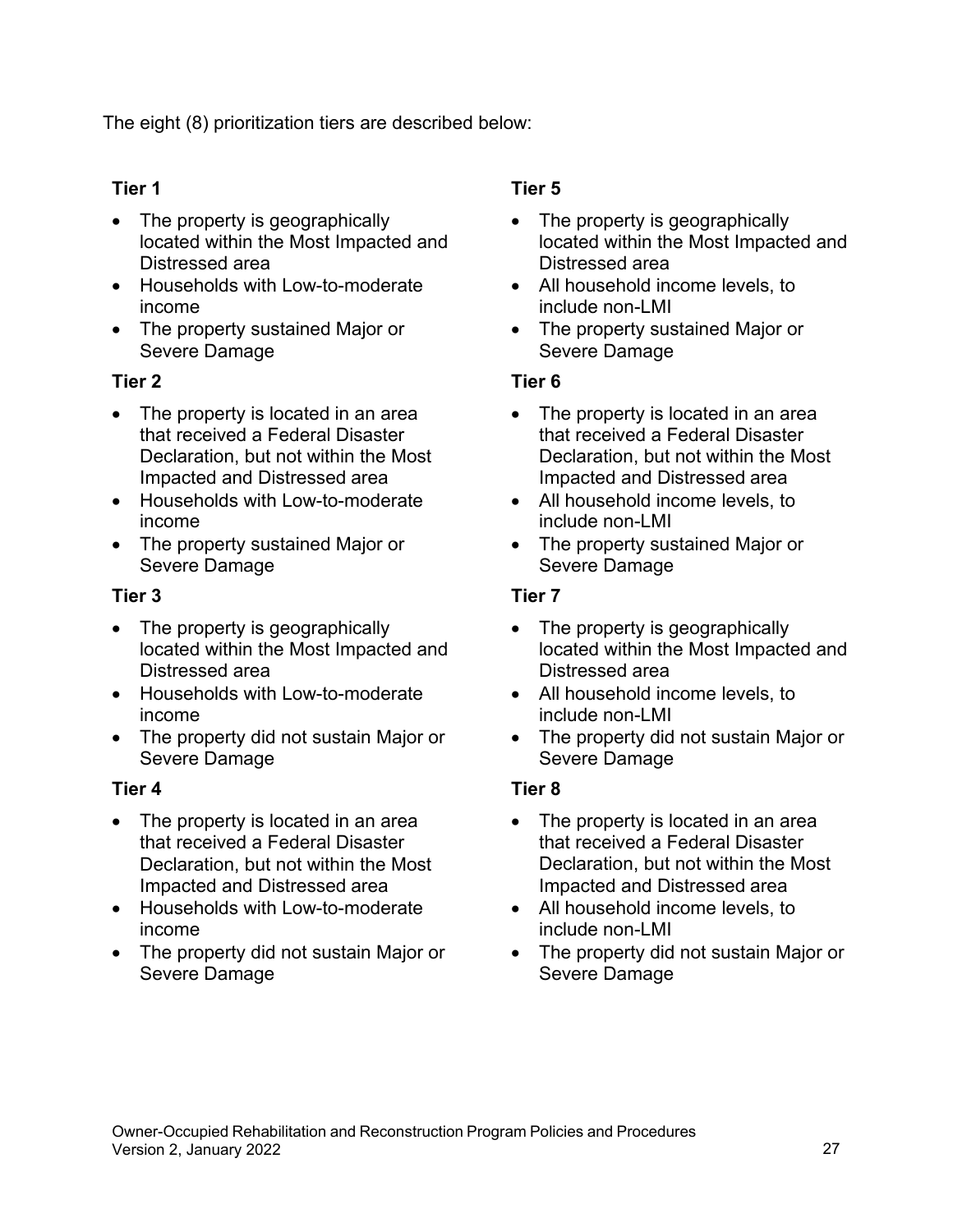The eight (8) prioritization tiers are described below:

**Tier 1**

- The property is geographically located within the Most Impacted and Distressed area
- Households with Low-to-moderate income
- The property sustained Major or Severe Damage

**Tier 2**

- The property is located in an area that received a Federal Disaster Declaration, but not within the Most Impacted and Distressed area
- Households with Low-to-moderate income
- The property sustained Major or Severe Damage

**Tier 3**

- The property is geographically located within the Most Impacted and Distressed area
- Households with Low-to-moderate income
- The property did not sustain Major or Severe Damage

**Tier 4**

- The property is located in an area that received a Federal Disaster Declaration, but not within the Most Impacted and Distressed area
- Households with Low-to-moderate income
- The property did not sustain Major or Severe Damage

**Tier 5**

- The property is geographically located within the Most Impacted and Distressed area
- All household income levels, to include non-LMI
- The property sustained Major or Severe Damage

**Tier 6**

- The property is located in an area that received a Federal Disaster Declaration, but not within the Most Impacted and Distressed area
- All household income levels, to include non-LMI
- The property sustained Major or Severe Damage

**Tier 7**

- The property is geographically located within the Most Impacted and Distressed area
- All household income levels, to include non-LMI
- The property did not sustain Major or Severe Damage

**Tier 8**

- The property is located in an area that received a Federal Disaster Declaration, but not within the Most Impacted and Distressed area
- All household income levels, to include non-LMI
- The property did not sustain Major or Severe Damage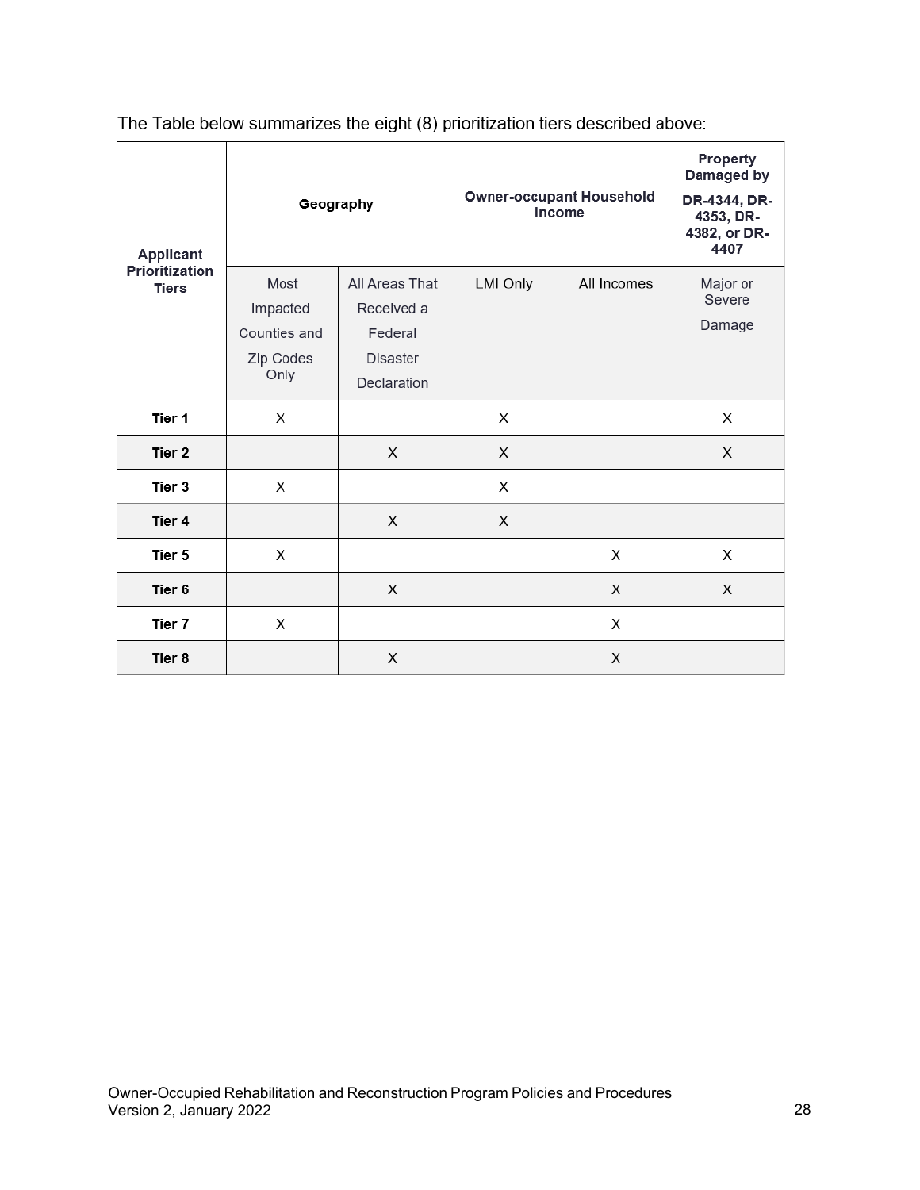The Table below summarizes the eight (8) prioritization tiers described above:

| Applicant Prioritization Tiers | Geography | | Owner-occupant Household Income | | Property Damaged by DR-4344, DR-4353, DR-4382, or DR-4407 |
|---|---|---|---|---|---|
| | Most Impacted Counties and Zip Codes Only | All Areas That Received a Federal Disaster Declaration | LMI Only | All Incomes | Major or Severe Damage |
| Tier 1 | X | | X | | X |
| Tier 2 | | X | X | | X |
| Tier 3 | X | | X | | |
| Tier 4 | | X | X | | |
| Tier 5 | X | | | X | X |
| Tier 6 | | X | | X | X |
| Tier 7 | X | | | X | |
| Tier 8 | | X | | X | |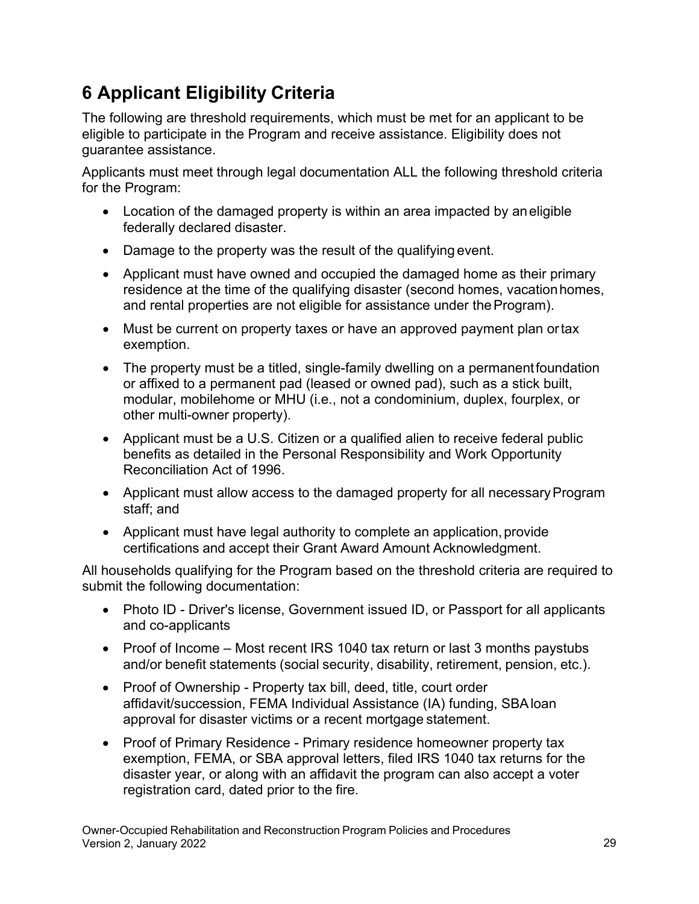# 6 Applicant Eligibility Criteria

The following are threshold requirements, which must be met for an applicant to be eligible to participate in the Program and receive assistance. Eligibility does not guarantee assistance.

Applicants must meet through legal documentation ALL the following threshold criteria for the Program:

- Location of the damaged property is within an area impacted by an eligible federally declared disaster.
- Damage to the property was the result of the qualifying event.
- Applicant must have owned and occupied the damaged home as their primary residence at the time of the qualifying disaster (second homes, vacation homes, and rental properties are not eligible for assistance under the Program).
- Must be current on property taxes or have an approved payment plan or tax exemption.
- The property must be a titled, single-family dwelling on a permanent foundation or affixed to a permanent pad (leased or owned pad), such as a stick built, modular, mobilehome or MHU (i.e., not a condominium, duplex, fourplex, or other multi-owner property).
- Applicant must be a U.S. Citizen or a qualified alien to receive federal public benefits as detailed in the Personal Responsibility and Work Opportunity Reconciliation Act of 1996.
- Applicant must allow access to the damaged property for all necessary Program staff; and
- Applicant must have legal authority to complete an application, provide certifications and accept their Grant Award Amount Acknowledgment.

All households qualifying for the Program based on the threshold criteria are required to submit the following documentation:

- Photo ID - Driver's license, Government issued ID, or Passport for all applicants and co-applicants
- Proof of Income – Most recent IRS 1040 tax return or last 3 months paystubs and/or benefit statements (social security, disability, retirement, pension, etc.).
- Proof of Ownership - Property tax bill, deed, title, court order affidavit/succession, FEMA Individual Assistance (IA) funding, SBA loan approval for disaster victims or a recent mortgage statement.
- Proof of Primary Residence - Primary residence homeowner property tax exemption, FEMA, or SBA approval letters, filed IRS 1040 tax returns for the disaster year, or along with an affidavit the program can also accept a voter registration card, dated prior to the fire.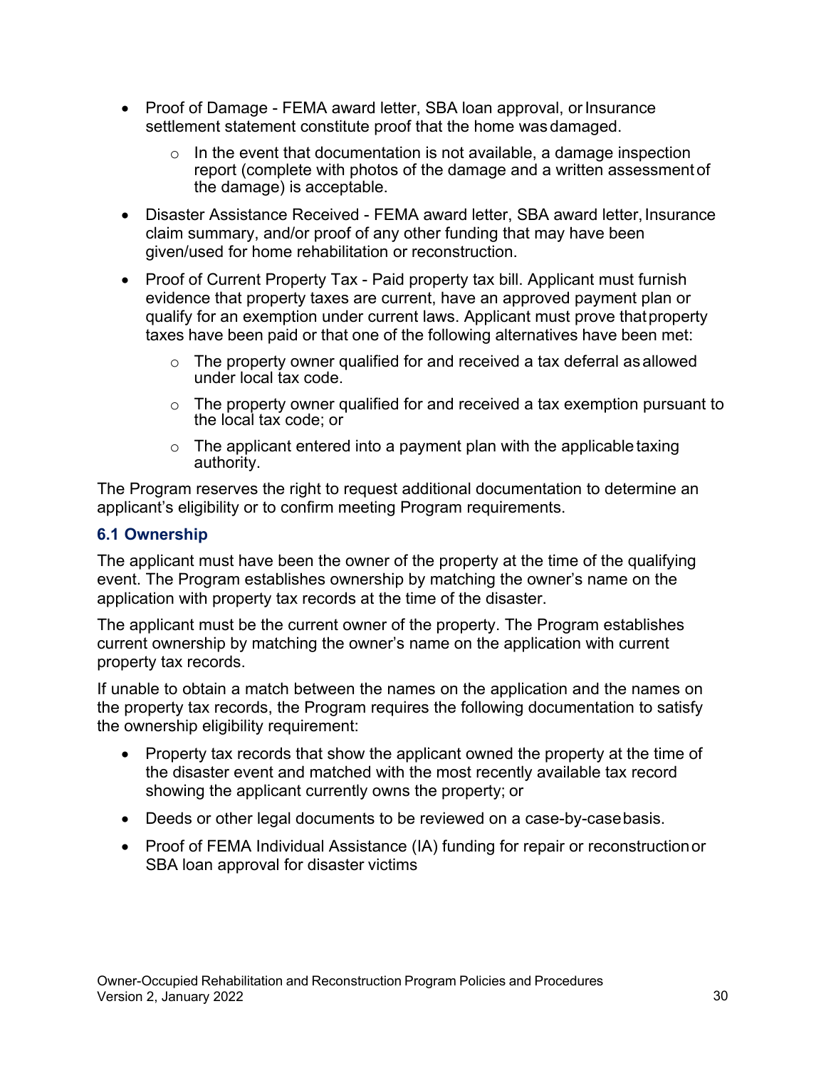- Proof of Damage - FEMA award letter, SBA loan approval, or Insurance settlement statement constitute proof that the home was damaged.
    - In the event that documentation is not available, a damage inspection report (complete with photos of the damage and a written assessment of the damage) is acceptable.
- Disaster Assistance Received - FEMA award letter, SBA award letter, Insurance claim summary, and/or proof of any other funding that may have been given/used for home rehabilitation or reconstruction.
- Proof of Current Property Tax - Paid property tax bill. Applicant must furnish evidence that property taxes are current, have an approved payment plan or qualify for an exemption under current laws. Applicant must prove that property taxes have been paid or that one of the following alternatives have been met:
    - The property owner qualified for and received a tax deferral as allowed under local tax code.
    - The property owner qualified for and received a tax exemption pursuant to the local tax code; or
    - The applicant entered into a payment plan with the applicable taxing authority.

The Program reserves the right to request additional documentation to determine an applicant's eligibility or to confirm meeting Program requirements.

### 6.1 Ownership

The applicant must have been the owner of the property at the time of the qualifying event. The Program establishes ownership by matching the owner's name on the application with property tax records at the time of the disaster.

The applicant must be the current owner of the property. The Program establishes current ownership by matching the owner's name on the application with current property tax records.

If unable to obtain a match between the names on the application and the names on the property tax records, the Program requires the following documentation to satisfy the ownership eligibility requirement:

- Property tax records that show the applicant owned the property at the time of the disaster event and matched with the most recently available tax record showing the applicant currently owns the property; or
- Deeds or other legal documents to be reviewed on a case-by-case basis.
- Proof of FEMA Individual Assistance (IA) funding for repair or reconstruction or SBA loan approval for disaster victims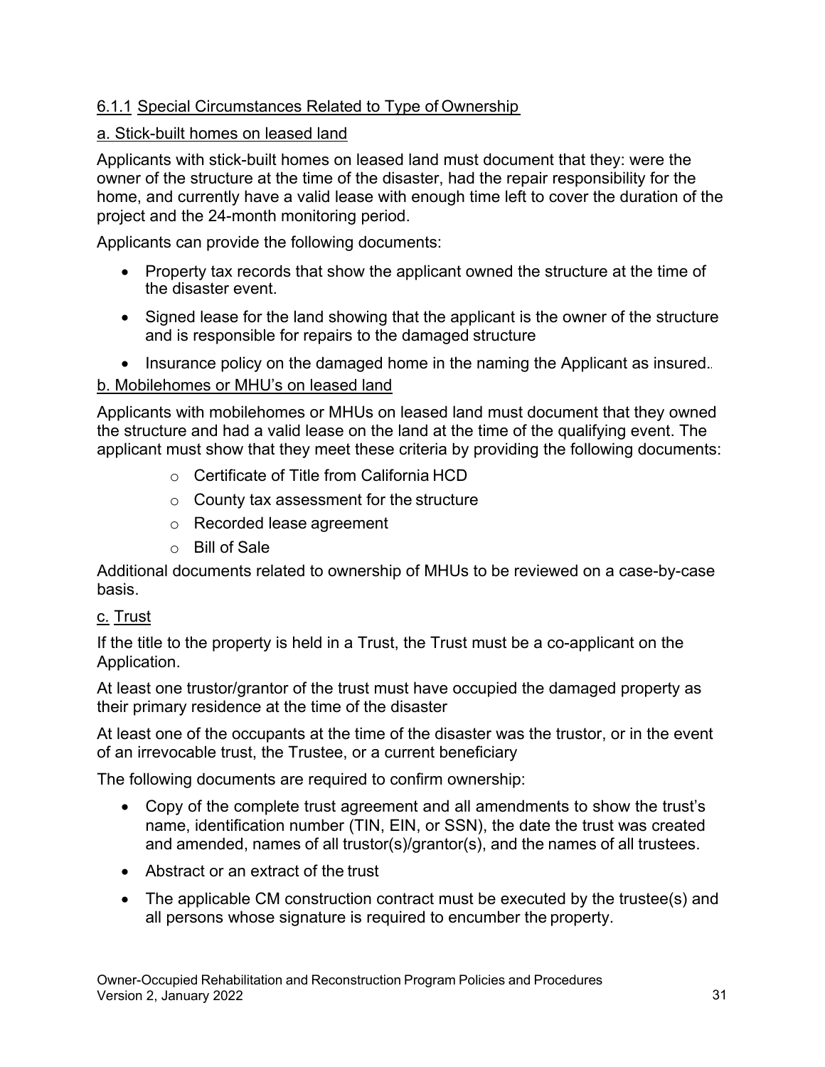### 6.1.1 Special Circumstances Related to Type of Ownership

#### a. Stick-built homes on leased land

Applicants with stick-built homes on leased land must document that they: were the owner of the structure at the time of the disaster, had the repair responsibility for the home, and currently have a valid lease with enough time left to cover the duration of the project and the 24-month monitoring period.

Applicants can provide the following documents:

- Property tax records that show the applicant owned the structure at the time of the disaster event.
- Signed lease for the land showing that the applicant is the owner of the structure and is responsible for repairs to the damaged structure
- Insurance policy on the damaged home in the naming the Applicant as insured..

#### b. Mobilehomes or MHU's on leased land

Applicants with mobilehomes or MHUs on leased land must document that they owned the structure and had a valid lease on the land at the time of the qualifying event. The applicant must show that they meet these criteria by providing the following documents:

- Certificate of Title from California HCD
- County tax assessment for the structure
- Recorded lease agreement
- Bill of Sale

Additional documents related to ownership of MHUs to be reviewed on a case-by-case basis.

#### c. Trust

If the title to the property is held in a Trust, the Trust must be a co-applicant on the Application.

At least one trustor/grantor of the trust must have occupied the damaged property as their primary residence at the time of the disaster

At least one of the occupants at the time of the disaster was the trustor, or in the event of an irrevocable trust, the Trustee, or a current beneficiary

The following documents are required to confirm ownership:

- Copy of the complete trust agreement and all amendments to show the trust's name, identification number (TIN, EIN, or SSN), the date the trust was created and amended, names of all trustor(s)/grantor(s), and the names of all trustees.
- Abstract or an extract of the trust
- The applicable CM construction contract must be executed by the trustee(s) and all persons whose signature is required to encumber the property.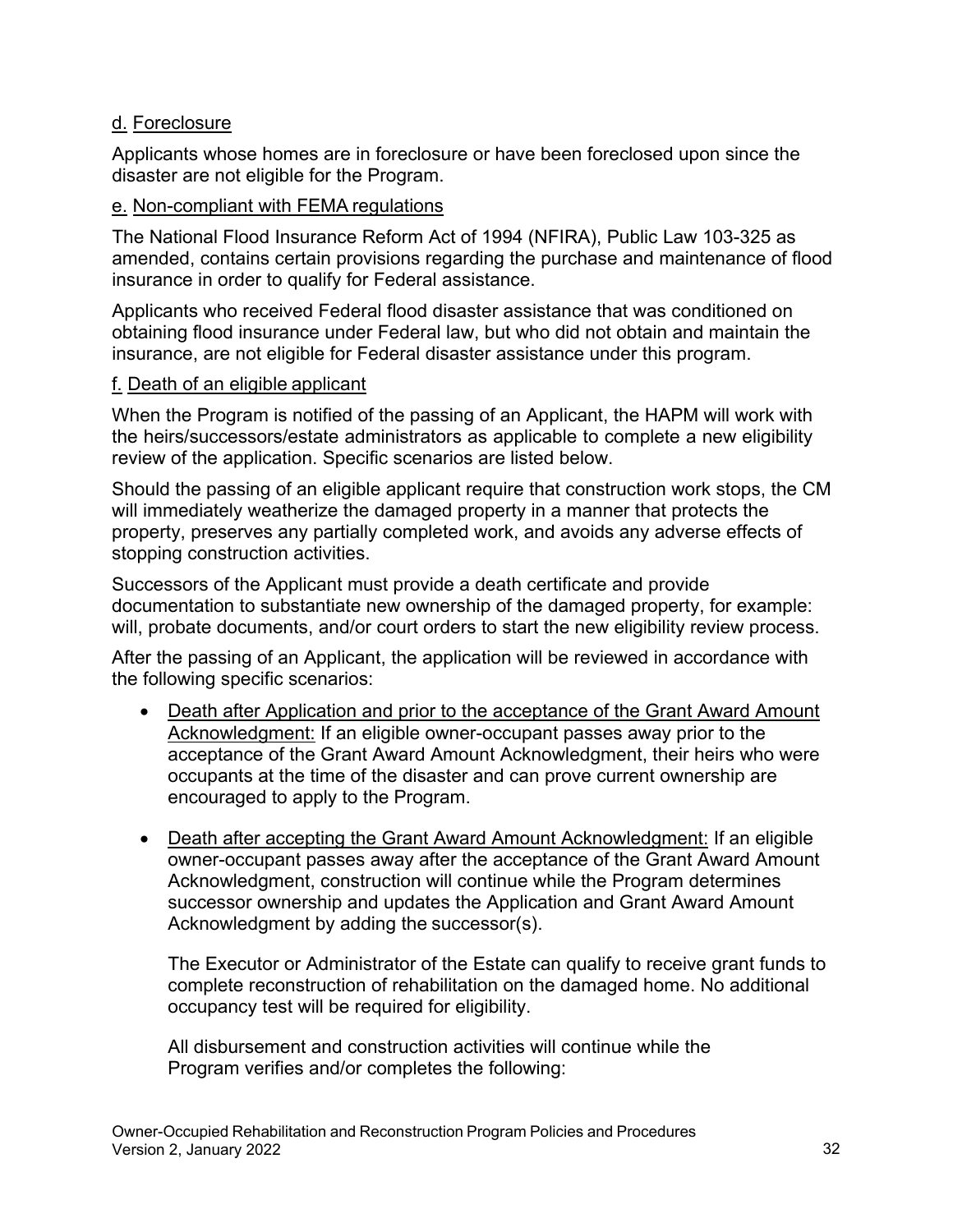d. Foreclosure

Applicants whose homes are in foreclosure or have been foreclosed upon since the disaster are not eligible for the Program.

e. Non-compliant with FEMA regulations

The National Flood Insurance Reform Act of 1994 (NFIRA), Public Law 103-325 as amended, contains certain provisions regarding the purchase and maintenance of flood insurance in order to qualify for Federal assistance.

Applicants who received Federal flood disaster assistance that was conditioned on obtaining flood insurance under Federal law, but who did not obtain and maintain the insurance, are not eligible for Federal disaster assistance under this program.

f. Death of an eligible applicant

When the Program is notified of the passing of an Applicant, the HAPM will work with the heirs/successors/estate administrators as applicable to complete a new eligibility review of the application. Specific scenarios are listed below.

Should the passing of an eligible applicant require that construction work stops, the CM will immediately weatherize the damaged property in a manner that protects the property, preserves any partially completed work, and avoids any adverse effects of stopping construction activities.

Successors of the Applicant must provide a death certificate and provide documentation to substantiate new ownership of the damaged property, for example: will, probate documents, and/or court orders to start the new eligibility review process.

After the passing of an Applicant, the application will be reviewed in accordance with the following specific scenarios:

- Death after Application and prior to the acceptance of the Grant Award Amount Acknowledgment: If an eligible owner-occupant passes away prior to the acceptance of the Grant Award Amount Acknowledgment, their heirs who were occupants at the time of the disaster and can prove current ownership are encouraged to apply to the Program.

- Death after accepting the Grant Award Amount Acknowledgment: If an eligible owner-occupant passes away after the acceptance of the Grant Award Amount Acknowledgment, construction will continue while the Program determines successor ownership and updates the Application and Grant Award Amount Acknowledgment by adding the successor(s).

  The Executor or Administrator of the Estate can qualify to receive grant funds to complete reconstruction of rehabilitation on the damaged home. No additional occupancy test will be required for eligibility.

  All disbursement and construction activities will continue while the Program verifies and/or completes the following: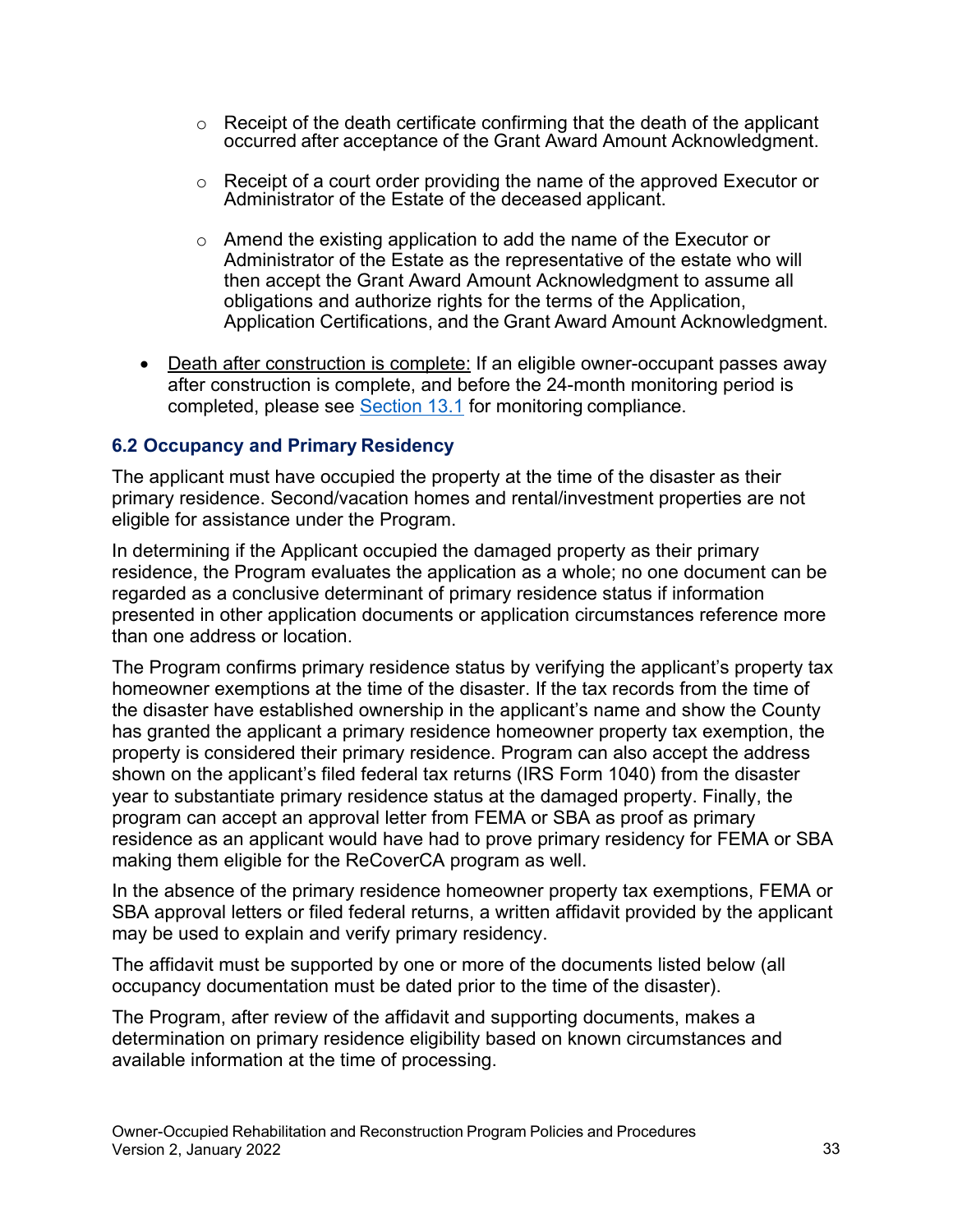- Receipt of the death certificate confirming that the death of the applicant occurred after acceptance of the Grant Award Amount Acknowledgment.
    - Receipt of a court order providing the name of the approved Executor or Administrator of the Estate of the deceased applicant.
    - Amend the existing application to add the name of the Executor or Administrator of the Estate as the representative of the estate who will then accept the Grant Award Amount Acknowledgment to assume all obligations and authorize rights for the terms of the Application, Application Certifications, and the Grant Award Amount Acknowledgment.

- Death after construction is complete: If an eligible owner-occupant passes away after construction is complete, and before the 24-month monitoring period is completed, please see Section 13.1 for monitoring compliance.

### 6.2 Occupancy and Primary Residency

The applicant must have occupied the property at the time of the disaster as their primary residence. Second/vacation homes and rental/investment properties are not eligible for assistance under the Program.

In determining if the Applicant occupied the damaged property as their primary residence, the Program evaluates the application as a whole; no one document can be regarded as a conclusive determinant of primary residence status if information presented in other application documents or application circumstances reference more than one address or location.

The Program confirms primary residence status by verifying the applicant's property tax homeowner exemptions at the time of the disaster. If the tax records from the time of the disaster have established ownership in the applicant's name and show the County has granted the applicant a primary residence homeowner property tax exemption, the property is considered their primary residence. Program can also accept the address shown on the applicant's filed federal tax returns (IRS Form 1040) from the disaster year to substantiate primary residence status at the damaged property. Finally, the program can accept an approval letter from FEMA or SBA as proof as primary residence as an applicant would have had to prove primary residency for FEMA or SBA making them eligible for the ReCoverCA program as well.

In the absence of the primary residence homeowner property tax exemptions, FEMA or SBA approval letters or filed federal returns, a written affidavit provided by the applicant may be used to explain and verify primary residency.

The affidavit must be supported by one or more of the documents listed below (all occupancy documentation must be dated prior to the time of the disaster).

The Program, after review of the affidavit and supporting documents, makes a determination on primary residence eligibility based on known circumstances and available information at the time of processing.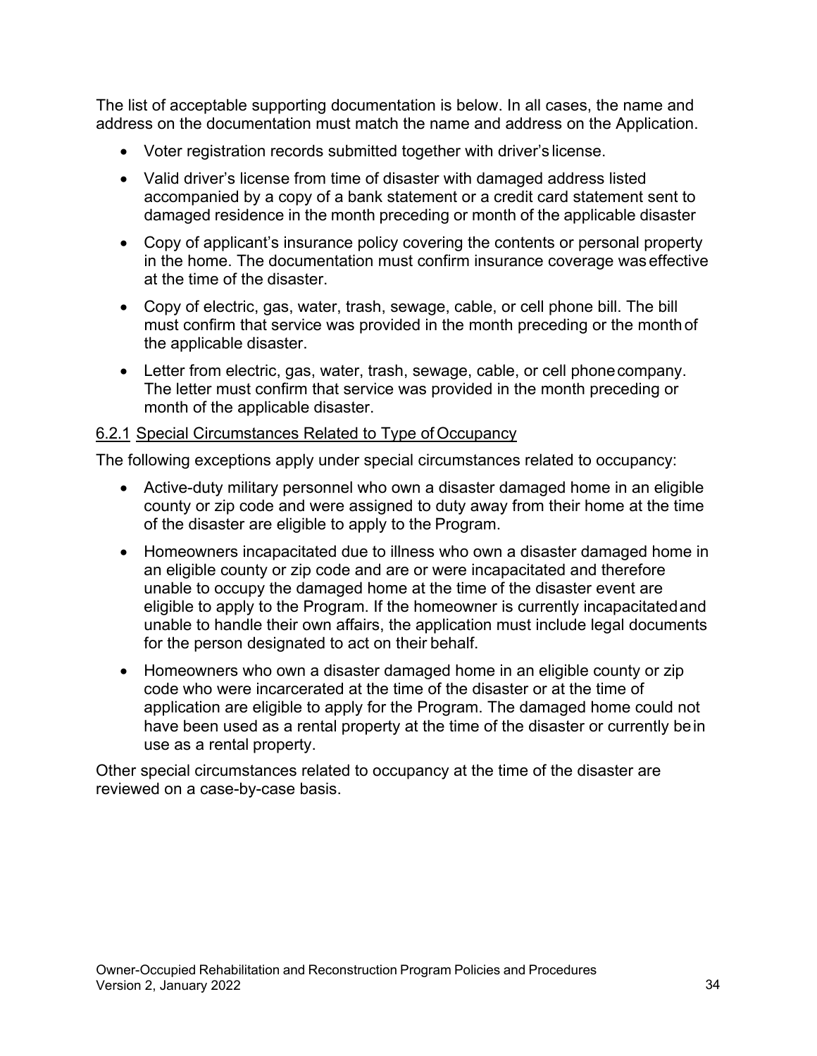The list of acceptable supporting documentation is below. In all cases, the name and address on the documentation must match the name and address on the Application.

- Voter registration records submitted together with driver's license.
- Valid driver's license from time of disaster with damaged address listed accompanied by a copy of a bank statement or a credit card statement sent to damaged residence in the month preceding or month of the applicable disaster
- Copy of applicant's insurance policy covering the contents or personal property in the home. The documentation must confirm insurance coverage was effective at the time of the disaster.
- Copy of electric, gas, water, trash, sewage, cable, or cell phone bill. The bill must confirm that service was provided in the month preceding or the month of the applicable disaster.
- Letter from electric, gas, water, trash, sewage, cable, or cell phone company. The letter must confirm that service was provided in the month preceding or month of the applicable disaster.

#### 6.2.1 Special Circumstances Related to Type of Occupancy

The following exceptions apply under special circumstances related to occupancy:

- Active-duty military personnel who own a disaster damaged home in an eligible county or zip code and were assigned to duty away from their home at the time of the disaster are eligible to apply to the Program.
- Homeowners incapacitated due to illness who own a disaster damaged home in an eligible county or zip code and are or were incapacitated and therefore unable to occupy the damaged home at the time of the disaster event are eligible to apply to the Program. If the homeowner is currently incapacitated and unable to handle their own affairs, the application must include legal documents for the person designated to act on their behalf.
- Homeowners who own a disaster damaged home in an eligible county or zip code who were incarcerated at the time of the disaster or at the time of application are eligible to apply for the Program. The damaged home could not have been used as a rental property at the time of the disaster or currently be in use as a rental property.

Other special circumstances related to occupancy at the time of the disaster are reviewed on a case-by-case basis.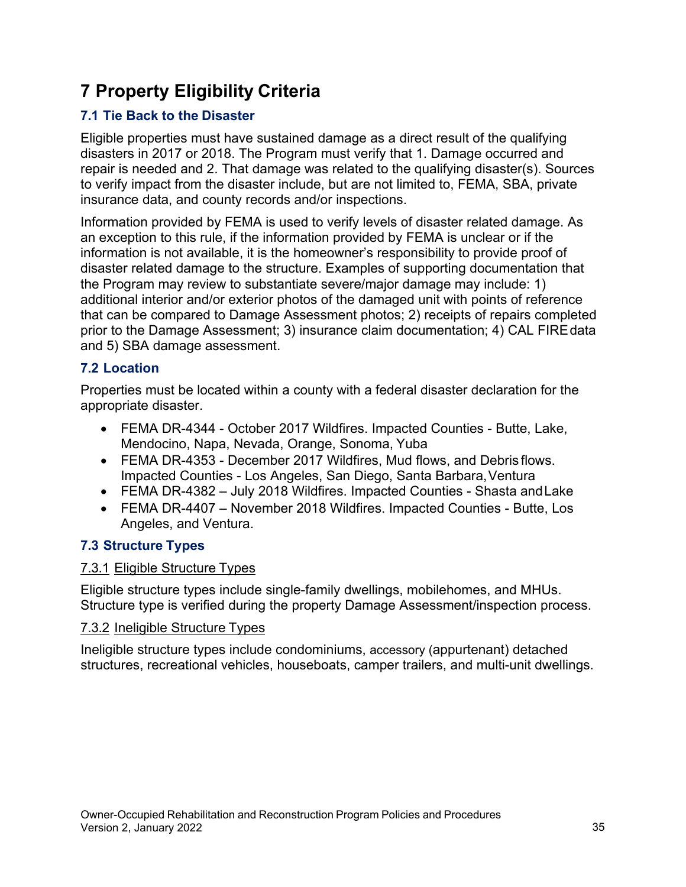# 7 Property Eligibility Criteria

## 7.1 Tie Back to the Disaster

Eligible properties must have sustained damage as a direct result of the qualifying disasters in 2017 or 2018. The Program must verify that 1. Damage occurred and repair is needed and 2. That damage was related to the qualifying disaster(s). Sources to verify impact from the disaster include, but are not limited to, FEMA, SBA, private insurance data, and county records and/or inspections.

Information provided by FEMA is used to verify levels of disaster related damage. As an exception to this rule, if the information provided by FEMA is unclear or if the information is not available, it is the homeowner's responsibility to provide proof of disaster related damage to the structure. Examples of supporting documentation that the Program may review to substantiate severe/major damage may include: 1) additional interior and/or exterior photos of the damaged unit with points of reference that can be compared to Damage Assessment photos; 2) receipts of repairs completed prior to the Damage Assessment; 3) insurance claim documentation; 4) CAL FIRE data and 5) SBA damage assessment.

## 7.2 Location

Properties must be located within a county with a federal disaster declaration for the appropriate disaster.

- FEMA DR-4344 - October 2017 Wildfires. Impacted Counties - Butte, Lake, Mendocino, Napa, Nevada, Orange, Sonoma, Yuba
- FEMA DR-4353 - December 2017 Wildfires, Mud flows, and Debris flows. Impacted Counties - Los Angeles, San Diego, Santa Barbara, Ventura
- FEMA DR-4382 – July 2018 Wildfires. Impacted Counties - Shasta and Lake
- FEMA DR-4407 – November 2018 Wildfires. Impacted Counties - Butte, Los Angeles, and Ventura.

## 7.3 Structure Types

### 7.3.1 Eligible Structure Types

Eligible structure types include single-family dwellings, mobilehomes, and MHUs. Structure type is verified during the property Damage Assessment/inspection process.

### 7.3.2 Ineligible Structure Types

Ineligible structure types include condominiums, accessory (appurtenant) detached structures, recreational vehicles, houseboats, camper trailers, and multi-unit dwellings.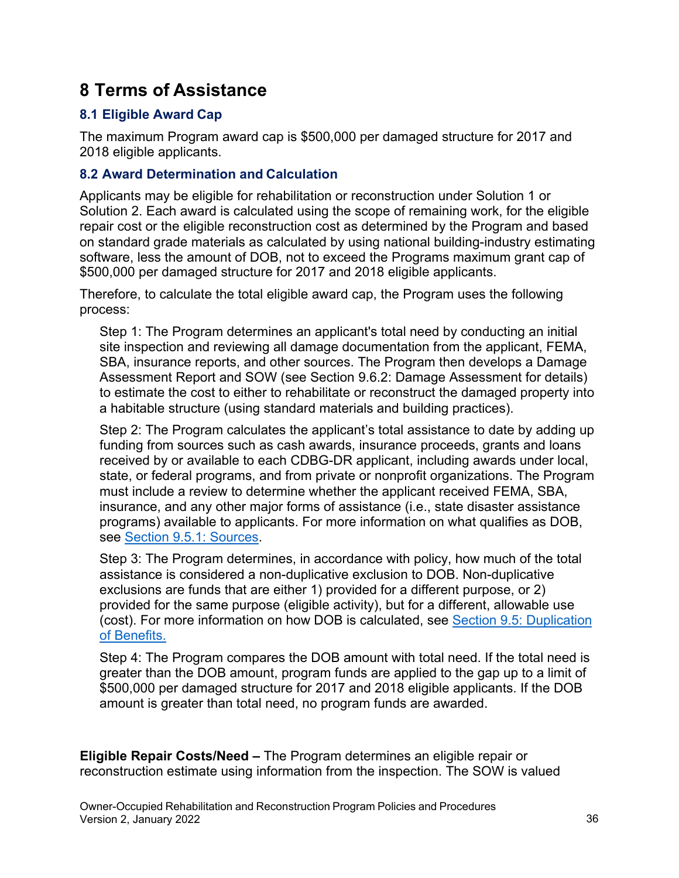# 8 Terms of Assistance

## 8.1 Eligible Award Cap

The maximum Program award cap is $500,000 per damaged structure for 2017 and 2018 eligible applicants.

## 8.2 Award Determination and Calculation

Applicants may be eligible for rehabilitation or reconstruction under Solution 1 or Solution 2. Each award is calculated using the scope of remaining work, for the eligible repair cost or the eligible reconstruction cost as determined by the Program and based on standard grade materials as calculated by using national building-industry estimating software, less the amount of DOB, not to exceed the Programs maximum grant cap of $500,000 per damaged structure for 2017 and 2018 eligible applicants.

Therefore, to calculate the total eligible award cap, the Program uses the following process:

Step 1: The Program determines an applicant's total need by conducting an initial site inspection and reviewing all damage documentation from the applicant, FEMA, SBA, insurance reports, and other sources. The Program then develops a Damage Assessment Report and SOW (see Section 9.6.2: Damage Assessment for details) to estimate the cost to either to rehabilitate or reconstruct the damaged property into a habitable structure (using standard materials and building practices).

Step 2: The Program calculates the applicant's total assistance to date by adding up funding from sources such as cash awards, insurance proceeds, grants and loans received by or available to each CDBG-DR applicant, including awards under local, state, or federal programs, and from private or nonprofit organizations. The Program must include a review to determine whether the applicant received FEMA, SBA, insurance, and any other major forms of assistance (i.e., state disaster assistance programs) available to applicants. For more information on what qualifies as DOB, see Section 9.5.1: Sources.

Step 3: The Program determines, in accordance with policy, how much of the total assistance is considered a non-duplicative exclusion to DOB. Non-duplicative exclusions are funds that are either 1) provided for a different purpose, or 2) provided for the same purpose (eligible activity), but for a different, allowable use (cost). For more information on how DOB is calculated, see Section 9.5: Duplication of Benefits.

Step 4: The Program compares the DOB amount with total need. If the total need is greater than the DOB amount, program funds are applied to the gap up to a limit of $500,000 per damaged structure for 2017 and 2018 eligible applicants. If the DOB amount is greater than total need, no program funds are awarded.

**Eligible Repair Costs/Need –** The Program determines an eligible repair or reconstruction estimate using information from the inspection. The SOW is valued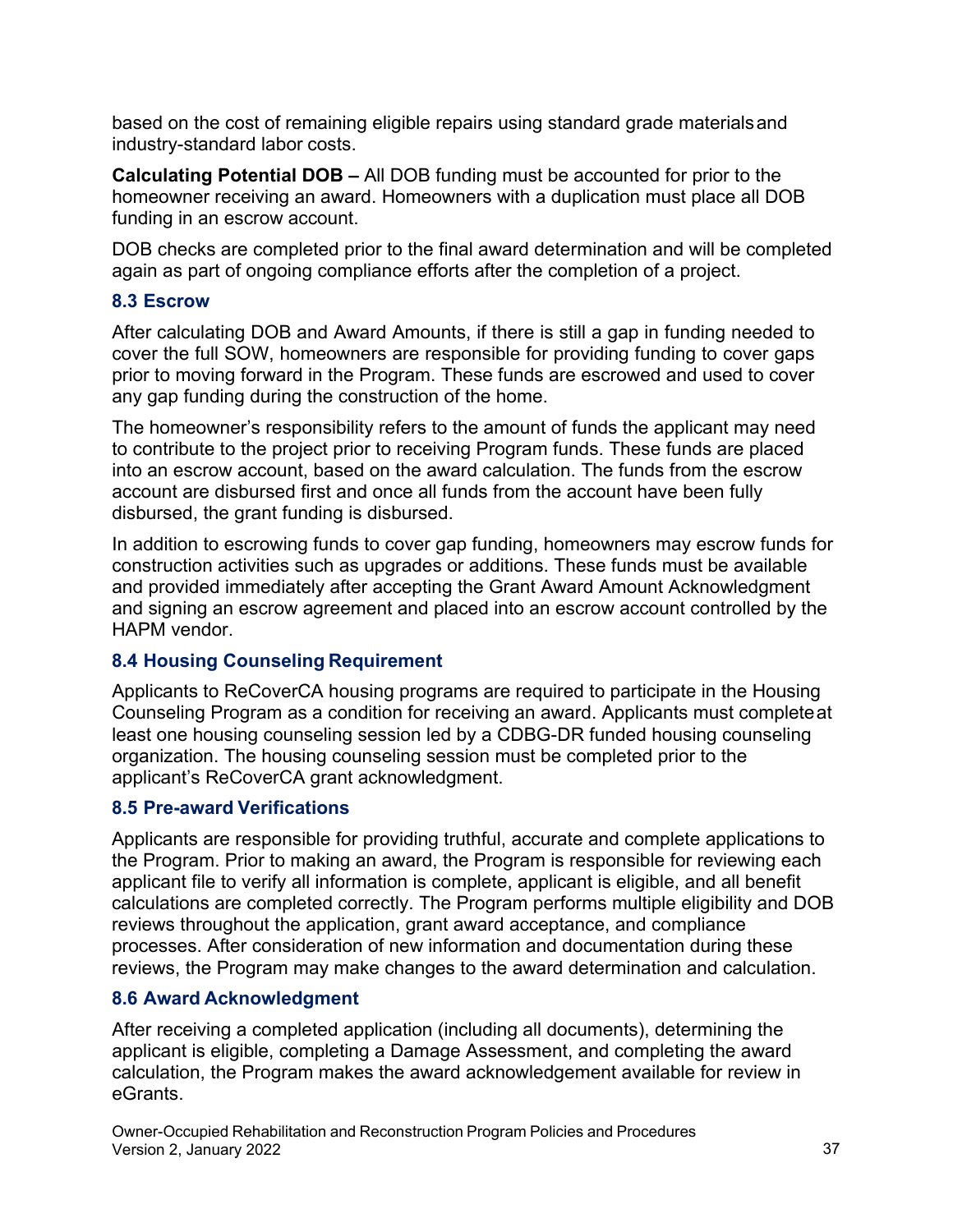based on the cost of remaining eligible repairs using standard grade materials and industry-standard labor costs.

**Calculating Potential DOB –** All DOB funding must be accounted for prior to the homeowner receiving an award. Homeowners with a duplication must place all DOB funding in an escrow account.

DOB checks are completed prior to the final award determination and will be completed again as part of ongoing compliance efforts after the completion of a project.

### 8.3 Escrow

After calculating DOB and Award Amounts, if there is still a gap in funding needed to cover the full SOW, homeowners are responsible for providing funding to cover gaps prior to moving forward in the Program. These funds are escrowed and used to cover any gap funding during the construction of the home.

The homeowner's responsibility refers to the amount of funds the applicant may need to contribute to the project prior to receiving Program funds. These funds are placed into an escrow account, based on the award calculation. The funds from the escrow account are disbursed first and once all funds from the account have been fully disbursed, the grant funding is disbursed.

In addition to escrowing funds to cover gap funding, homeowners may escrow funds for construction activities such as upgrades or additions. These funds must be available and provided immediately after accepting the Grant Award Amount Acknowledgment and signing an escrow agreement and placed into an escrow account controlled by the HAPM vendor.

### 8.4 Housing Counseling Requirement

Applicants to ReCoverCA housing programs are required to participate in the Housing Counseling Program as a condition for receiving an award. Applicants must complete at least one housing counseling session led by a CDBG-DR funded housing counseling organization. The housing counseling session must be completed prior to the applicant's ReCoverCA grant acknowledgment.

### 8.5 Pre-award Verifications

Applicants are responsible for providing truthful, accurate and complete applications to the Program. Prior to making an award, the Program is responsible for reviewing each applicant file to verify all information is complete, applicant is eligible, and all benefit calculations are completed correctly. The Program performs multiple eligibility and DOB reviews throughout the application, grant award acceptance, and compliance processes. After consideration of new information and documentation during these reviews, the Program may make changes to the award determination and calculation.

### 8.6 Award Acknowledgment

After receiving a completed application (including all documents), determining the applicant is eligible, completing a Damage Assessment, and completing the award calculation, the Program makes the award acknowledgement available for review in eGrants.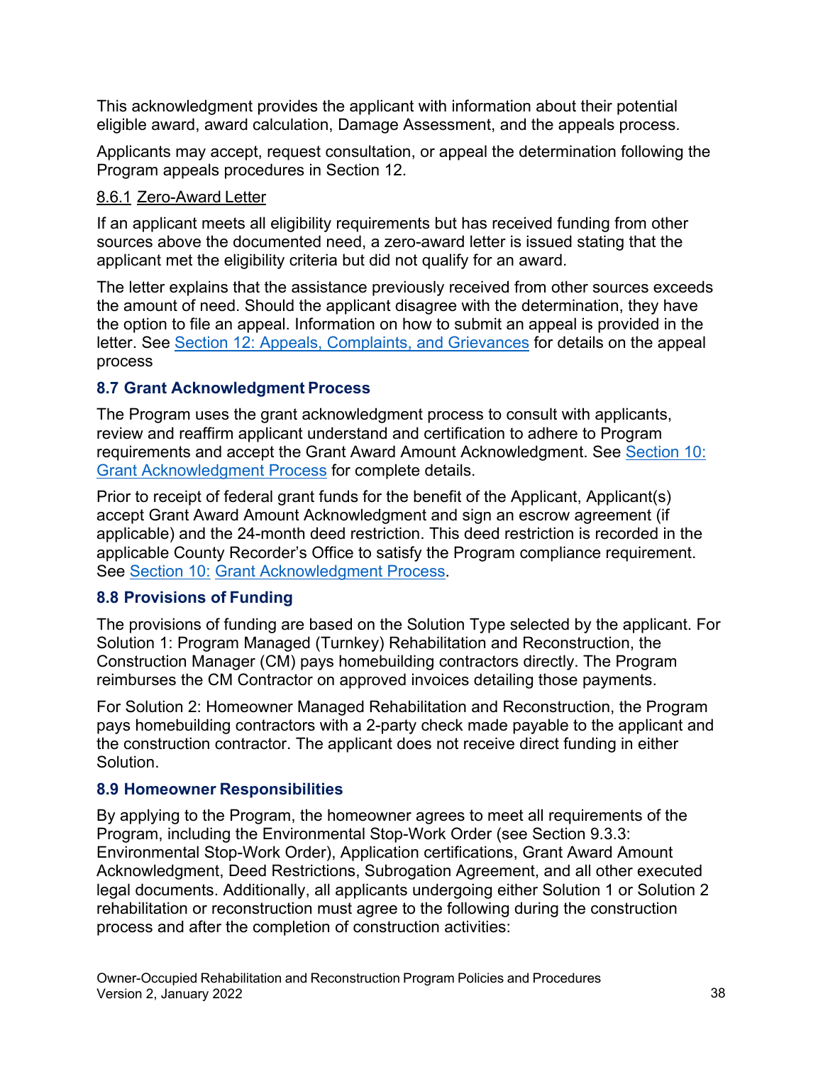This acknowledgment provides the applicant with information about their potential eligible award, award calculation, Damage Assessment, and the appeals process.

Applicants may accept, request consultation, or appeal the determination following the Program appeals procedures in Section 12.

#### 8.6.1 Zero-Award Letter

If an applicant meets all eligibility requirements but has received funding from other sources above the documented need, a zero-award letter is issued stating that the applicant met the eligibility criteria but did not qualify for an award.

The letter explains that the assistance previously received from other sources exceeds the amount of need. Should the applicant disagree with the determination, they have the option to file an appeal. Information on how to submit an appeal is provided in the letter. See Section 12: Appeals, Complaints, and Grievances for details on the appeal process

### 8.7 Grant Acknowledgment Process

The Program uses the grant acknowledgment process to consult with applicants, review and reaffirm applicant understand and certification to adhere to Program requirements and accept the Grant Award Amount Acknowledgment. See Section 10: Grant Acknowledgment Process for complete details.

Prior to receipt of federal grant funds for the benefit of the Applicant, Applicant(s) accept Grant Award Amount Acknowledgment and sign an escrow agreement (if applicable) and the 24-month deed restriction. This deed restriction is recorded in the applicable County Recorder's Office to satisfy the Program compliance requirement. See Section 10: Grant Acknowledgment Process.

### 8.8 Provisions of Funding

The provisions of funding are based on the Solution Type selected by the applicant. For Solution 1: Program Managed (Turnkey) Rehabilitation and Reconstruction, the Construction Manager (CM) pays homebuilding contractors directly. The Program reimburses the CM Contractor on approved invoices detailing those payments.

For Solution 2: Homeowner Managed Rehabilitation and Reconstruction, the Program pays homebuilding contractors with a 2-party check made payable to the applicant and the construction contractor. The applicant does not receive direct funding in either Solution.

### 8.9 Homeowner Responsibilities

By applying to the Program, the homeowner agrees to meet all requirements of the Program, including the Environmental Stop-Work Order (see Section 9.3.3: Environmental Stop-Work Order), Application certifications, Grant Award Amount Acknowledgment, Deed Restrictions, Subrogation Agreement, and all other executed legal documents. Additionally, all applicants undergoing either Solution 1 or Solution 2 rehabilitation or reconstruction must agree to the following during the construction process and after the completion of construction activities: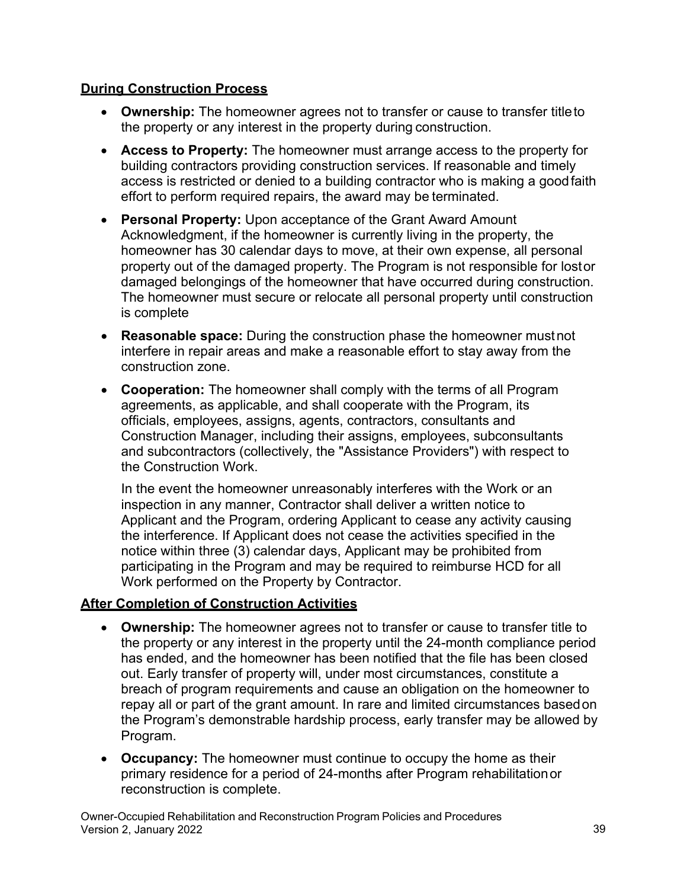**During Construction Process**

- **Ownership:** The homeowner agrees not to transfer or cause to transfer title to the property or any interest in the property during construction.
- **Access to Property:** The homeowner must arrange access to the property for building contractors providing construction services. If reasonable and timely access is restricted or denied to a building contractor who is making a good faith effort to perform required repairs, the award may be terminated.
- **Personal Property:** Upon acceptance of the Grant Award Amount Acknowledgment, if the homeowner is currently living in the property, the homeowner has 30 calendar days to move, at their own expense, all personal property out of the damaged property. The Program is not responsible for lost or damaged belongings of the homeowner that have occurred during construction. The homeowner must secure or relocate all personal property until construction is complete
- **Reasonable space:** During the construction phase the homeowner must not interfere in repair areas and make a reasonable effort to stay away from the construction zone.
- **Cooperation:** The homeowner shall comply with the terms of all Program agreements, as applicable, and shall cooperate with the Program, its officials, employees, assigns, agents, contractors, consultants and Construction Manager, including their assigns, employees, subconsultants and subcontractors (collectively, the "Assistance Providers") with respect to the Construction Work.

  In the event the homeowner unreasonably interferes with the Work or an inspection in any manner, Contractor shall deliver a written notice to Applicant and the Program, ordering Applicant to cease any activity causing the interference. If Applicant does not cease the activities specified in the notice within three (3) calendar days, Applicant may be prohibited from participating in the Program and may be required to reimburse HCD for all Work performed on the Property by Contractor.

**After Completion of Construction Activities**

- **Ownership:** The homeowner agrees not to transfer or cause to transfer title to the property or any interest in the property until the 24-month compliance period has ended, and the homeowner has been notified that the file has been closed out. Early transfer of property will, under most circumstances, constitute a breach of program requirements and cause an obligation on the homeowner to repay all or part of the grant amount. In rare and limited circumstances based on the Program's demonstrable hardship process, early transfer may be allowed by Program.
- **Occupancy:** The homeowner must continue to occupy the home as their primary residence for a period of 24-months after Program rehabilitation or reconstruction is complete.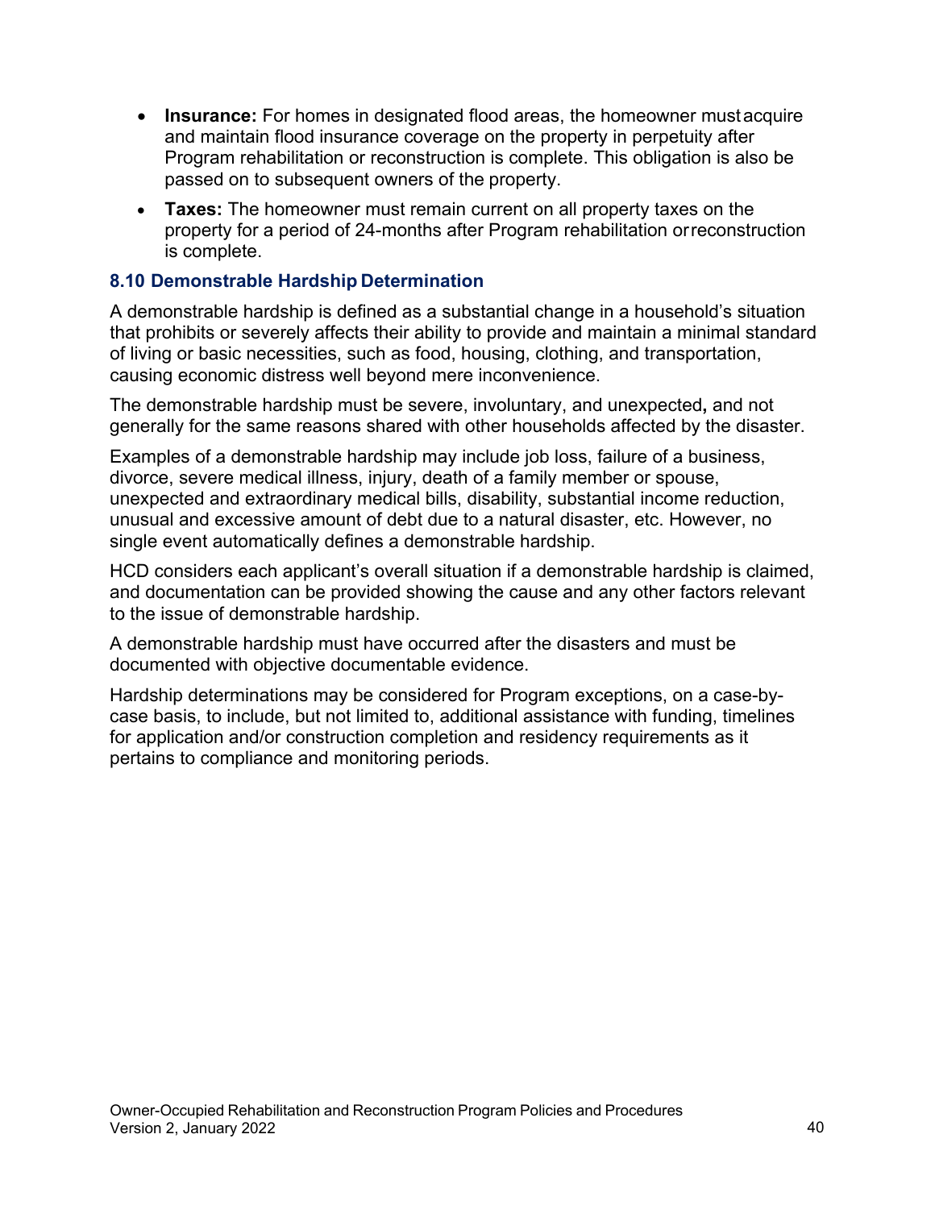- **Insurance:** For homes in designated flood areas, the homeowner must acquire and maintain flood insurance coverage on the property in perpetuity after Program rehabilitation or reconstruction is complete. This obligation is also be passed on to subsequent owners of the property.
- **Taxes:** The homeowner must remain current on all property taxes on the property for a period of 24-months after Program rehabilitation or reconstruction is complete.

### 8.10 Demonstrable Hardship Determination

A demonstrable hardship is defined as a substantial change in a household's situation that prohibits or severely affects their ability to provide and maintain a minimal standard of living or basic necessities, such as food, housing, clothing, and transportation, causing economic distress well beyond mere inconvenience.

The demonstrable hardship must be severe, involuntary, and unexpected**,** and not generally for the same reasons shared with other households affected by the disaster.

Examples of a demonstrable hardship may include job loss, failure of a business, divorce, severe medical illness, injury, death of a family member or spouse, unexpected and extraordinary medical bills, disability, substantial income reduction, unusual and excessive amount of debt due to a natural disaster, etc. However, no single event automatically defines a demonstrable hardship.

HCD considers each applicant's overall situation if a demonstrable hardship is claimed, and documentation can be provided showing the cause and any other factors relevant to the issue of demonstrable hardship.

A demonstrable hardship must have occurred after the disasters and must be documented with objective documentable evidence.

Hardship determinations may be considered for Program exceptions, on a case-by-case basis, to include, but not limited to, additional assistance with funding, timelines for application and/or construction completion and residency requirements as it pertains to compliance and monitoring periods.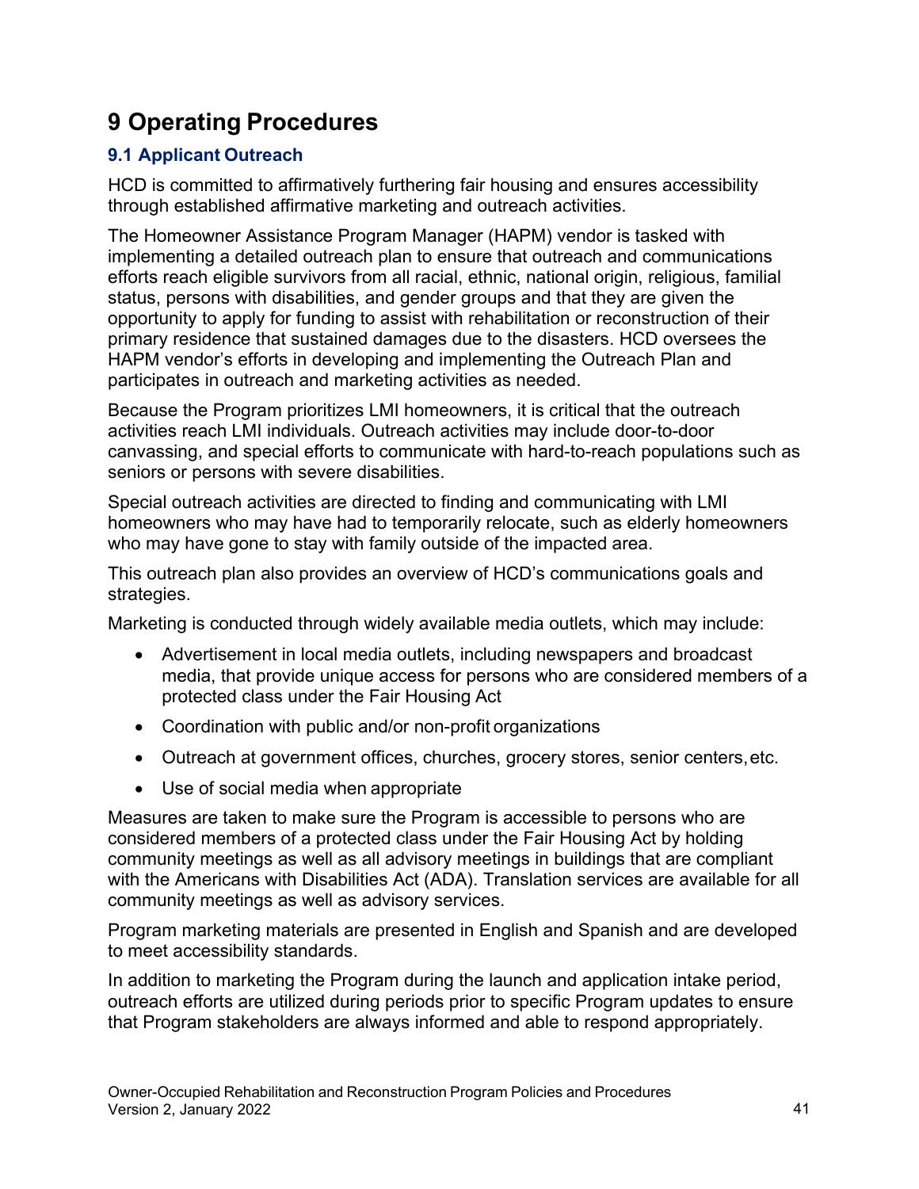# 9 Operating Procedures

## 9.1 Applicant Outreach

HCD is committed to affirmatively furthering fair housing and ensures accessibility through established affirmative marketing and outreach activities.

The Homeowner Assistance Program Manager (HAPM) vendor is tasked with implementing a detailed outreach plan to ensure that outreach and communications efforts reach eligible survivors from all racial, ethnic, national origin, religious, familial status, persons with disabilities, and gender groups and that they are given the opportunity to apply for funding to assist with rehabilitation or reconstruction of their primary residence that sustained damages due to the disasters. HCD oversees the HAPM vendor's efforts in developing and implementing the Outreach Plan and participates in outreach and marketing activities as needed.

Because the Program prioritizes LMI homeowners, it is critical that the outreach activities reach LMI individuals. Outreach activities may include door-to-door canvassing, and special efforts to communicate with hard-to-reach populations such as seniors or persons with severe disabilities.

Special outreach activities are directed to finding and communicating with LMI homeowners who may have had to temporarily relocate, such as elderly homeowners who may have gone to stay with family outside of the impacted area.

This outreach plan also provides an overview of HCD's communications goals and strategies.

Marketing is conducted through widely available media outlets, which may include:

- Advertisement in local media outlets, including newspapers and broadcast media, that provide unique access for persons who are considered members of a protected class under the Fair Housing Act
- Coordination with public and/or non-profit organizations
- Outreach at government offices, churches, grocery stores, senior centers, etc.
- Use of social media when appropriate

Measures are taken to make sure the Program is accessible to persons who are considered members of a protected class under the Fair Housing Act by holding community meetings as well as all advisory meetings in buildings that are compliant with the Americans with Disabilities Act (ADA). Translation services are available for all community meetings as well as advisory services.

Program marketing materials are presented in English and Spanish and are developed to meet accessibility standards.

In addition to marketing the Program during the launch and application intake period, outreach efforts are utilized during periods prior to specific Program updates to ensure that Program stakeholders are always informed and able to respond appropriately.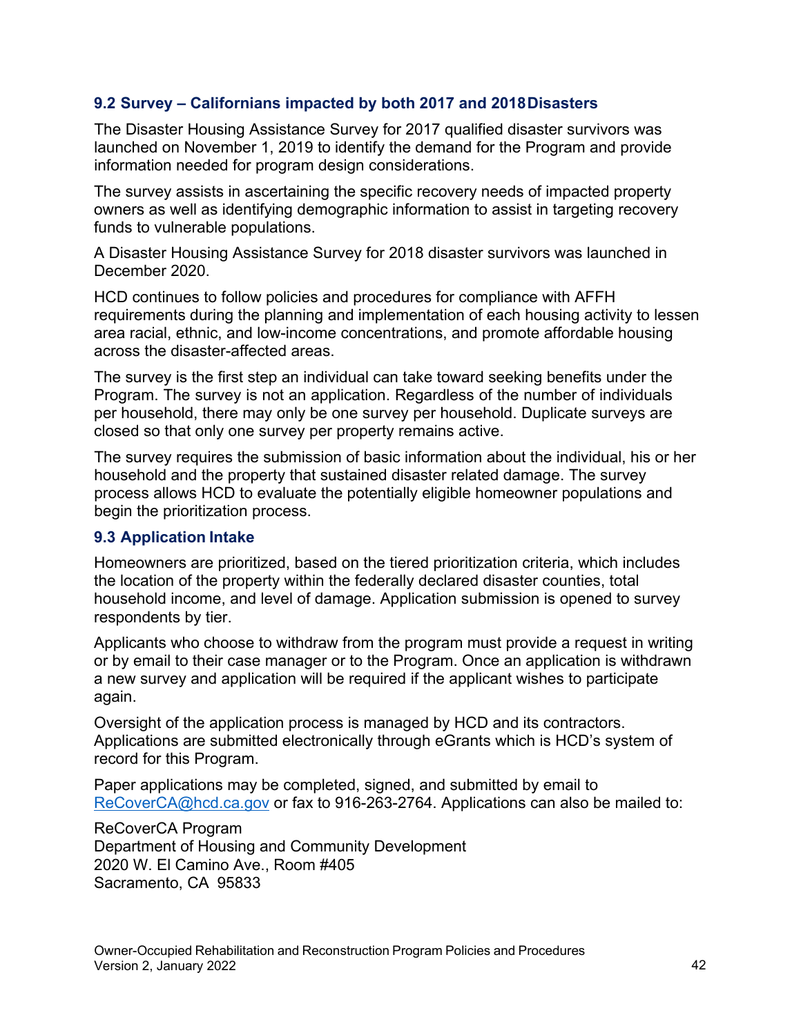### 9.2 Survey – Californians impacted by both 2017 and 2018 Disasters

The Disaster Housing Assistance Survey for 2017 qualified disaster survivors was launched on November 1, 2019 to identify the demand for the Program and provide information needed for program design considerations.

The survey assists in ascertaining the specific recovery needs of impacted property owners as well as identifying demographic information to assist in targeting recovery funds to vulnerable populations.

A Disaster Housing Assistance Survey for 2018 disaster survivors was launched in December 2020.

HCD continues to follow policies and procedures for compliance with AFFH requirements during the planning and implementation of each housing activity to lessen area racial, ethnic, and low-income concentrations, and promote affordable housing across the disaster-affected areas.

The survey is the first step an individual can take toward seeking benefits under the Program. The survey is not an application. Regardless of the number of individuals per household, there may only be one survey per household. Duplicate surveys are closed so that only one survey per property remains active.

The survey requires the submission of basic information about the individual, his or her household and the property that sustained disaster related damage. The survey process allows HCD to evaluate the potentially eligible homeowner populations and begin the prioritization process.

### 9.3 Application Intake

Homeowners are prioritized, based on the tiered prioritization criteria, which includes the location of the property within the federally declared disaster counties, total household income, and level of damage. Application submission is opened to survey respondents by tier.

Applicants who choose to withdraw from the program must provide a request in writing or by email to their case manager or to the Program. Once an application is withdrawn a new survey and application will be required if the applicant wishes to participate again.

Oversight of the application process is managed by HCD and its contractors. Applications are submitted electronically through eGrants which is HCD's system of record for this Program.

Paper applications may be completed, signed, and submitted by email to ReCoverCA@hcd.ca.gov or fax to 916-263-2764. Applications can also be mailed to:

ReCoverCA Program
Department of Housing and Community Development
2020 W. El Camino Ave., Room #405
Sacramento, CA 95833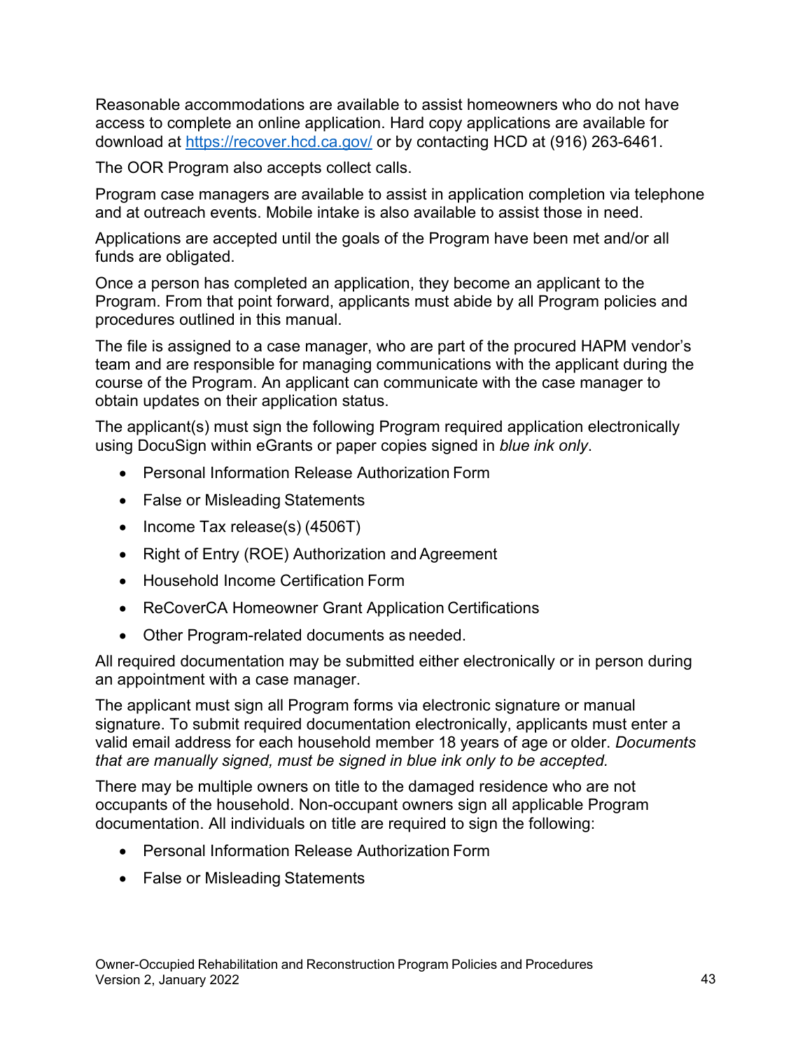Reasonable accommodations are available to assist homeowners who do not have access to complete an online application. Hard copy applications are available for download at https://recover.hcd.ca.gov/ or by contacting HCD at (916) 263-6461.

The OOR Program also accepts collect calls.

Program case managers are available to assist in application completion via telephone and at outreach events. Mobile intake is also available to assist those in need.

Applications are accepted until the goals of the Program have been met and/or all funds are obligated.

Once a person has completed an application, they become an applicant to the Program. From that point forward, applicants must abide by all Program policies and procedures outlined in this manual.

The file is assigned to a case manager, who are part of the procured HAPM vendor's team and are responsible for managing communications with the applicant during the course of the Program. An applicant can communicate with the case manager to obtain updates on their application status.

The applicant(s) must sign the following Program required application electronically using DocuSign within eGrants or paper copies signed in *blue ink only*.

- Personal Information Release Authorization Form
- False or Misleading Statements
- Income Tax release(s) (4506T)
- Right of Entry (ROE) Authorization and Agreement
- Household Income Certification Form
- ReCoverCA Homeowner Grant Application Certifications
- Other Program-related documents as needed.

All required documentation may be submitted either electronically or in person during an appointment with a case manager.

The applicant must sign all Program forms via electronic signature or manual signature. To submit required documentation electronically, applicants must enter a valid email address for each household member 18 years of age or older. *Documents that are manually signed, must be signed in blue ink only to be accepted.*

There may be multiple owners on title to the damaged residence who are not occupants of the household. Non-occupant owners sign all applicable Program documentation. All individuals on title are required to sign the following:

- Personal Information Release Authorization Form
- False or Misleading Statements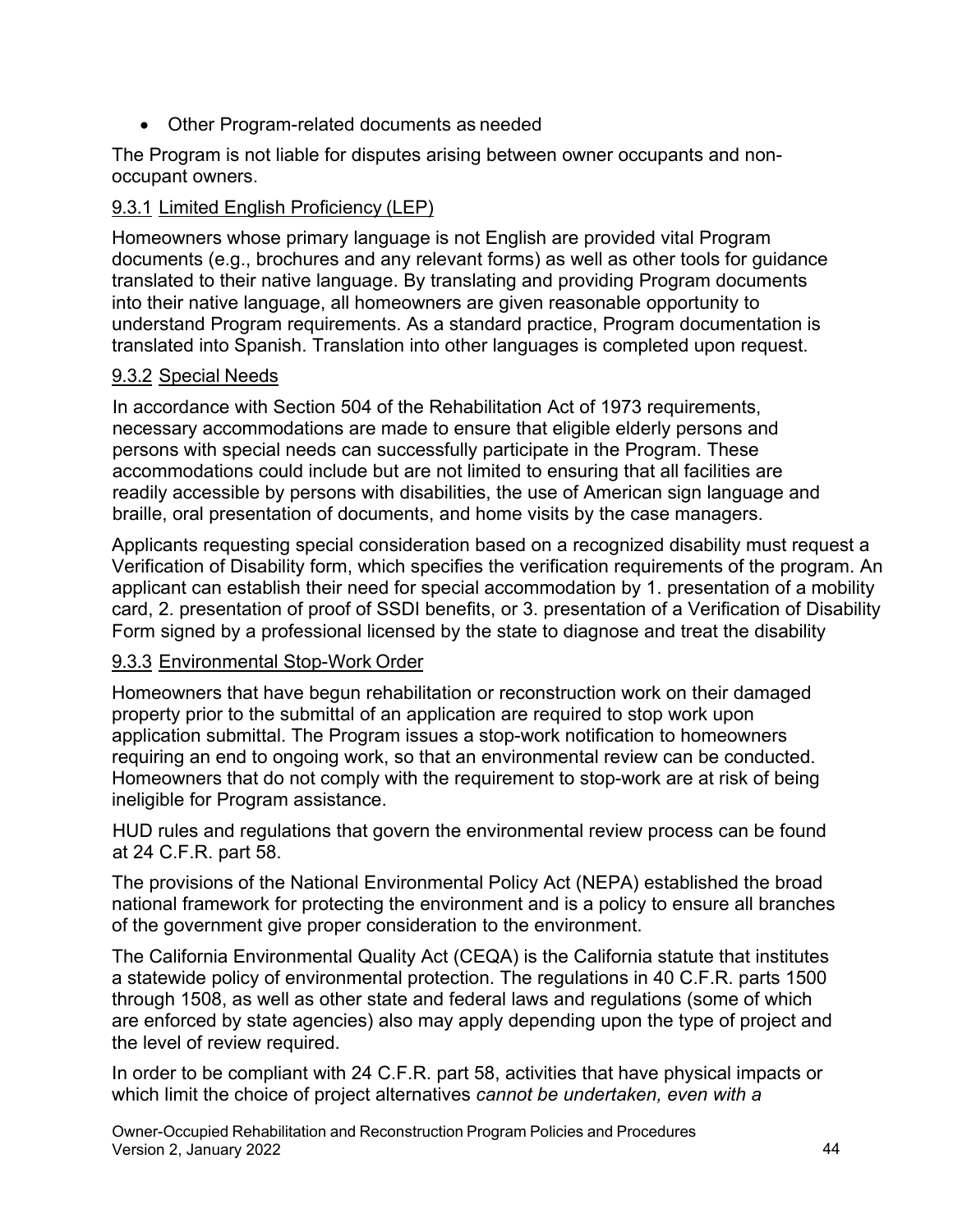- Other Program-related documents as needed

The Program is not liable for disputes arising between owner occupants and non-occupant owners.

### 9.3.1 Limited English Proficiency (LEP)

Homeowners whose primary language is not English are provided vital Program documents (e.g., brochures and any relevant forms) as well as other tools for guidance translated to their native language. By translating and providing Program documents into their native language, all homeowners are given reasonable opportunity to understand Program requirements. As a standard practice, Program documentation is translated into Spanish. Translation into other languages is completed upon request.

### 9.3.2 Special Needs

In accordance with Section 504 of the Rehabilitation Act of 1973 requirements, necessary accommodations are made to ensure that eligible elderly persons and persons with special needs can successfully participate in the Program. These accommodations could include but are not limited to ensuring that all facilities are readily accessible by persons with disabilities, the use of American sign language and braille, oral presentation of documents, and home visits by the case managers.

Applicants requesting special consideration based on a recognized disability must request a Verification of Disability form, which specifies the verification requirements of the program. An applicant can establish their need for special accommodation by 1. presentation of a mobility card, 2. presentation of proof of SSDI benefits, or 3. presentation of a Verification of Disability Form signed by a professional licensed by the state to diagnose and treat the disability

### 9.3.3 Environmental Stop-Work Order

Homeowners that have begun rehabilitation or reconstruction work on their damaged property prior to the submittal of an application are required to stop work upon application submittal. The Program issues a stop-work notification to homeowners requiring an end to ongoing work, so that an environmental review can be conducted. Homeowners that do not comply with the requirement to stop-work are at risk of being ineligible for Program assistance.

HUD rules and regulations that govern the environmental review process can be found at 24 C.F.R. part 58.

The provisions of the National Environmental Policy Act (NEPA) established the broad national framework for protecting the environment and is a policy to ensure all branches of the government give proper consideration to the environment.

The California Environmental Quality Act (CEQA) is the California statute that institutes a statewide policy of environmental protection. The regulations in 40 C.F.R. parts 1500 through 1508, as well as other state and federal laws and regulations (some of which are enforced by state agencies) also may apply depending upon the type of project and the level of review required.

In order to be compliant with 24 C.F.R. part 58, activities that have physical impacts or which limit the choice of project alternatives *cannot be undertaken, even with a*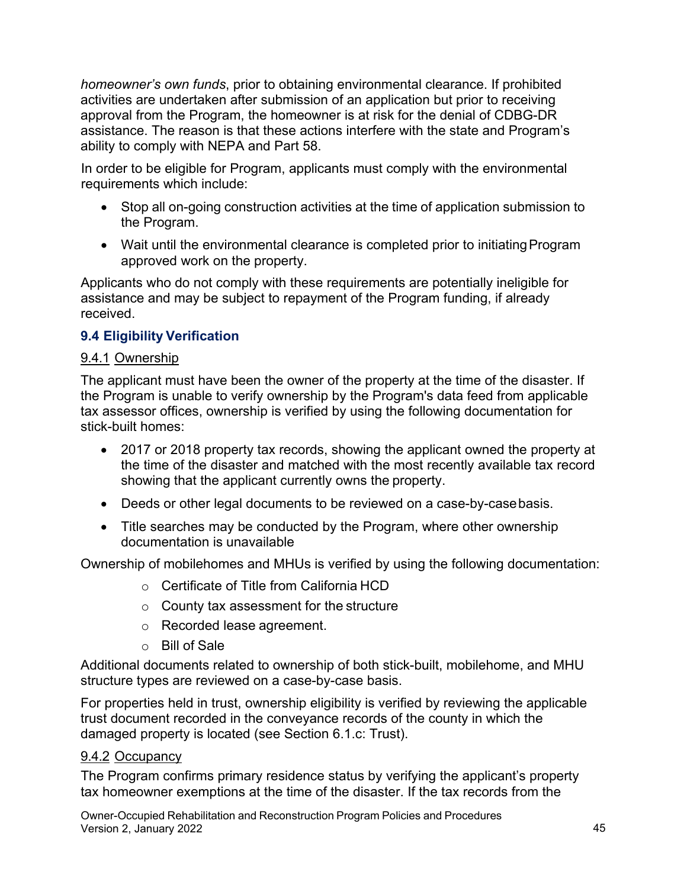*homeowner's own funds*, prior to obtaining environmental clearance. If prohibited activities are undertaken after submission of an application but prior to receiving approval from the Program, the homeowner is at risk for the denial of CDBG-DR assistance. The reason is that these actions interfere with the state and Program's ability to comply with NEPA and Part 58.

In order to be eligible for Program, applicants must comply with the environmental requirements which include:

- Stop all on-going construction activities at the time of application submission to the Program.
- Wait until the environmental clearance is completed prior to initiating Program approved work on the property.

Applicants who do not comply with these requirements are potentially ineligible for assistance and may be subject to repayment of the Program funding, if already received.

### 9.4 Eligibility Verification

#### 9.4.1 Ownership

The applicant must have been the owner of the property at the time of the disaster. If the Program is unable to verify ownership by the Program's data feed from applicable tax assessor offices, ownership is verified by using the following documentation for stick-built homes:

- 2017 or 2018 property tax records, showing the applicant owned the property at the time of the disaster and matched with the most recently available tax record showing that the applicant currently owns the property.
- Deeds or other legal documents to be reviewed on a case-by-case basis.
- Title searches may be conducted by the Program, where other ownership documentation is unavailable

Ownership of mobilehomes and MHUs is verified by using the following documentation:

- Certificate of Title from California HCD
- County tax assessment for the structure
- Recorded lease agreement.
- Bill of Sale

Additional documents related to ownership of both stick-built, mobilehome, and MHU structure types are reviewed on a case-by-case basis.

For properties held in trust, ownership eligibility is verified by reviewing the applicable trust document recorded in the conveyance records of the county in which the damaged property is located (see Section 6.1.c: Trust).

#### 9.4.2 Occupancy

The Program confirms primary residence status by verifying the applicant's property tax homeowner exemptions at the time of the disaster. If the tax records from the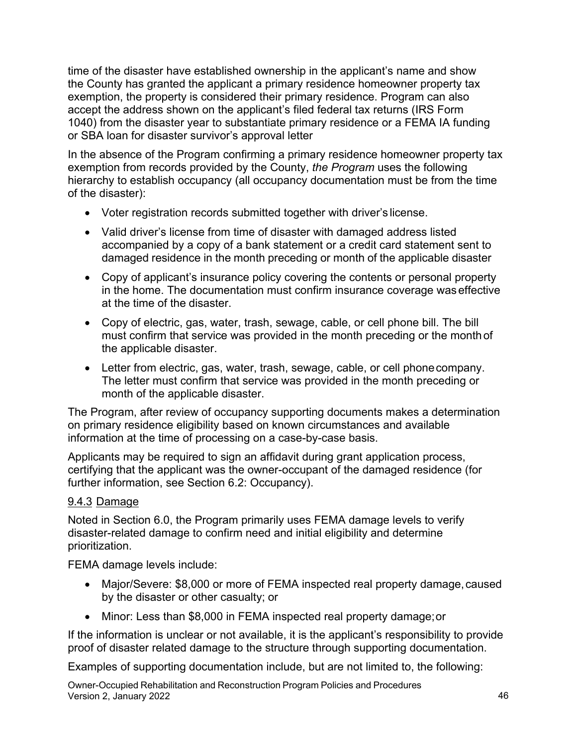time of the disaster have established ownership in the applicant's name and show the County has granted the applicant a primary residence homeowner property tax exemption, the property is considered their primary residence. Program can also accept the address shown on the applicant's filed federal tax returns (IRS Form 1040) from the disaster year to substantiate primary residence or a FEMA IA funding or SBA loan for disaster survivor's approval letter

In the absence of the Program confirming a primary residence homeowner property tax exemption from records provided by the County, *the Program* uses the following hierarchy to establish occupancy (all occupancy documentation must be from the time of the disaster):

- Voter registration records submitted together with driver's license.
- Valid driver's license from time of disaster with damaged address listed accompanied by a copy of a bank statement or a credit card statement sent to damaged residence in the month preceding or month of the applicable disaster
- Copy of applicant's insurance policy covering the contents or personal property in the home. The documentation must confirm insurance coverage was effective at the time of the disaster.
- Copy of electric, gas, water, trash, sewage, cable, or cell phone bill. The bill must confirm that service was provided in the month preceding or the month of the applicable disaster.
- Letter from electric, gas, water, trash, sewage, cable, or cell phone company. The letter must confirm that service was provided in the month preceding or month of the applicable disaster.

The Program, after review of occupancy supporting documents makes a determination on primary residence eligibility based on known circumstances and available information at the time of processing on a case-by-case basis.

Applicants may be required to sign an affidavit during grant application process, certifying that the applicant was the owner-occupant of the damaged residence (for further information, see Section 6.2: Occupancy).

### 9.4.3 Damage

Noted in Section 6.0, the Program primarily uses FEMA damage levels to verify disaster-related damage to confirm need and initial eligibility and determine prioritization.

FEMA damage levels include:

- Major/Severe: $8,000 or more of FEMA inspected real property damage, caused by the disaster or other casualty; or
- Minor: Less than $8,000 in FEMA inspected real property damage; or

If the information is unclear or not available, it is the applicant's responsibility to provide proof of disaster related damage to the structure through supporting documentation.

Examples of supporting documentation include, but are not limited to, the following: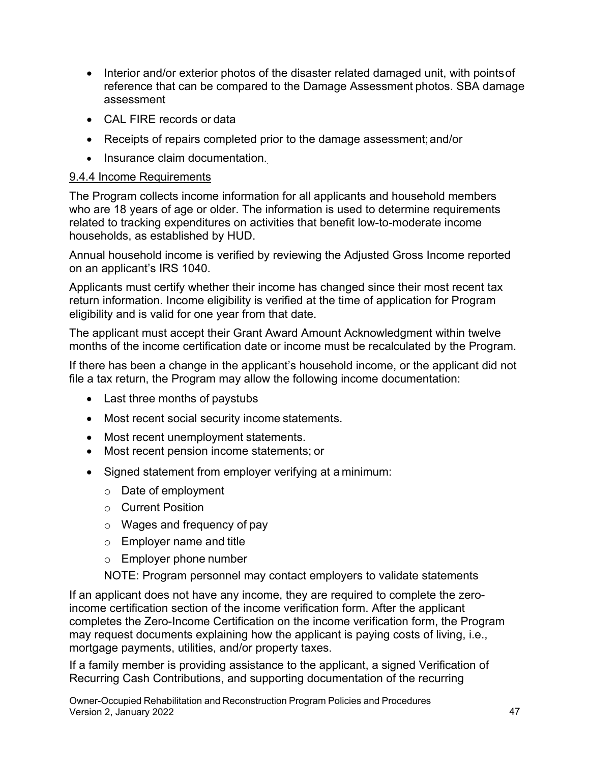- Interior and/or exterior photos of the disaster related damaged unit, with points of reference that can be compared to the Damage Assessment photos. SBA damage assessment
- CAL FIRE records or data
- Receipts of repairs completed prior to the damage assessment; and/or
- Insurance claim documentation.

### 9.4.4 Income Requirements

The Program collects income information for all applicants and household members who are 18 years of age or older. The information is used to determine requirements related to tracking expenditures on activities that benefit low-to-moderate income households, as established by HUD.

Annual household income is verified by reviewing the Adjusted Gross Income reported on an applicant's IRS 1040.

Applicants must certify whether their income has changed since their most recent tax return information. Income eligibility is verified at the time of application for Program eligibility and is valid for one year from that date.

The applicant must accept their Grant Award Amount Acknowledgment within twelve months of the income certification date or income must be recalculated by the Program.

If there has been a change in the applicant's household income, or the applicant did not file a tax return, the Program may allow the following income documentation:

- Last three months of paystubs
- Most recent social security income statements.
- Most recent unemployment statements.
- Most recent pension income statements; or
- Signed statement from employer verifying at a minimum:
  - Date of employment
  - Current Position
  - Wages and frequency of pay
  - Employer name and title
  - Employer phone number

  NOTE: Program personnel may contact employers to validate statements

If an applicant does not have any income, they are required to complete the zero-income certification section of the income verification form. After the applicant completes the Zero-Income Certification on the income verification form, the Program may request documents explaining how the applicant is paying costs of living, i.e., mortgage payments, utilities, and/or property taxes.

If a family member is providing assistance to the applicant, a signed Verification of Recurring Cash Contributions, and supporting documentation of the recurring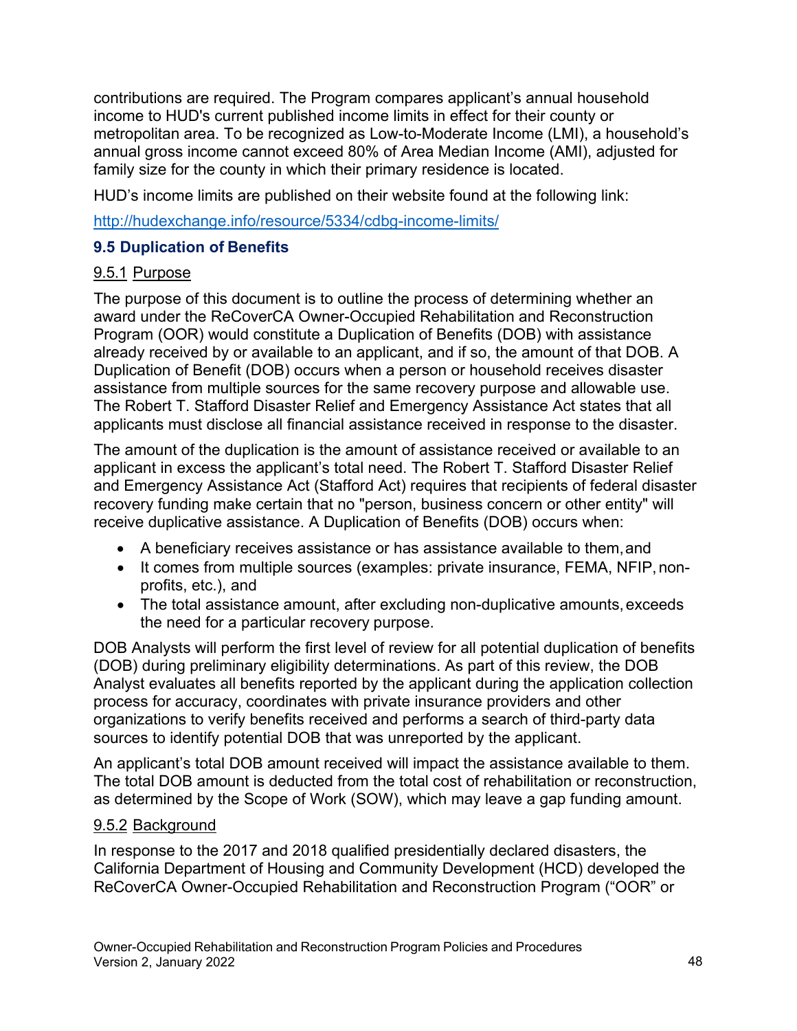contributions are required. The Program compares applicant's annual household income to HUD's current published income limits in effect for their county or metropolitan area. To be recognized as Low-to-Moderate Income (LMI), a household's annual gross income cannot exceed 80% of Area Median Income (AMI), adjusted for family size for the county in which their primary residence is located.

HUD's income limits are published on their website found at the following link:

[http://hudexchange.info/resource/5334/cdbg-income-limits/](http://hudexchange.info/resource/5334/cdbg-income-limits/)

### 9.5 Duplication of Benefits

#### 9.5.1 Purpose

The purpose of this document is to outline the process of determining whether an award under the ReCoverCA Owner-Occupied Rehabilitation and Reconstruction Program (OOR) would constitute a Duplication of Benefits (DOB) with assistance already received by or available to an applicant, and if so, the amount of that DOB. A Duplication of Benefit (DOB) occurs when a person or household receives disaster assistance from multiple sources for the same recovery purpose and allowable use. The Robert T. Stafford Disaster Relief and Emergency Assistance Act states that all applicants must disclose all financial assistance received in response to the disaster.

The amount of the duplication is the amount of assistance received or available to an applicant in excess the applicant's total need. The Robert T. Stafford Disaster Relief and Emergency Assistance Act (Stafford Act) requires that recipients of federal disaster recovery funding make certain that no "person, business concern or other entity" will receive duplicative assistance. A Duplication of Benefits (DOB) occurs when:

- A beneficiary receives assistance or has assistance available to them, and
- It comes from multiple sources (examples: private insurance, FEMA, NFIP, non-profits, etc.), and
- The total assistance amount, after excluding non-duplicative amounts, exceeds the need for a particular recovery purpose.

DOB Analysts will perform the first level of review for all potential duplication of benefits (DOB) during preliminary eligibility determinations. As part of this review, the DOB Analyst evaluates all benefits reported by the applicant during the application collection process for accuracy, coordinates with private insurance providers and other organizations to verify benefits received and performs a search of third-party data sources to identify potential DOB that was unreported by the applicant.

An applicant's total DOB amount received will impact the assistance available to them. The total DOB amount is deducted from the total cost of rehabilitation or reconstruction, as determined by the Scope of Work (SOW), which may leave a gap funding amount.

#### 9.5.2 Background

In response to the 2017 and 2018 qualified presidentially declared disasters, the California Department of Housing and Community Development (HCD) developed the ReCoverCA Owner-Occupied Rehabilitation and Reconstruction Program ("OOR" or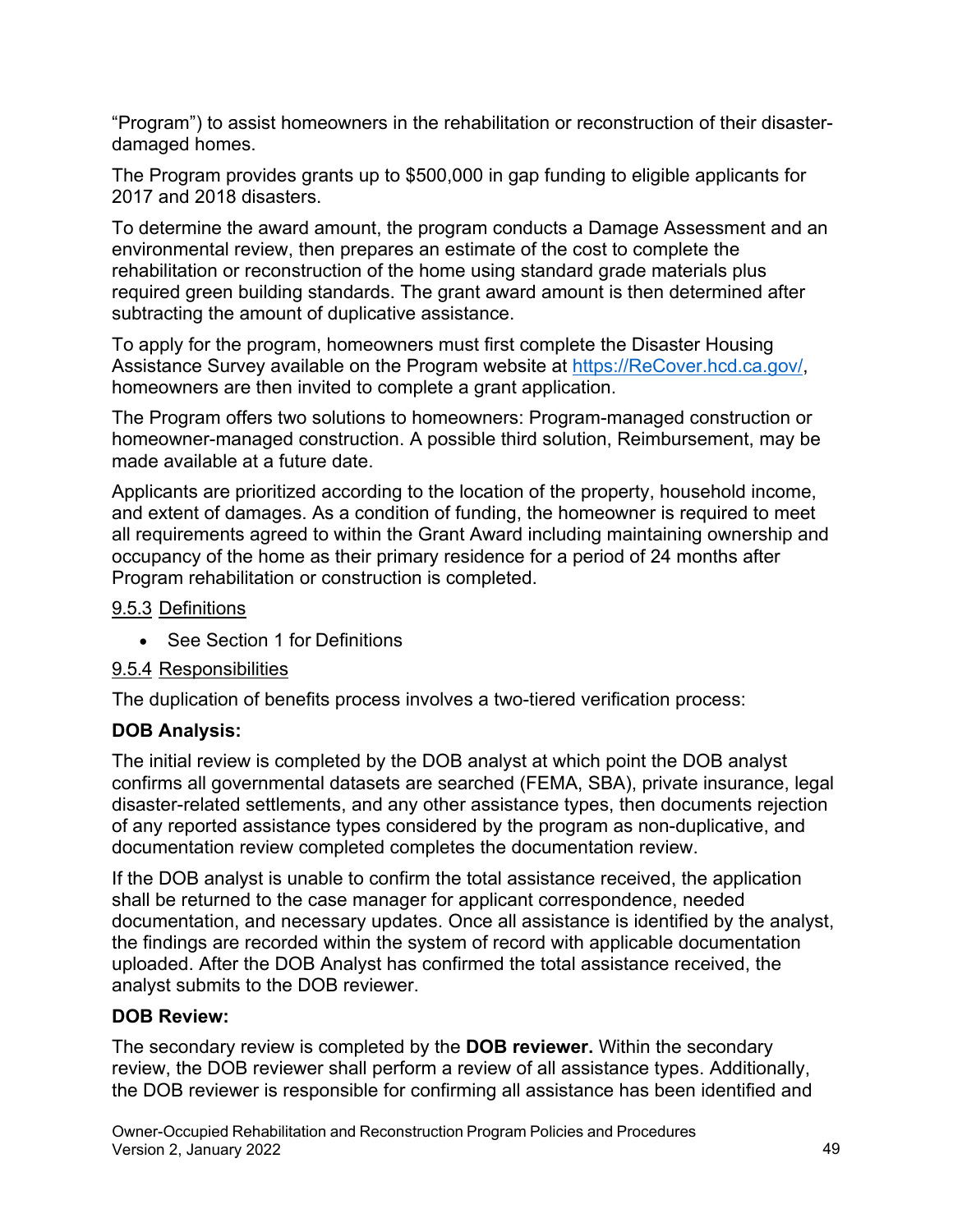"Program") to assist homeowners in the rehabilitation or reconstruction of their disaster-damaged homes.

The Program provides grants up to $500,000 in gap funding to eligible applicants for 2017 and 2018 disasters.

To determine the award amount, the program conducts a Damage Assessment and an environmental review, then prepares an estimate of the cost to complete the rehabilitation or reconstruction of the home using standard grade materials plus required green building standards. The grant award amount is then determined after subtracting the amount of duplicative assistance.

To apply for the program, homeowners must first complete the Disaster Housing Assistance Survey available on the Program website at [https://ReCover.hcd.ca.gov/](https://ReCover.hcd.ca.gov/), homeowners are then invited to complete a grant application.

The Program offers two solutions to homeowners: Program-managed construction or homeowner-managed construction. A possible third solution, Reimbursement, may be made available at a future date.

Applicants are prioritized according to the location of the property, household income, and extent of damages. As a condition of funding, the homeowner is required to meet all requirements agreed to within the Grant Award including maintaining ownership and occupancy of the home as their primary residence for a period of 24 months after Program rehabilitation or construction is completed.

### 9.5.3 Definitions

- See Section 1 for Definitions

### 9.5.4 Responsibilities

The duplication of benefits process involves a two-tiered verification process:

**DOB Analysis:**

The initial review is completed by the DOB analyst at which point the DOB analyst confirms all governmental datasets are searched (FEMA, SBA), private insurance, legal disaster-related settlements, and any other assistance types, then documents rejection of any reported assistance types considered by the program as non-duplicative, and documentation review completed completes the documentation review.

If the DOB analyst is unable to confirm the total assistance received, the application shall be returned to the case manager for applicant correspondence, needed documentation, and necessary updates. Once all assistance is identified by the analyst, the findings are recorded within the system of record with applicable documentation uploaded. After the DOB Analyst has confirmed the total assistance received, the analyst submits to the DOB reviewer.

**DOB Review:**

The secondary review is completed by the **DOB reviewer.** Within the secondary review, the DOB reviewer shall perform a review of all assistance types. Additionally, the DOB reviewer is responsible for confirming all assistance has been identified and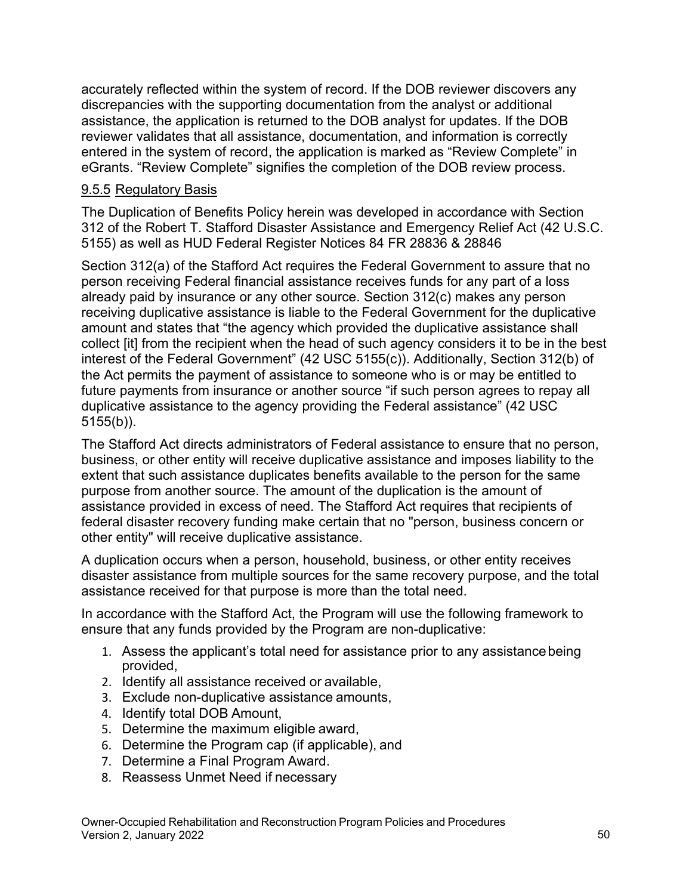accurately reflected within the system of record. If the DOB reviewer discovers any discrepancies with the supporting documentation from the analyst or additional assistance, the application is returned to the DOB analyst for updates. If the DOB reviewer validates that all assistance, documentation, and information is correctly entered in the system of record, the application is marked as "Review Complete" in eGrants. "Review Complete" signifies the completion of the DOB review process.

### 9.5.5 Regulatory Basis

The Duplication of Benefits Policy herein was developed in accordance with Section 312 of the Robert T. Stafford Disaster Assistance and Emergency Relief Act (42 U.S.C. 5155) as well as HUD Federal Register Notices 84 FR 28836 & 28846

Section 312(a) of the Stafford Act requires the Federal Government to assure that no person receiving Federal financial assistance receives funds for any part of a loss already paid by insurance or any other source. Section 312(c) makes any person receiving duplicative assistance is liable to the Federal Government for the duplicative amount and states that "the agency which provided the duplicative assistance shall collect [it] from the recipient when the head of such agency considers it to be in the best interest of the Federal Government" (42 USC 5155(c)). Additionally, Section 312(b) of the Act permits the payment of assistance to someone who is or may be entitled to future payments from insurance or another source "if such person agrees to repay all duplicative assistance to the agency providing the Federal assistance" (42 USC 5155(b)).

The Stafford Act directs administrators of Federal assistance to ensure that no person, business, or other entity will receive duplicative assistance and imposes liability to the extent that such assistance duplicates benefits available to the person for the same purpose from another source. The amount of the duplication is the amount of assistance provided in excess of need. The Stafford Act requires that recipients of federal disaster recovery funding make certain that no "person, business concern or other entity" will receive duplicative assistance.

A duplication occurs when a person, household, business, or other entity receives disaster assistance from multiple sources for the same recovery purpose, and the total assistance received for that purpose is more than the total need.

In accordance with the Stafford Act, the Program will use the following framework to ensure that any funds provided by the Program are non-duplicative:

1. Assess the applicant's total need for assistance prior to any assistance being provided,
2. Identify all assistance received or available,
3. Exclude non-duplicative assistance amounts,
4. Identify total DOB Amount,
5. Determine the maximum eligible award,
6. Determine the Program cap (if applicable), and
7. Determine a Final Program Award.
8. Reassess Unmet Need if necessary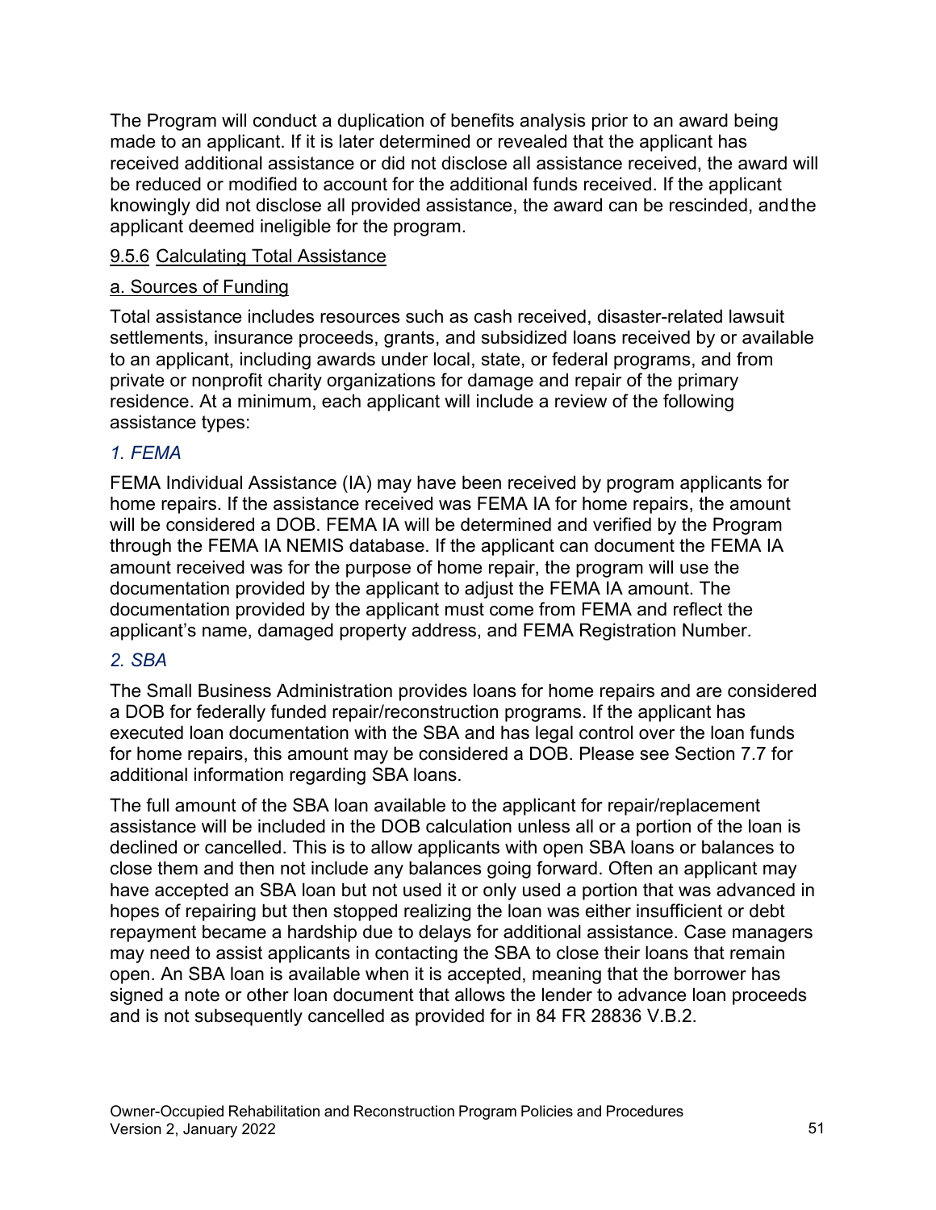The Program will conduct a duplication of benefits analysis prior to an award being made to an applicant. If it is later determined or revealed that the applicant has received additional assistance or did not disclose all assistance received, the award will be reduced or modified to account for the additional funds received. If the applicant knowingly did not disclose all provided assistance, the award can be rescinded, and the applicant deemed ineligible for the program.

### 9.5.6 Calculating Total Assistance

#### a. Sources of Funding

Total assistance includes resources such as cash received, disaster-related lawsuit settlements, insurance proceeds, grants, and subsidized loans received by or available to an applicant, including awards under local, state, or federal programs, and from private or nonprofit charity organizations for damage and repair of the primary residence. At a minimum, each applicant will include a review of the following assistance types:

##### *1. FEMA*

FEMA Individual Assistance (IA) may have been received by program applicants for home repairs. If the assistance received was FEMA IA for home repairs, the amount will be considered a DOB. FEMA IA will be determined and verified by the Program through the FEMA IA NEMIS database. If the applicant can document the FEMA IA amount received was for the purpose of home repair, the program will use the documentation provided by the applicant to adjust the FEMA IA amount. The documentation provided by the applicant must come from FEMA and reflect the applicant's name, damaged property address, and FEMA Registration Number.

##### *2. SBA*

The Small Business Administration provides loans for home repairs and are considered a DOB for federally funded repair/reconstruction programs. If the applicant has executed loan documentation with the SBA and has legal control over the loan funds for home repairs, this amount may be considered a DOB. Please see Section 7.7 for additional information regarding SBA loans.

The full amount of the SBA loan available to the applicant for repair/replacement assistance will be included in the DOB calculation unless all or a portion of the loan is declined or cancelled. This is to allow applicants with open SBA loans or balances to close them and then not include any balances going forward. Often an applicant may have accepted an SBA loan but not used it or only used a portion that was advanced in hopes of repairing but then stopped realizing the loan was either insufficient or debt repayment became a hardship due to delays for additional assistance. Case managers may need to assist applicants in contacting the SBA to close their loans that remain open. An SBA loan is available when it is accepted, meaning that the borrower has signed a note or other loan document that allows the lender to advance loan proceeds and is not subsequently cancelled as provided for in 84 FR 28836 V.B.2.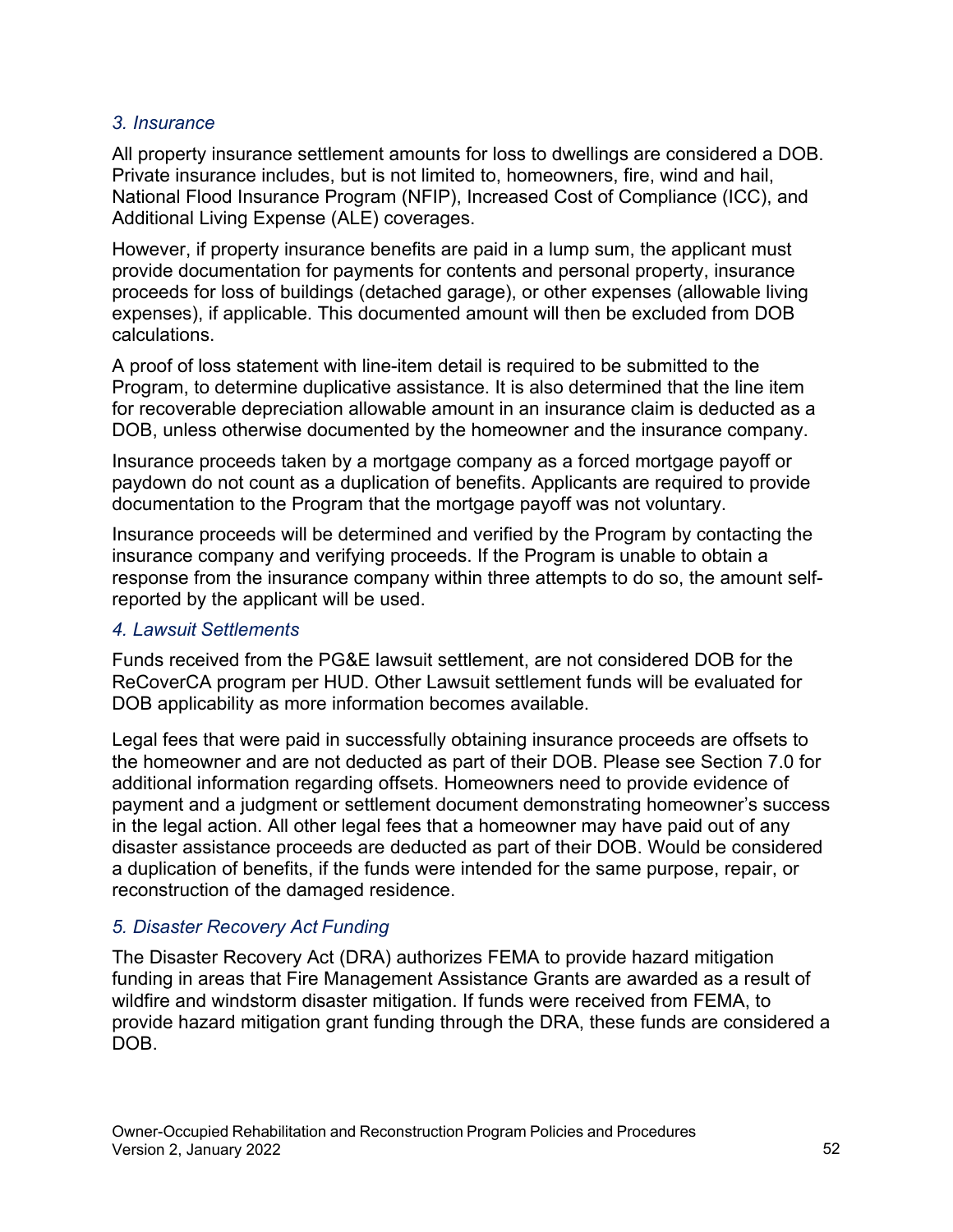### *3. Insurance*

All property insurance settlement amounts for loss to dwellings are considered a DOB. Private insurance includes, but is not limited to, homeowners, fire, wind and hail, National Flood Insurance Program (NFIP), Increased Cost of Compliance (ICC), and Additional Living Expense (ALE) coverages.

However, if property insurance benefits are paid in a lump sum, the applicant must provide documentation for payments for contents and personal property, insurance proceeds for loss of buildings (detached garage), or other expenses (allowable living expenses), if applicable. This documented amount will then be excluded from DOB calculations.

A proof of loss statement with line-item detail is required to be submitted to the Program, to determine duplicative assistance. It is also determined that the line item for recoverable depreciation allowable amount in an insurance claim is deducted as a DOB, unless otherwise documented by the homeowner and the insurance company.

Insurance proceeds taken by a mortgage company as a forced mortgage payoff or paydown do not count as a duplication of benefits. Applicants are required to provide documentation to the Program that the mortgage payoff was not voluntary.

Insurance proceeds will be determined and verified by the Program by contacting the insurance company and verifying proceeds. If the Program is unable to obtain a response from the insurance company within three attempts to do so, the amount self-reported by the applicant will be used.

### *4. Lawsuit Settlements*

Funds received from the PG&E lawsuit settlement, are not considered DOB for the ReCoverCA program per HUD. Other Lawsuit settlement funds will be evaluated for DOB applicability as more information becomes available.

Legal fees that were paid in successfully obtaining insurance proceeds are offsets to the homeowner and are not deducted as part of their DOB. Please see Section 7.0 for additional information regarding offsets. Homeowners need to provide evidence of payment and a judgment or settlement document demonstrating homeowner's success in the legal action. All other legal fees that a homeowner may have paid out of any disaster assistance proceeds are deducted as part of their DOB. Would be considered a duplication of benefits, if the funds were intended for the same purpose, repair, or reconstruction of the damaged residence.

### *5. Disaster Recovery Act Funding*

The Disaster Recovery Act (DRA) authorizes FEMA to provide hazard mitigation funding in areas that Fire Management Assistance Grants are awarded as a result of wildfire and windstorm disaster mitigation. If funds were received from FEMA, to provide hazard mitigation grant funding through the DRA, these funds are considered a DOB.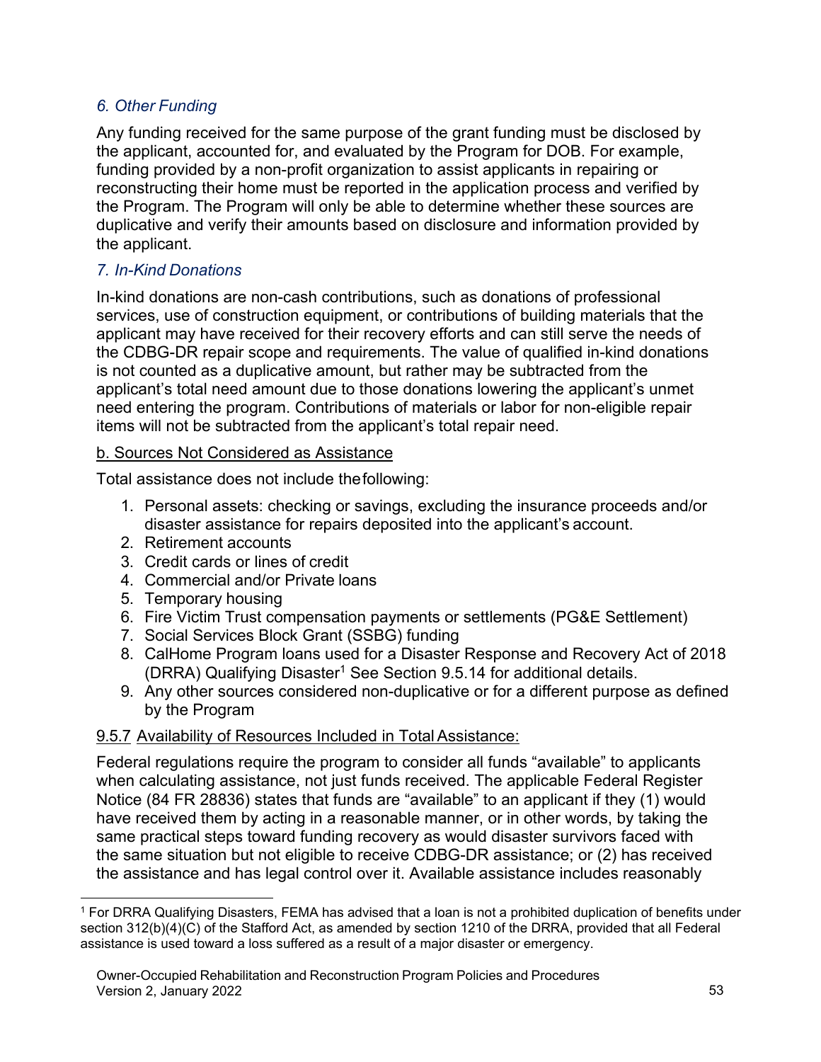### *6. Other Funding*

Any funding received for the same purpose of the grant funding must be disclosed by the applicant, accounted for, and evaluated by the Program for DOB. For example, funding provided by a non-profit organization to assist applicants in repairing or reconstructing their home must be reported in the application process and verified by the Program. The Program will only be able to determine whether these sources are duplicative and verify their amounts based on disclosure and information provided by the applicant.

### *7. In-Kind Donations*

In-kind donations are non-cash contributions, such as donations of professional services, use of construction equipment, or contributions of building materials that the applicant may have received for their recovery efforts and can still serve the needs of the CDBG-DR repair scope and requirements. The value of qualified in-kind donations is not counted as a duplicative amount, but rather may be subtracted from the applicant's total need amount due to those donations lowering the applicant's unmet need entering the program. Contributions of materials or labor for non-eligible repair items will not be subtracted from the applicant's total repair need.

#### b. Sources Not Considered as Assistance

Total assistance does not include the following:

1. Personal assets: checking or savings, excluding the insurance proceeds and/or disaster assistance for repairs deposited into the applicant's account.
2. Retirement accounts
3. Credit cards or lines of credit
4. Commercial and/or Private loans
5. Temporary housing
6. Fire Victim Trust compensation payments or settlements (PG&E Settlement)
7. Social Services Block Grant (SSBG) funding
8. CalHome Program loans used for a Disaster Response and Recovery Act of 2018 (DRRA) Qualifying Disaster[1] See Section 9.5.14 for additional details.
9. Any other sources considered non-duplicative or for a different purpose as defined by the Program

#### 9.5.7 Availability of Resources Included in Total Assistance:

Federal regulations require the program to consider all funds "available" to applicants when calculating assistance, not just funds received. The applicable Federal Register Notice (84 FR 28836) states that funds are "available" to an applicant if they (1) would have received them by acting in a reasonable manner, or in other words, by taking the same practical steps toward funding recovery as would disaster survivors faced with the same situation but not eligible to receive CDBG-DR assistance; or (2) has received the assistance and has legal control over it. Available assistance includes reasonably

[1] For DRRA Qualifying Disasters, FEMA has advised that a loan is not a prohibited duplication of benefits under section 312(b)(4)(C) of the Stafford Act, as amended by section 1210 of the DRRA, provided that all Federal assistance is used toward a loss suffered as a result of a major disaster or emergency.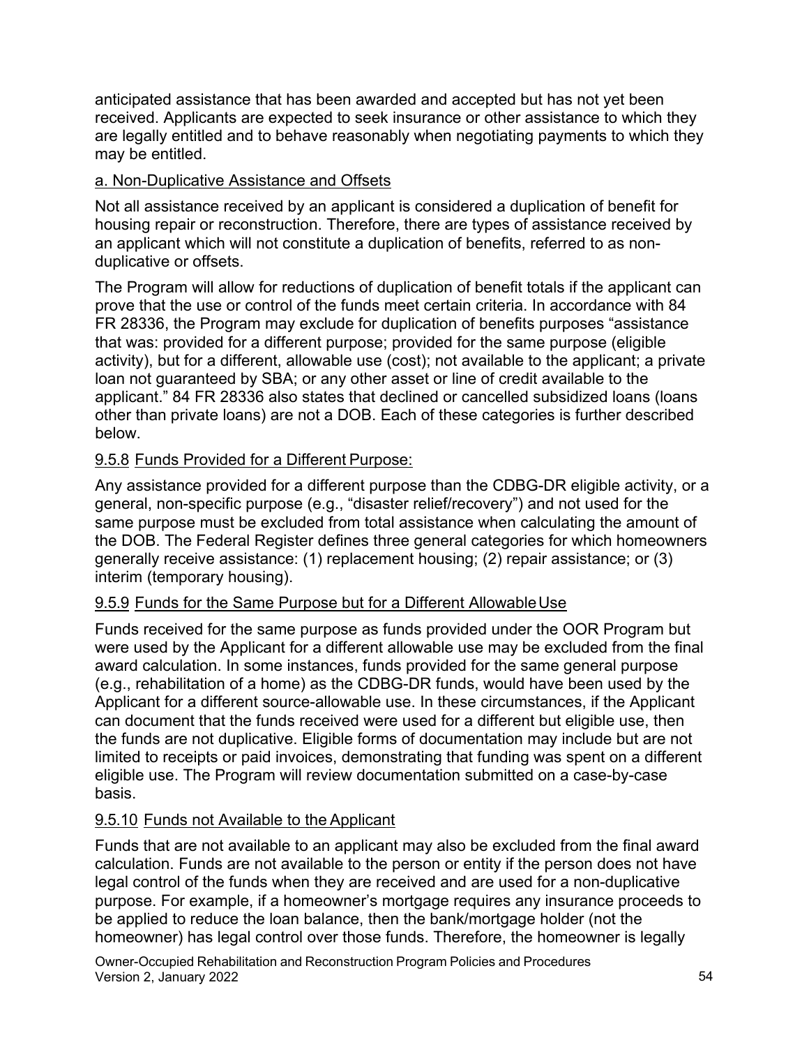anticipated assistance that has been awarded and accepted but has not yet been received. Applicants are expected to seek insurance or other assistance to which they are legally entitled and to behave reasonably when negotiating payments to which they may be entitled.

<u>a. Non-Duplicative Assistance and Offsets</u>

Not all assistance received by an applicant is considered a duplication of benefit for housing repair or reconstruction. Therefore, there are types of assistance received by an applicant which will not constitute a duplication of benefits, referred to as non-duplicative or offsets.

The Program will allow for reductions of duplication of benefit totals if the applicant can prove that the use or control of the funds meet certain criteria. In accordance with 84 FR 28336, the Program may exclude for duplication of benefits purposes "assistance that was: provided for a different purpose; provided for the same purpose (eligible activity), but for a different, allowable use (cost); not available to the applicant; a private loan not guaranteed by SBA; or any other asset or line of credit available to the applicant." 84 FR 28336 also states that declined or cancelled subsidized loans (loans other than private loans) are not a DOB. Each of these categories is further described below.

#### 9.5.8 Funds Provided for a Different Purpose:

Any assistance provided for a different purpose than the CDBG-DR eligible activity, or a general, non-specific purpose (e.g., "disaster relief/recovery") and not used for the same purpose must be excluded from total assistance when calculating the amount of the DOB. The Federal Register defines three general categories for which homeowners generally receive assistance: (1) replacement housing; (2) repair assistance; or (3) interim (temporary housing).

#### 9.5.9 Funds for the Same Purpose but for a Different Allowable Use

Funds received for the same purpose as funds provided under the OOR Program but were used by the Applicant for a different allowable use may be excluded from the final award calculation. In some instances, funds provided for the same general purpose (e.g., rehabilitation of a home) as the CDBG-DR funds, would have been used by the Applicant for a different source-allowable use. In these circumstances, if the Applicant can document that the funds received were used for a different but eligible use, then the funds are not duplicative. Eligible forms of documentation may include but are not limited to receipts or paid invoices, demonstrating that funding was spent on a different eligible use. The Program will review documentation submitted on a case-by-case basis.

#### 9.5.10 Funds not Available to the Applicant

Funds that are not available to an applicant may also be excluded from the final award calculation. Funds are not available to the person or entity if the person does not have legal control of the funds when they are received and are used for a non-duplicative purpose. For example, if a homeowner's mortgage requires any insurance proceeds to be applied to reduce the loan balance, then the bank/mortgage holder (not the homeowner) has legal control over those funds. Therefore, the homeowner is legally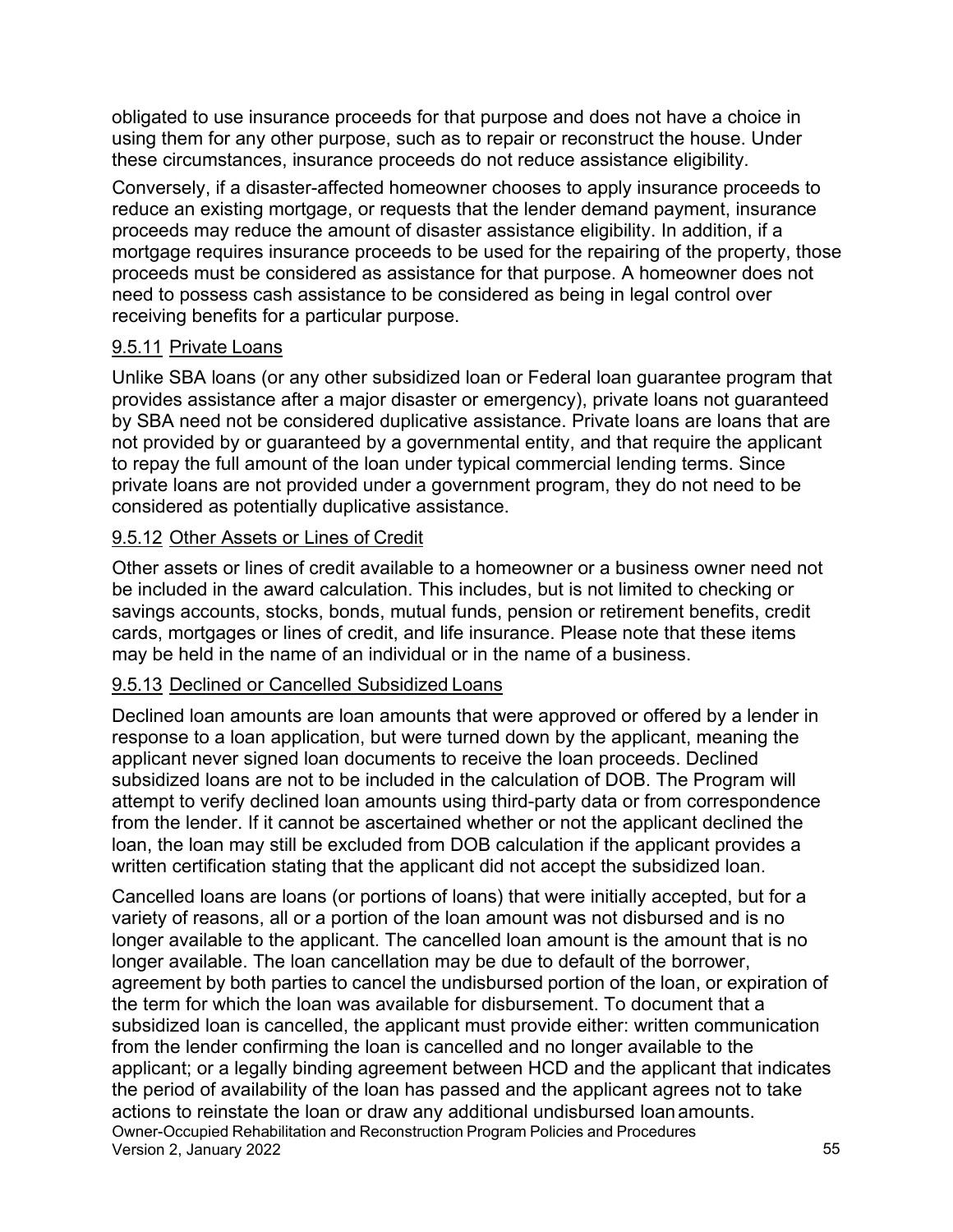obligated to use insurance proceeds for that purpose and does not have a choice in using them for any other purpose, such as to repair or reconstruct the house. Under these circumstances, insurance proceeds do not reduce assistance eligibility.

Conversely, if a disaster-affected homeowner chooses to apply insurance proceeds to reduce an existing mortgage, or requests that the lender demand payment, insurance proceeds may reduce the amount of disaster assistance eligibility. In addition, if a mortgage requires insurance proceeds to be used for the repairing of the property, those proceeds must be considered as assistance for that purpose. A homeowner does not need to possess cash assistance to be considered as being in legal control over receiving benefits for a particular purpose.

### 9.5.11 Private Loans

Unlike SBA loans (or any other subsidized loan or Federal loan guarantee program that provides assistance after a major disaster or emergency), private loans not guaranteed by SBA need not be considered duplicative assistance. Private loans are loans that are not provided by or guaranteed by a governmental entity, and that require the applicant to repay the full amount of the loan under typical commercial lending terms. Since private loans are not provided under a government program, they do not need to be considered as potentially duplicative assistance.

### 9.5.12 Other Assets or Lines of Credit

Other assets or lines of credit available to a homeowner or a business owner need not be included in the award calculation. This includes, but is not limited to checking or savings accounts, stocks, bonds, mutual funds, pension or retirement benefits, credit cards, mortgages or lines of credit, and life insurance. Please note that these items may be held in the name of an individual or in the name of a business.

### 9.5.13 Declined or Cancelled Subsidized Loans

Declined loan amounts are loan amounts that were approved or offered by a lender in response to a loan application, but were turned down by the applicant, meaning the applicant never signed loan documents to receive the loan proceeds. Declined subsidized loans are not to be included in the calculation of DOB. The Program will attempt to verify declined loan amounts using third-party data or from correspondence from the lender. If it cannot be ascertained whether or not the applicant declined the loan, the loan may still be excluded from DOB calculation if the applicant provides a written certification stating that the applicant did not accept the subsidized loan.

Cancelled loans are loans (or portions of loans) that were initially accepted, but for a variety of reasons, all or a portion of the loan amount was not disbursed and is no longer available to the applicant. The cancelled loan amount is the amount that is no longer available. The loan cancellation may be due to default of the borrower, agreement by both parties to cancel the undisbursed portion of the loan, or expiration of the term for which the loan was available for disbursement. To document that a subsidized loan is cancelled, the applicant must provide either: written communication from the lender confirming the loan is cancelled and no longer available to the applicant; or a legally binding agreement between HCD and the applicant that indicates the period of availability of the loan has passed and the applicant agrees not to take actions to reinstate the loan or draw any additional undisbursed loan amounts.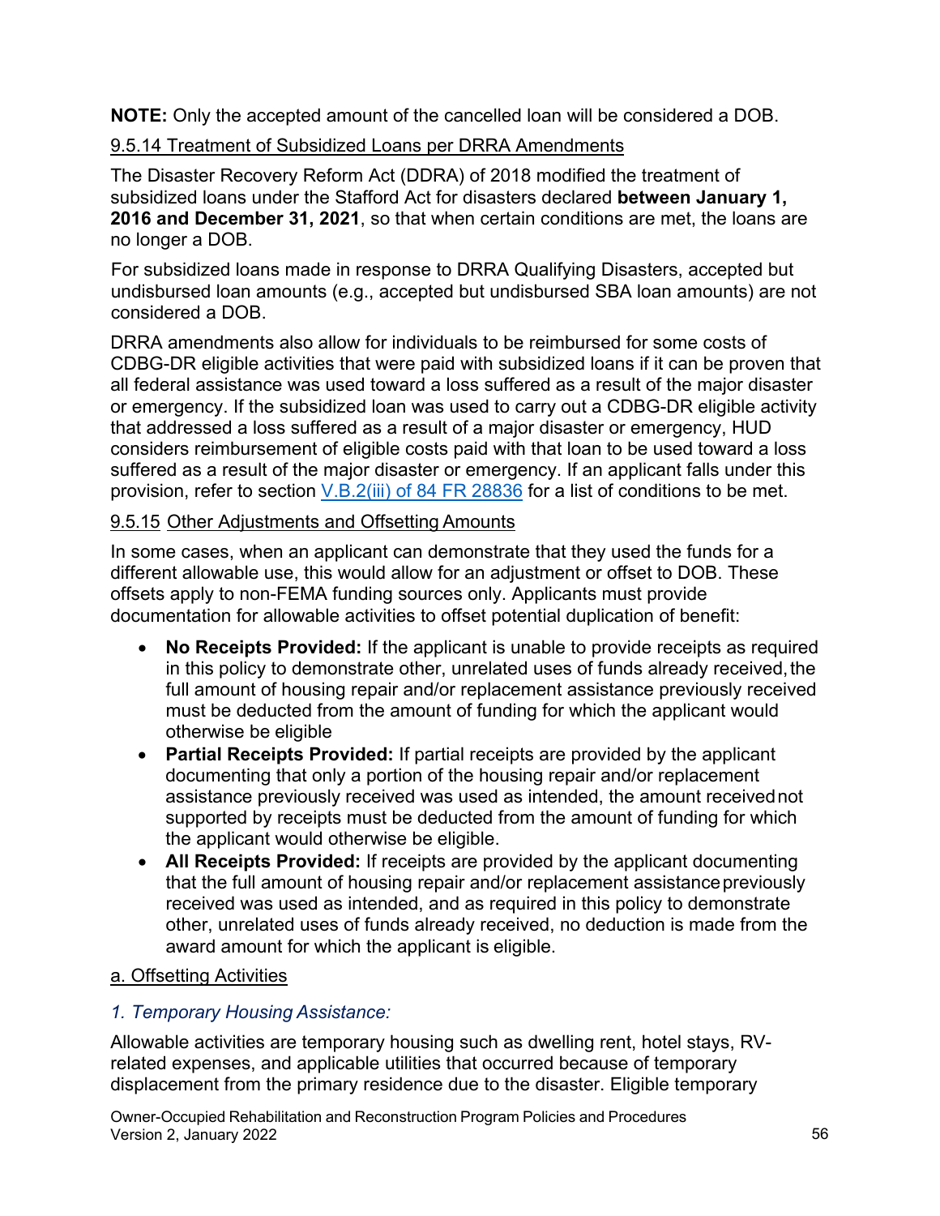**NOTE:** Only the accepted amount of the cancelled loan will be considered a DOB.

### 9.5.14 Treatment of Subsidized Loans per DRRA Amendments

The Disaster Recovery Reform Act (DDRA) of 2018 modified the treatment of subsidized loans under the Stafford Act for disasters declared **between January 1, 2016 and December 31, 2021**, so that when certain conditions are met, the loans are no longer a DOB.

For subsidized loans made in response to DRRA Qualifying Disasters, accepted but undisbursed loan amounts (e.g., accepted but undisbursed SBA loan amounts) are not considered a DOB.

DRRA amendments also allow for individuals to be reimbursed for some costs of CDBG-DR eligible activities that were paid with subsidized loans if it can be proven that all federal assistance was used toward a loss suffered as a result of the major disaster or emergency. If the subsidized loan was used to carry out a CDBG-DR eligible activity that addressed a loss suffered as a result of a major disaster or emergency, HUD considers reimbursement of eligible costs paid with that loan to be used toward a loss suffered as a result of the major disaster or emergency. If an applicant falls under this provision, refer to section V.B.2(iii) of 84 FR 28836 for a list of conditions to be met.

### 9.5.15 Other Adjustments and Offsetting Amounts

In some cases, when an applicant can demonstrate that they used the funds for a different allowable use, this would allow for an adjustment or offset to DOB. These offsets apply to non-FEMA funding sources only. Applicants must provide documentation for allowable activities to offset potential duplication of benefit:

- **No Receipts Provided:** If the applicant is unable to provide receipts as required in this policy to demonstrate other, unrelated uses of funds already received, the full amount of housing repair and/or replacement assistance previously received must be deducted from the amount of funding for which the applicant would otherwise be eligible
- **Partial Receipts Provided:** If partial receipts are provided by the applicant documenting that only a portion of the housing repair and/or replacement assistance previously received was used as intended, the amount received not supported by receipts must be deducted from the amount of funding for which the applicant would otherwise be eligible.
- **All Receipts Provided:** If receipts are provided by the applicant documenting that the full amount of housing repair and/or replacement assistance previously received was used as intended, and as required in this policy to demonstrate other, unrelated uses of funds already received, no deduction is made from the award amount for which the applicant is eligible.

#### a. Offsetting Activities

*1. Temporary Housing Assistance:*

Allowable activities are temporary housing such as dwelling rent, hotel stays, RV-related expenses, and applicable utilities that occurred because of temporary displacement from the primary residence due to the disaster. Eligible temporary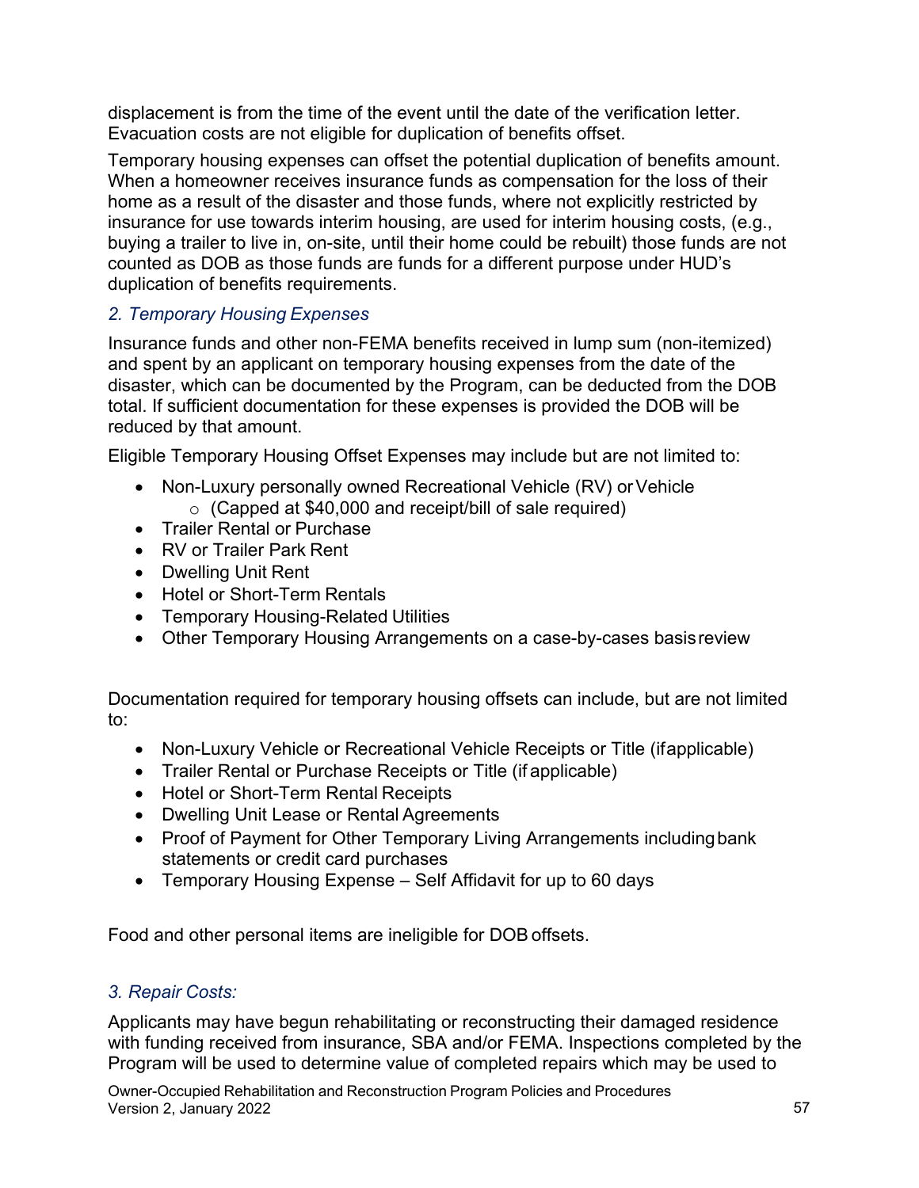displacement is from the time of the event until the date of the verification letter. Evacuation costs are not eligible for duplication of benefits offset.

Temporary housing expenses can offset the potential duplication of benefits amount. When a homeowner receives insurance funds as compensation for the loss of their home as a result of the disaster and those funds, where not explicitly restricted by insurance for use towards interim housing, are used for interim housing costs, (e.g., buying a trailer to live in, on-site, until their home could be rebuilt) those funds are not counted as DOB as those funds are funds for a different purpose under HUD's duplication of benefits requirements.

### *2. Temporary Housing Expenses*

Insurance funds and other non-FEMA benefits received in lump sum (non-itemized) and spent by an applicant on temporary housing expenses from the date of the disaster, which can be documented by the Program, can be deducted from the DOB total. If sufficient documentation for these expenses is provided the DOB will be reduced by that amount.

Eligible Temporary Housing Offset Expenses may include but are not limited to:

- Non-Luxury personally owned Recreational Vehicle (RV) or Vehicle
  - (Capped at $40,000 and receipt/bill of sale required)
- Trailer Rental or Purchase
- RV or Trailer Park Rent
- Dwelling Unit Rent
- Hotel or Short-Term Rentals
- Temporary Housing-Related Utilities
- Other Temporary Housing Arrangements on a case-by-cases basis review

Documentation required for temporary housing offsets can include, but are not limited to:

- Non-Luxury Vehicle or Recreational Vehicle Receipts or Title (if applicable)
- Trailer Rental or Purchase Receipts or Title (if applicable)
- Hotel or Short-Term Rental Receipts
- Dwelling Unit Lease or Rental Agreements
- Proof of Payment for Other Temporary Living Arrangements including bank statements or credit card purchases
- Temporary Housing Expense – Self Affidavit for up to 60 days

Food and other personal items are ineligible for DOB offsets.

### *3. Repair Costs:*

Applicants may have begun rehabilitating or reconstructing their damaged residence with funding received from insurance, SBA and/or FEMA. Inspections completed by the Program will be used to determine value of completed repairs which may be used to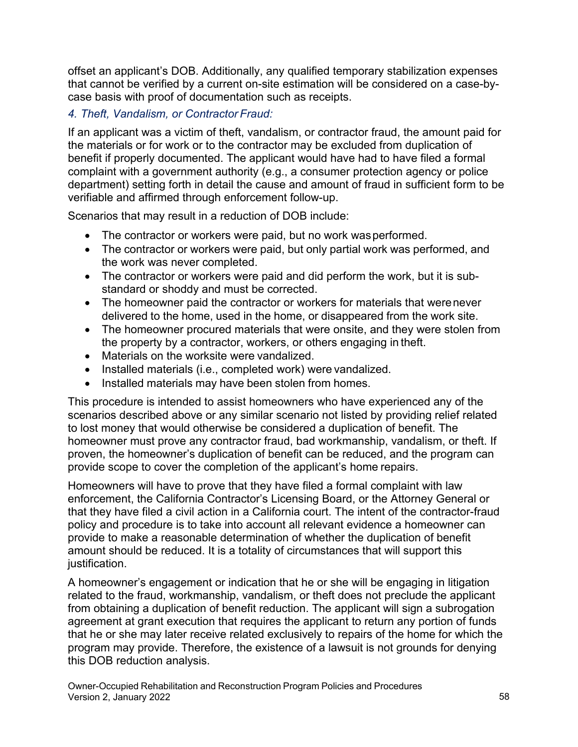offset an applicant's DOB. Additionally, any qualified temporary stabilization expenses that cannot be verified by a current on-site estimation will be considered on a case-by-case basis with proof of documentation such as receipts.

### *4. Theft, Vandalism, or Contractor Fraud:*

If an applicant was a victim of theft, vandalism, or contractor fraud, the amount paid for the materials or for work or to the contractor may be excluded from duplication of benefit if properly documented. The applicant would have had to have filed a formal complaint with a government authority (e.g., a consumer protection agency or police department) setting forth in detail the cause and amount of fraud in sufficient form to be verifiable and affirmed through enforcement follow-up.

Scenarios that may result in a reduction of DOB include:

- The contractor or workers were paid, but no work was performed.
- The contractor or workers were paid, but only partial work was performed, and the work was never completed.
- The contractor or workers were paid and did perform the work, but it is sub-standard or shoddy and must be corrected.
- The homeowner paid the contractor or workers for materials that were never delivered to the home, used in the home, or disappeared from the work site.
- The homeowner procured materials that were onsite, and they were stolen from the property by a contractor, workers, or others engaging in theft.
- Materials on the worksite were vandalized.
- Installed materials (i.e., completed work) were vandalized.
- Installed materials may have been stolen from homes.

This procedure is intended to assist homeowners who have experienced any of the scenarios described above or any similar scenario not listed by providing relief related to lost money that would otherwise be considered a duplication of benefit. The homeowner must prove any contractor fraud, bad workmanship, vandalism, or theft. If proven, the homeowner's duplication of benefit can be reduced, and the program can provide scope to cover the completion of the applicant's home repairs.

Homeowners will have to prove that they have filed a formal complaint with law enforcement, the California Contractor's Licensing Board, or the Attorney General or that they have filed a civil action in a California court. The intent of the contractor-fraud policy and procedure is to take into account all relevant evidence a homeowner can provide to make a reasonable determination of whether the duplication of benefit amount should be reduced. It is a totality of circumstances that will support this justification.

A homeowner's engagement or indication that he or she will be engaging in litigation related to the fraud, workmanship, vandalism, or theft does not preclude the applicant from obtaining a duplication of benefit reduction. The applicant will sign a subrogation agreement at grant execution that requires the applicant to return any portion of funds that he or she may later receive related exclusively to repairs of the home for which the program may provide. Therefore, the existence of a lawsuit is not grounds for denying this DOB reduction analysis.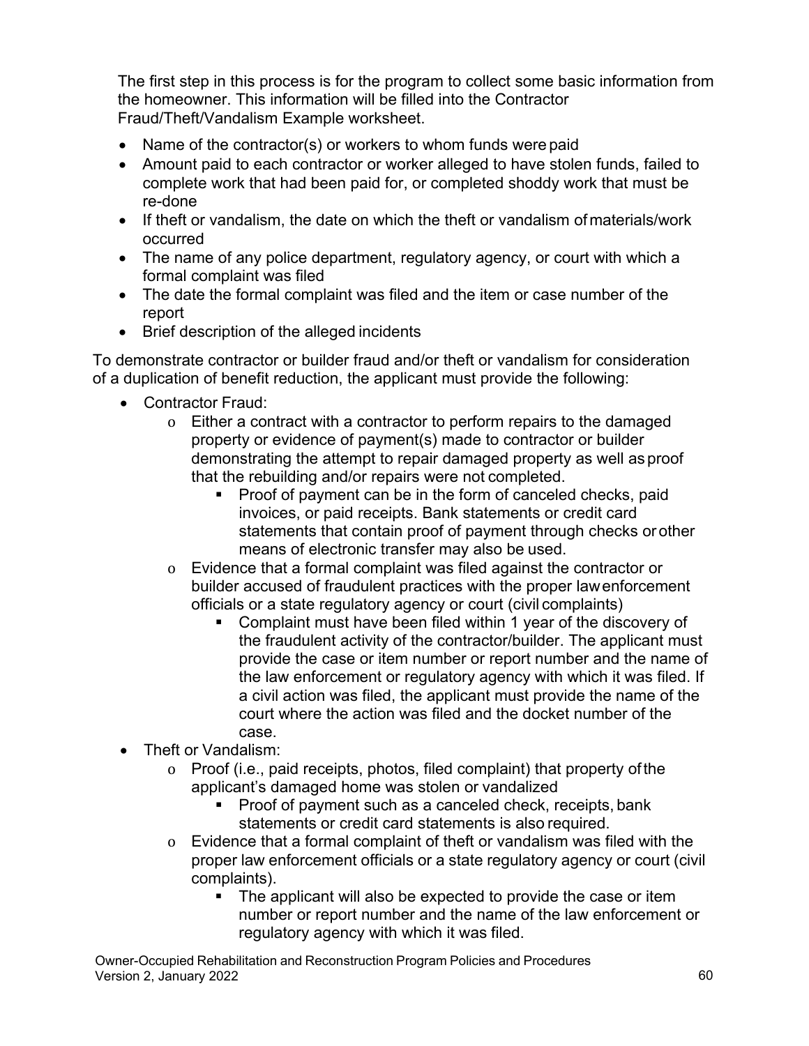The first step in this process is for the program to collect some basic information from the homeowner. This information will be filled into the Contractor Fraud/Theft/Vandalism Example worksheet.

- Name of the contractor(s) or workers to whom funds were paid
- Amount paid to each contractor or worker alleged to have stolen funds, failed to complete work that had been paid for, or completed shoddy work that must be re-done
- If theft or vandalism, the date on which the theft or vandalism of materials/work occurred
- The name of any police department, regulatory agency, or court with which a formal complaint was filed
- The date the formal complaint was filed and the item or case number of the report
- Brief description of the alleged incidents

To demonstrate contractor or builder fraud and/or theft or vandalism for consideration of a duplication of benefit reduction, the applicant must provide the following:

- Contractor Fraud:
  - Either a contract with a contractor to perform repairs to the damaged property or evidence of payment(s) made to contractor or builder demonstrating the attempt to repair damaged property as well as proof that the rebuilding and/or repairs were not completed.
    - Proof of payment can be in the form of canceled checks, paid invoices, or paid receipts. Bank statements or credit card statements that contain proof of payment through checks or other means of electronic transfer may also be used.
  - Evidence that a formal complaint was filed against the contractor or builder accused of fraudulent practices with the proper law enforcement officials or a state regulatory agency or court (civil complaints)
    - Complaint must have been filed within 1 year of the discovery of the fraudulent activity of the contractor/builder. The applicant must provide the case or item number or report number and the name of the law enforcement or regulatory agency with which it was filed. If a civil action was filed, the applicant must provide the name of the court where the action was filed and the docket number of the case.
- Theft or Vandalism:
  - Proof (i.e., paid receipts, photos, filed complaint) that property of the applicant's damaged home was stolen or vandalized
    - Proof of payment such as a canceled check, receipts, bank statements or credit card statements is also required.
  - Evidence that a formal complaint of theft or vandalism was filed with the proper law enforcement officials or a state regulatory agency or court (civil complaints).
    - The applicant will also be expected to provide the case or item number or report number and the name of the law enforcement or regulatory agency with which it was filed.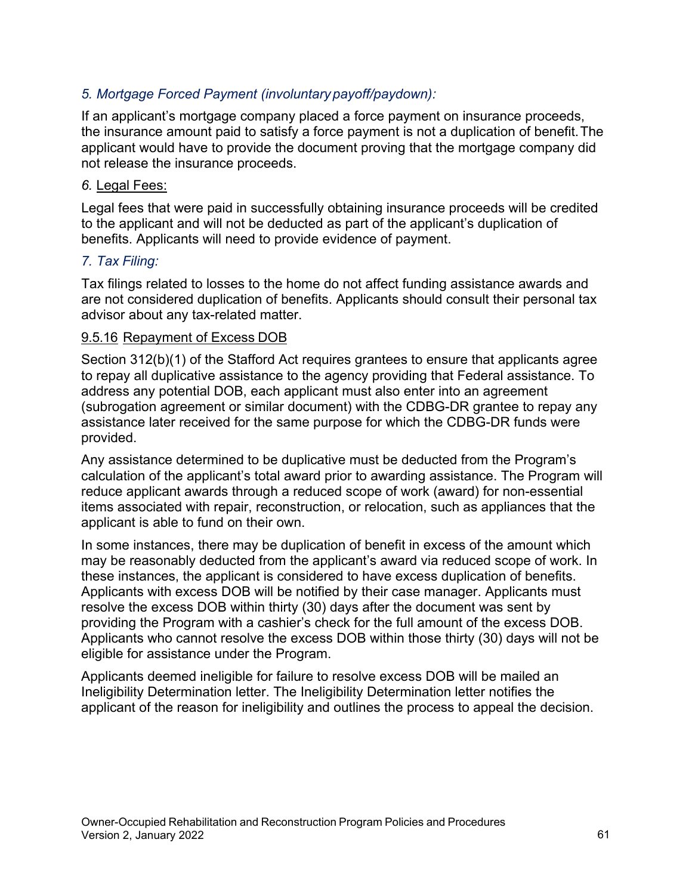*5. Mortgage Forced Payment (involuntary payoff/paydown):*

If an applicant's mortgage company placed a force payment on insurance proceeds, the insurance amount paid to satisfy a force payment is not a duplication of benefit. The applicant would have to provide the document proving that the mortgage company did not release the insurance proceeds.

*6.* Legal Fees:

Legal fees that were paid in successfully obtaining insurance proceeds will be credited to the applicant and will not be deducted as part of the applicant's duplication of benefits. Applicants will need to provide evidence of payment.

*7. Tax Filing:*

Tax filings related to losses to the home do not affect funding assistance awards and are not considered duplication of benefits. Applicants should consult their personal tax advisor about any tax-related matter.

### 9.5.16 Repayment of Excess DOB

Section 312(b)(1) of the Stafford Act requires grantees to ensure that applicants agree to repay all duplicative assistance to the agency providing that Federal assistance. To address any potential DOB, each applicant must also enter into an agreement (subrogation agreement or similar document) with the CDBG-DR grantee to repay any assistance later received for the same purpose for which the CDBG-DR funds were provided.

Any assistance determined to be duplicative must be deducted from the Program's calculation of the applicant's total award prior to awarding assistance. The Program will reduce applicant awards through a reduced scope of work (award) for non-essential items associated with repair, reconstruction, or relocation, such as appliances that the applicant is able to fund on their own.

In some instances, there may be duplication of benefit in excess of the amount which may be reasonably deducted from the applicant's award via reduced scope of work. In these instances, the applicant is considered to have excess duplication of benefits. Applicants with excess DOB will be notified by their case manager. Applicants must resolve the excess DOB within thirty (30) days after the document was sent by providing the Program with a cashier's check for the full amount of the excess DOB. Applicants who cannot resolve the excess DOB within those thirty (30) days will not be eligible for assistance under the Program.

Applicants deemed ineligible for failure to resolve excess DOB will be mailed an Ineligibility Determination letter. The Ineligibility Determination letter notifies the applicant of the reason for ineligibility and outlines the process to appeal the decision.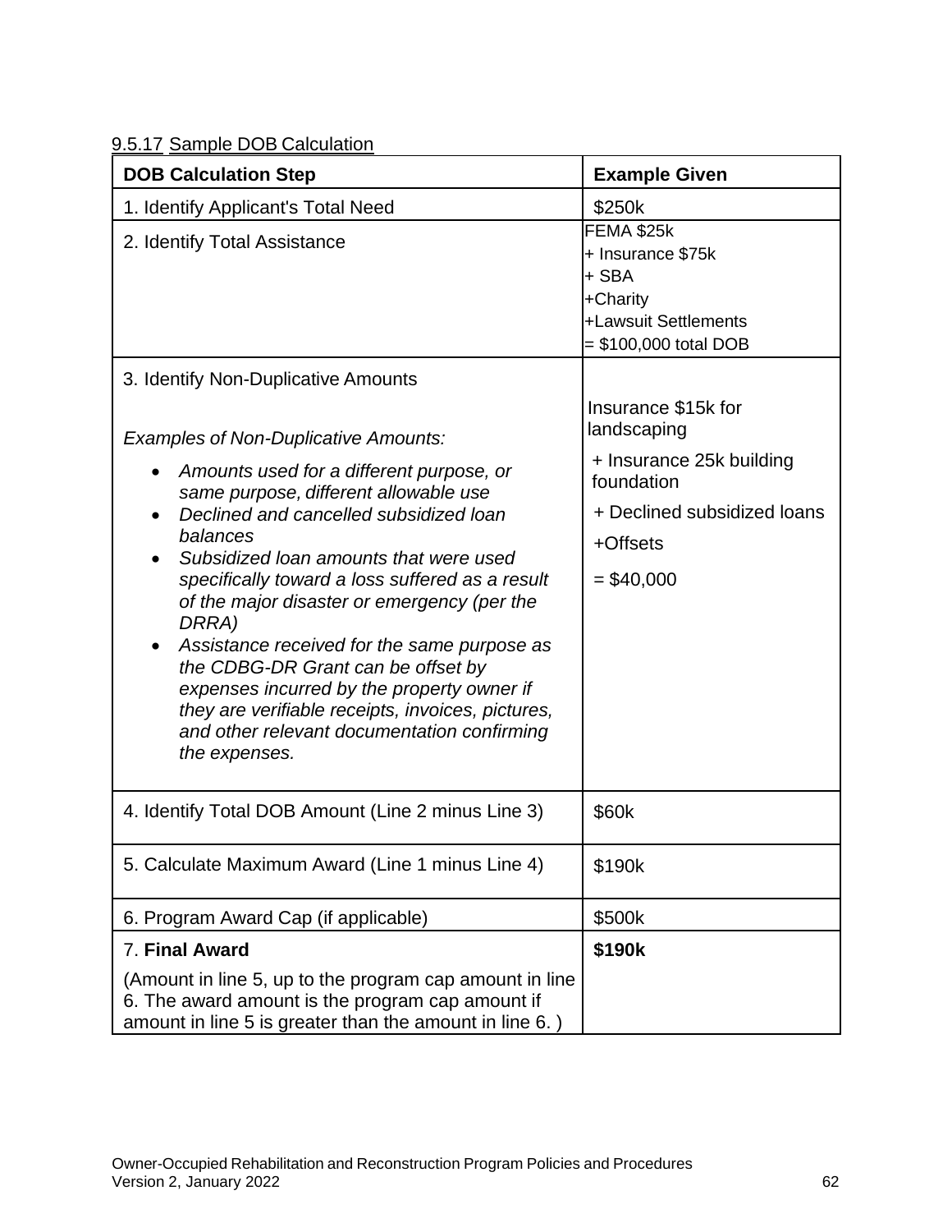9.5.17 Sample DOB Calculation

| DOB Calculation Step | Example Given |
|---|---|
| 1. Identify Applicant's Total Need | \$250k |
| 2. Identify Total Assistance | FEMA \$25k<br>+ Insurance \$75k<br>+ SBA<br>+Charity<br>+Lawsuit Settlements<br>= \$100,000 total DOB |
| 3. Identify Non-Duplicative Amounts<br><br>*Examples of Non-Duplicative Amounts:*<br>• *Amounts used for a different purpose, or same purpose, different allowable use*<br>• *Declined and cancelled subsidized loan balances*<br>• *Subsidized loan amounts that were used specifically toward a loss suffered as a result of the major disaster or emergency (per the DRRA)*<br>• *Assistance received for the same purpose as the CDBG-DR Grant can be offset by expenses incurred by the property owner if they are verifiable receipts, invoices, pictures, and other relevant documentation confirming the expenses.* | Insurance \$15k for landscaping<br>+ Insurance 25k building foundation<br>+ Declined subsidized loans<br>+Offsets<br>= \$40,000 |
| 4. Identify Total DOB Amount (Line 2 minus Line 3) | \$60k |
| 5. Calculate Maximum Award (Line 1 minus Line 4) | \$190k |
| 6. Program Award Cap (if applicable) | \$500k |
| 7. **Final Award**<br>(Amount in line 5, up to the program cap amount in line 6. The award amount is the program cap amount if amount in line 5 is greater than the amount in line 6. ) | **\$190k** |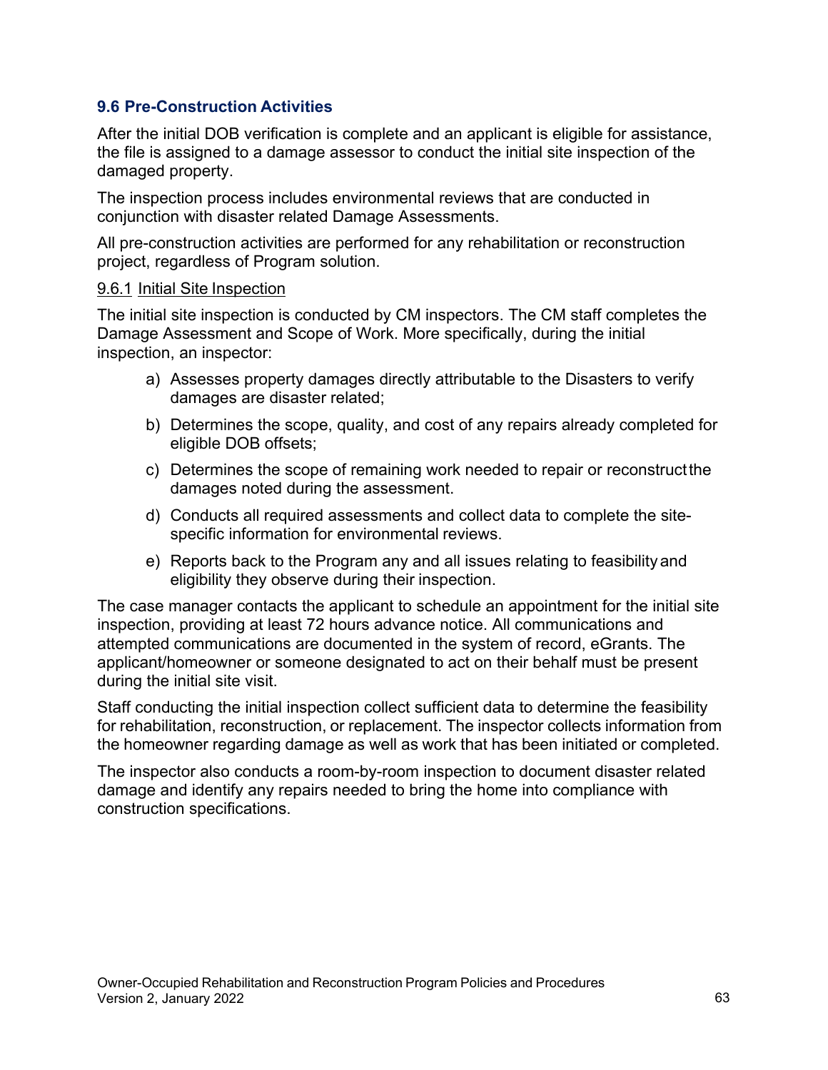## 9.6 Pre-Construction Activities

After the initial DOB verification is complete and an applicant is eligible for assistance, the file is assigned to a damage assessor to conduct the initial site inspection of the damaged property.

The inspection process includes environmental reviews that are conducted in conjunction with disaster related Damage Assessments.

All pre-construction activities are performed for any rehabilitation or reconstruction project, regardless of Program solution.

### 9.6.1 Initial Site Inspection

The initial site inspection is conducted by CM inspectors. The CM staff completes the Damage Assessment and Scope of Work. More specifically, during the initial inspection, an inspector:

a) Assesses property damages directly attributable to the Disasters to verify damages are disaster related;

b) Determines the scope, quality, and cost of any repairs already completed for eligible DOB offsets;

c) Determines the scope of remaining work needed to repair or reconstruct the damages noted during the assessment.

d) Conducts all required assessments and collect data to complete the site-specific information for environmental reviews.

e) Reports back to the Program any and all issues relating to feasibility and eligibility they observe during their inspection.

The case manager contacts the applicant to schedule an appointment for the initial site inspection, providing at least 72 hours advance notice. All communications and attempted communications are documented in the system of record, eGrants. The applicant/homeowner or someone designated to act on their behalf must be present during the initial site visit.

Staff conducting the initial inspection collect sufficient data to determine the feasibility for rehabilitation, reconstruction, or replacement. The inspector collects information from the homeowner regarding damage as well as work that has been initiated or completed.

The inspector also conducts a room-by-room inspection to document disaster related damage and identify any repairs needed to bring the home into compliance with construction specifications.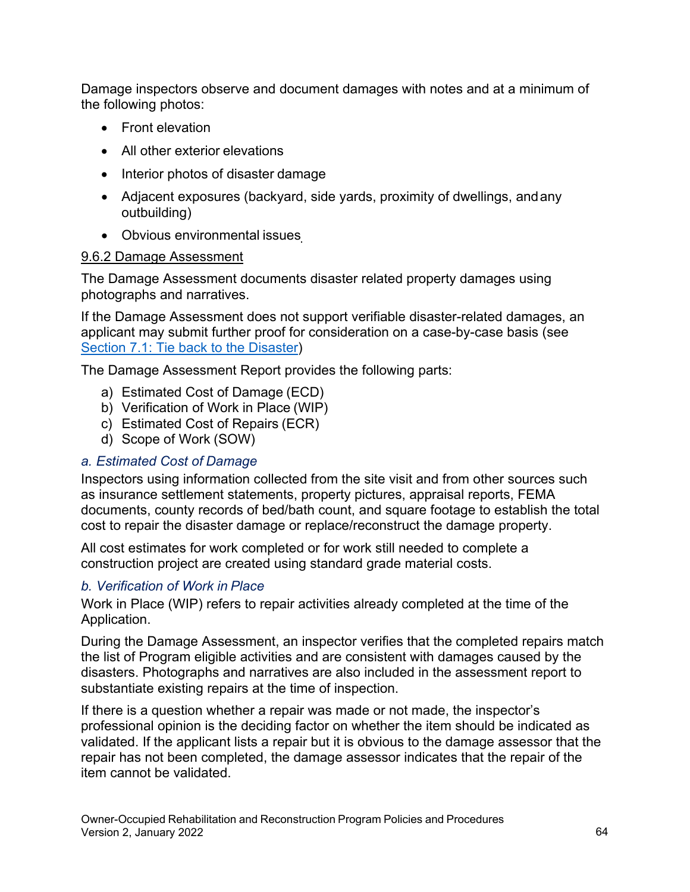Damage inspectors observe and document damages with notes and at a minimum of the following photos:

- Front elevation
- All other exterior elevations
- Interior photos of disaster damage
- Adjacent exposures (backyard, side yards, proximity of dwellings, and any outbuilding)
- Obvious environmental issues

### 9.6.2 Damage Assessment

The Damage Assessment documents disaster related property damages using photographs and narratives.

If the Damage Assessment does not support verifiable disaster-related damages, an applicant may submit further proof for consideration on a case-by-case basis (see Section 7.1: Tie back to the Disaster)

The Damage Assessment Report provides the following parts:

a) Estimated Cost of Damage (ECD)
b) Verification of Work in Place (WIP)
c) Estimated Cost of Repairs (ECR)
d) Scope of Work (SOW)

#### *a. Estimated Cost of Damage*

Inspectors using information collected from the site visit and from other sources such as insurance settlement statements, property pictures, appraisal reports, FEMA documents, county records of bed/bath count, and square footage to establish the total cost to repair the disaster damage or replace/reconstruct the damage property.

All cost estimates for work completed or for work still needed to complete a construction project are created using standard grade material costs.

#### *b. Verification of Work in Place*

Work in Place (WIP) refers to repair activities already completed at the time of the Application.

During the Damage Assessment, an inspector verifies that the completed repairs match the list of Program eligible activities and are consistent with damages caused by the disasters. Photographs and narratives are also included in the assessment report to substantiate existing repairs at the time of inspection.

If there is a question whether a repair was made or not made, the inspector's professional opinion is the deciding factor on whether the item should be indicated as validated. If the applicant lists a repair but it is obvious to the damage assessor that the repair has not been completed, the damage assessor indicates that the repair of the item cannot be validated.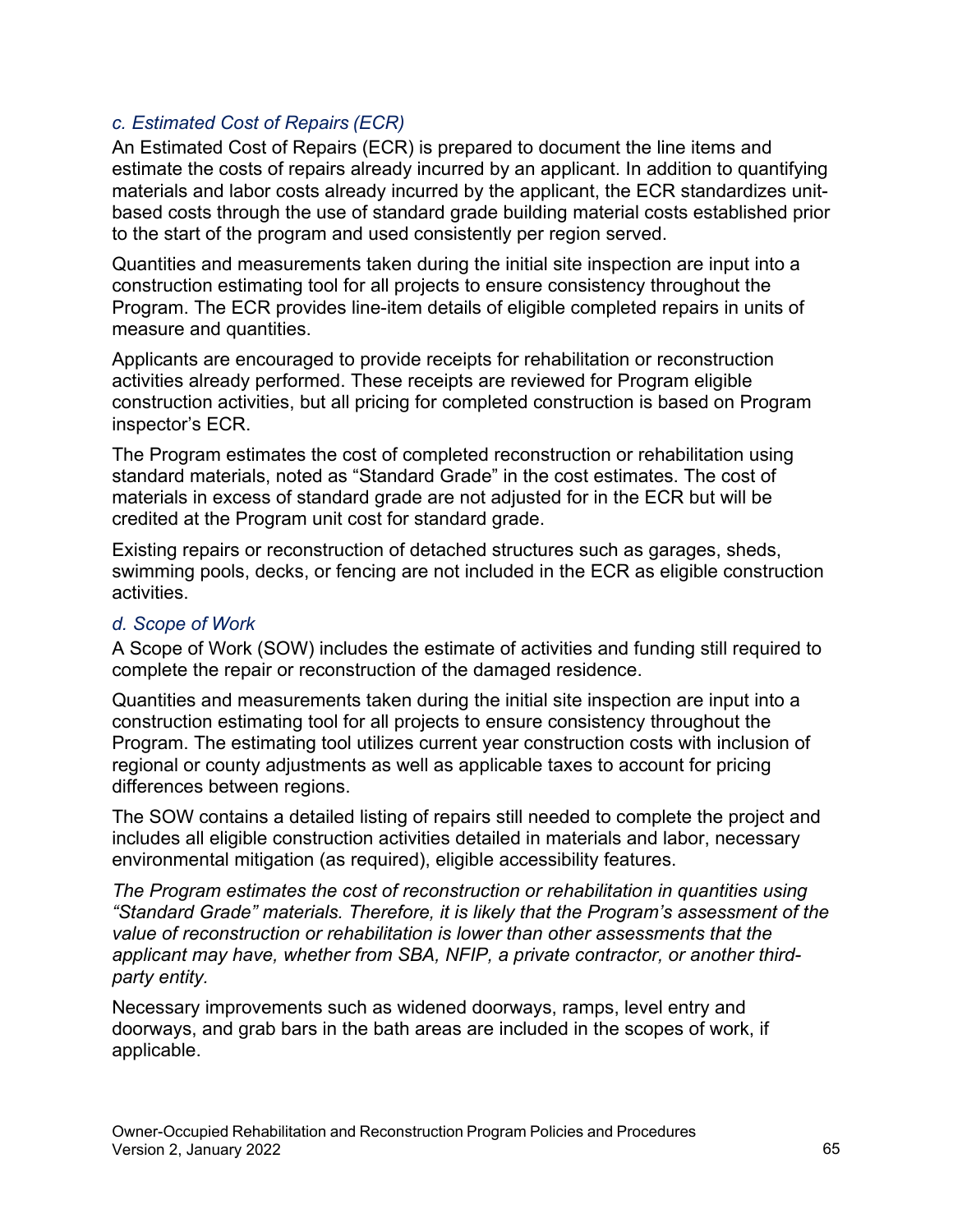#### *c. Estimated Cost of Repairs (ECR)*

An Estimated Cost of Repairs (ECR) is prepared to document the line items and estimate the costs of repairs already incurred by an applicant. In addition to quantifying materials and labor costs already incurred by the applicant, the ECR standardizes unit-based costs through the use of standard grade building material costs established prior to the start of the program and used consistently per region served.

Quantities and measurements taken during the initial site inspection are input into a construction estimating tool for all projects to ensure consistency throughout the Program. The ECR provides line-item details of eligible completed repairs in units of measure and quantities.

Applicants are encouraged to provide receipts for rehabilitation or reconstruction activities already performed. These receipts are reviewed for Program eligible construction activities, but all pricing for completed construction is based on Program inspector's ECR.

The Program estimates the cost of completed reconstruction or rehabilitation using standard materials, noted as "Standard Grade" in the cost estimates. The cost of materials in excess of standard grade are not adjusted for in the ECR but will be credited at the Program unit cost for standard grade.

Existing repairs or reconstruction of detached structures such as garages, sheds, swimming pools, decks, or fencing are not included in the ECR as eligible construction activities.

#### *d. Scope of Work*

A Scope of Work (SOW) includes the estimate of activities and funding still required to complete the repair or reconstruction of the damaged residence.

Quantities and measurements taken during the initial site inspection are input into a construction estimating tool for all projects to ensure consistency throughout the Program. The estimating tool utilizes current year construction costs with inclusion of regional or county adjustments as well as applicable taxes to account for pricing differences between regions.

The SOW contains a detailed listing of repairs still needed to complete the project and includes all eligible construction activities detailed in materials and labor, necessary environmental mitigation (as required), eligible accessibility features.

*The Program estimates the cost of reconstruction or rehabilitation in quantities using "Standard Grade" materials. Therefore, it is likely that the Program's assessment of the value of reconstruction or rehabilitation is lower than other assessments that the applicant may have, whether from SBA, NFIP, a private contractor, or another third-party entity.*

Necessary improvements such as widened doorways, ramps, level entry and doorways, and grab bars in the bath areas are included in the scopes of work, if applicable.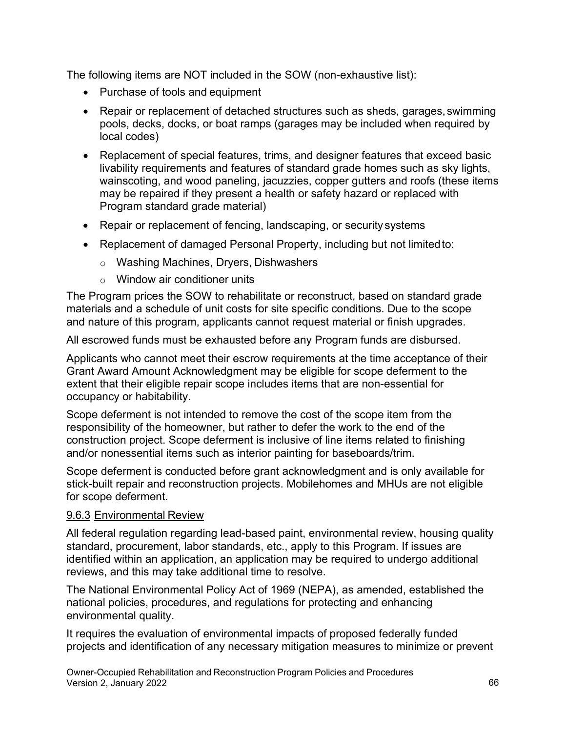The following items are NOT included in the SOW (non-exhaustive list):

- Purchase of tools and equipment
- Repair or replacement of detached structures such as sheds, garages, swimming pools, decks, docks, or boat ramps (garages may be included when required by local codes)
- Replacement of special features, trims, and designer features that exceed basic livability requirements and features of standard grade homes such as sky lights, wainscoting, and wood paneling, jacuzzies, copper gutters and roofs (these items may be repaired if they present a health or safety hazard or replaced with Program standard grade material)
- Repair or replacement of fencing, landscaping, or security systems
- Replacement of damaged Personal Property, including but not limited to:
  - Washing Machines, Dryers, Dishwashers
  - Window air conditioner units

The Program prices the SOW to rehabilitate or reconstruct, based on standard grade materials and a schedule of unit costs for site specific conditions. Due to the scope and nature of this program, applicants cannot request material or finish upgrades.

All escrowed funds must be exhausted before any Program funds are disbursed.

Applicants who cannot meet their escrow requirements at the time acceptance of their Grant Award Amount Acknowledgment may be eligible for scope deferment to the extent that their eligible repair scope includes items that are non-essential for occupancy or habitability.

Scope deferment is not intended to remove the cost of the scope item from the responsibility of the homeowner, but rather to defer the work to the end of the construction project. Scope deferment is inclusive of line items related to finishing and/or nonessential items such as interior painting for baseboards/trim.

Scope deferment is conducted before grant acknowledgment and is only available for stick-built repair and reconstruction projects. Mobilehomes and MHUs are not eligible for scope deferment.

### 9.6.3 Environmental Review

All federal regulation regarding lead-based paint, environmental review, housing quality standard, procurement, labor standards, etc., apply to this Program. If issues are identified within an application, an application may be required to undergo additional reviews, and this may take additional time to resolve.

The National Environmental Policy Act of 1969 (NEPA), as amended, established the national policies, procedures, and regulations for protecting and enhancing environmental quality.

It requires the evaluation of environmental impacts of proposed federally funded projects and identification of any necessary mitigation measures to minimize or prevent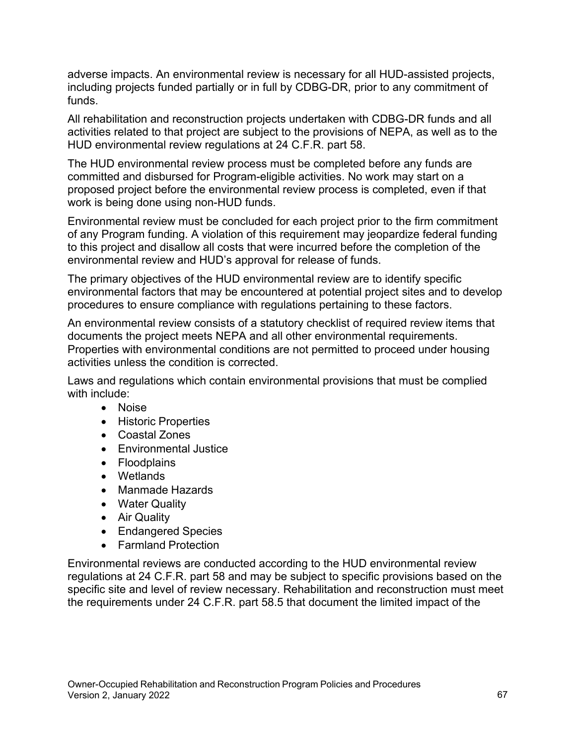adverse impacts. An environmental review is necessary for all HUD-assisted projects, including projects funded partially or in full by CDBG-DR, prior to any commitment of funds.

All rehabilitation and reconstruction projects undertaken with CDBG-DR funds and all activities related to that project are subject to the provisions of NEPA, as well as to the HUD environmental review regulations at 24 C.F.R. part 58.

The HUD environmental review process must be completed before any funds are committed and disbursed for Program-eligible activities. No work may start on a proposed project before the environmental review process is completed, even if that work is being done using non-HUD funds.

Environmental review must be concluded for each project prior to the firm commitment of any Program funding. A violation of this requirement may jeopardize federal funding to this project and disallow all costs that were incurred before the completion of the environmental review and HUD's approval for release of funds.

The primary objectives of the HUD environmental review are to identify specific environmental factors that may be encountered at potential project sites and to develop procedures to ensure compliance with regulations pertaining to these factors.

An environmental review consists of a statutory checklist of required review items that documents the project meets NEPA and all other environmental requirements. Properties with environmental conditions are not permitted to proceed under housing activities unless the condition is corrected.

Laws and regulations which contain environmental provisions that must be complied with include:

- Noise
- Historic Properties
- Coastal Zones
- Environmental Justice
- Floodplains
- Wetlands
- Manmade Hazards
- Water Quality
- Air Quality
- Endangered Species
- Farmland Protection

Environmental reviews are conducted according to the HUD environmental review regulations at 24 C.F.R. part 58 and may be subject to specific provisions based on the specific site and level of review necessary. Rehabilitation and reconstruction must meet the requirements under 24 C.F.R. part 58.5 that document the limited impact of the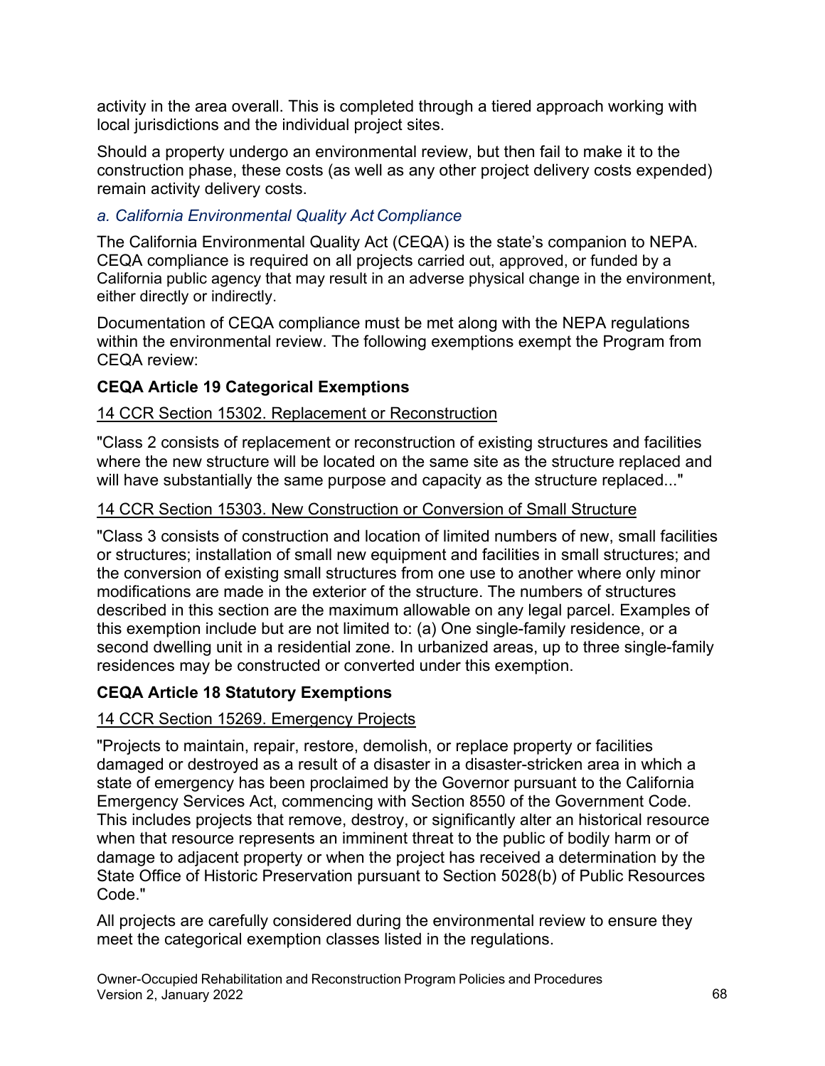activity in the area overall. This is completed through a tiered approach working with local jurisdictions and the individual project sites.

Should a property undergo an environmental review, but then fail to make it to the construction phase, these costs (as well as any other project delivery costs expended) remain activity delivery costs.

### *a. California Environmental Quality Act Compliance*

The California Environmental Quality Act (CEQA) is the state's companion to NEPA. CEQA compliance is required on all projects carried out, approved, or funded by a California public agency that may result in an adverse physical change in the environment, either directly or indirectly.

Documentation of CEQA compliance must be met along with the NEPA regulations within the environmental review. The following exemptions exempt the Program from CEQA review:

**CEQA Article 19 Categorical Exemptions**

<u>14 CCR Section 15302. Replacement or Reconstruction</u>

"Class 2 consists of replacement or reconstruction of existing structures and facilities where the new structure will be located on the same site as the structure replaced and will have substantially the same purpose and capacity as the structure replaced..."

<u>14 CCR Section 15303. New Construction or Conversion of Small Structure</u>

"Class 3 consists of construction and location of limited numbers of new, small facilities or structures; installation of small new equipment and facilities in small structures; and the conversion of existing small structures from one use to another where only minor modifications are made in the exterior of the structure. The numbers of structures described in this section are the maximum allowable on any legal parcel. Examples of this exemption include but are not limited to: (a) One single-family residence, or a second dwelling unit in a residential zone. In urbanized areas, up to three single-family residences may be constructed or converted under this exemption.

**CEQA Article 18 Statutory Exemptions**

<u>14 CCR Section 15269. Emergency Projects</u>

"Projects to maintain, repair, restore, demolish, or replace property or facilities damaged or destroyed as a result of a disaster in a disaster-stricken area in which a state of emergency has been proclaimed by the Governor pursuant to the California Emergency Services Act, commencing with Section 8550 of the Government Code. This includes projects that remove, destroy, or significantly alter an historical resource when that resource represents an imminent threat to the public of bodily harm or of damage to adjacent property or when the project has received a determination by the State Office of Historic Preservation pursuant to Section 5028(b) of Public Resources Code."

All projects are carefully considered during the environmental review to ensure they meet the categorical exemption classes listed in the regulations.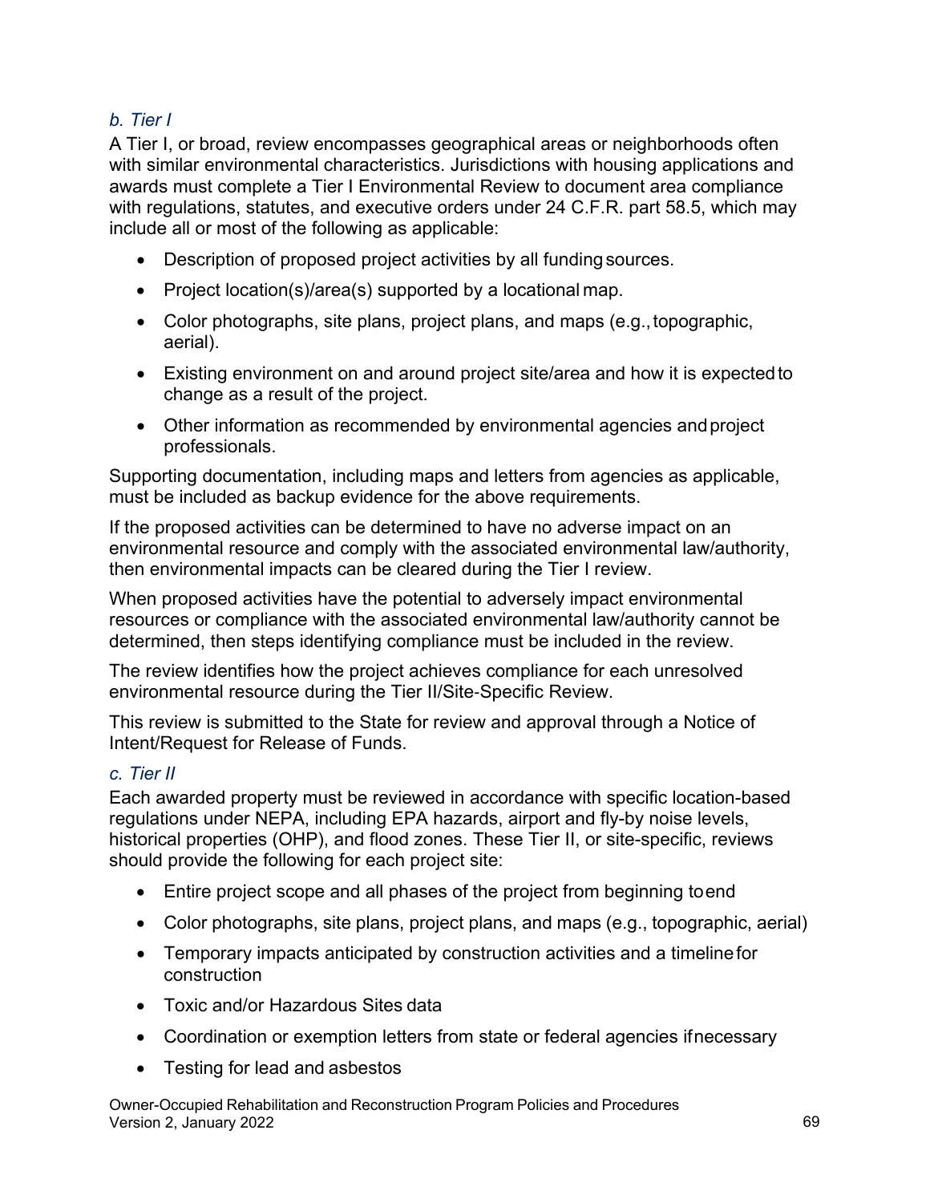### *b. Tier I*

A Tier I, or broad, review encompasses geographical areas or neighborhoods often with similar environmental characteristics. Jurisdictions with housing applications and awards must complete a Tier I Environmental Review to document area compliance with regulations, statutes, and executive orders under 24 C.F.R. part 58.5, which may include all or most of the following as applicable:

- Description of proposed project activities by all funding sources.
- Project location(s)/area(s) supported by a locational map.
- Color photographs, site plans, project plans, and maps (e.g., topographic, aerial).
- Existing environment on and around project site/area and how it is expected to change as a result of the project.
- Other information as recommended by environmental agencies and project professionals.

Supporting documentation, including maps and letters from agencies as applicable, must be included as backup evidence for the above requirements.

If the proposed activities can be determined to have no adverse impact on an environmental resource and comply with the associated environmental law/authority, then environmental impacts can be cleared during the Tier I review.

When proposed activities have the potential to adversely impact environmental resources or compliance with the associated environmental law/authority cannot be determined, then steps identifying compliance must be included in the review.

The review identifies how the project achieves compliance for each unresolved environmental resource during the Tier II/Site-Specific Review.

This review is submitted to the State for review and approval through a Notice of Intent/Request for Release of Funds.

### *c. Tier II*

Each awarded property must be reviewed in accordance with specific location-based regulations under NEPA, including EPA hazards, airport and fly-by noise levels, historical properties (OHP), and flood zones. These Tier II, or site-specific, reviews should provide the following for each project site:

- Entire project scope and all phases of the project from beginning to end
- Color photographs, site plans, project plans, and maps (e.g., topographic, aerial)
- Temporary impacts anticipated by construction activities and a timeline for construction
- Toxic and/or Hazardous Sites data
- Coordination or exemption letters from state or federal agencies if necessary
- Testing for lead and asbestos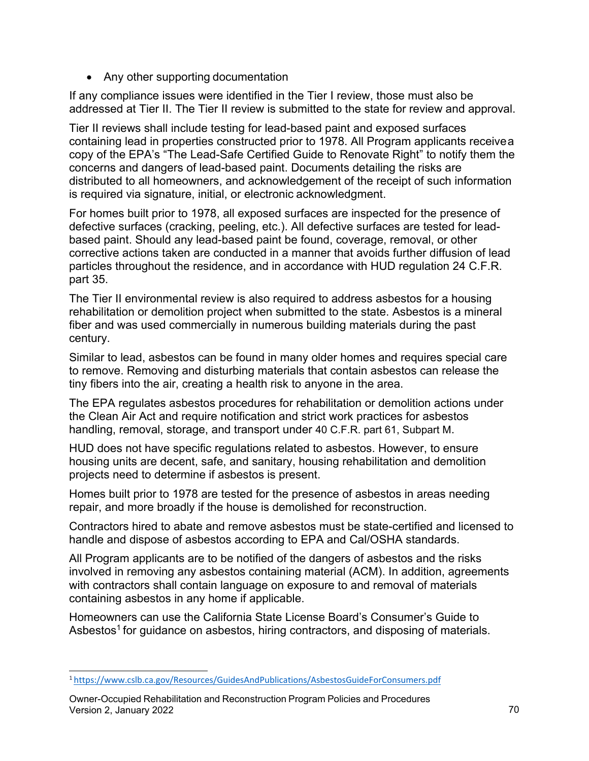- Any other supporting documentation

If any compliance issues were identified in the Tier I review, those must also be addressed at Tier II. The Tier II review is submitted to the state for review and approval.

Tier II reviews shall include testing for lead-based paint and exposed surfaces containing lead in properties constructed prior to 1978. All Program applicants receive a copy of the EPA's "The Lead-Safe Certified Guide to Renovate Right" to notify them the concerns and dangers of lead-based paint. Documents detailing the risks are distributed to all homeowners, and acknowledgement of the receipt of such information is required via signature, initial, or electronic acknowledgment.

For homes built prior to 1978, all exposed surfaces are inspected for the presence of defective surfaces (cracking, peeling, etc.). All defective surfaces are tested for lead-based paint. Should any lead-based paint be found, coverage, removal, or other corrective actions taken are conducted in a manner that avoids further diffusion of lead particles throughout the residence, and in accordance with HUD regulation 24 C.F.R. part 35.

The Tier II environmental review is also required to address asbestos for a housing rehabilitation or demolition project when submitted to the state. Asbestos is a mineral fiber and was used commercially in numerous building materials during the past century.

Similar to lead, asbestos can be found in many older homes and requires special care to remove. Removing and disturbing materials that contain asbestos can release the tiny fibers into the air, creating a health risk to anyone in the area.

The EPA regulates asbestos procedures for rehabilitation or demolition actions under the Clean Air Act and require notification and strict work practices for asbestos handling, removal, storage, and transport under 40 C.F.R. part 61, Subpart M.

HUD does not have specific regulations related to asbestos. However, to ensure housing units are decent, safe, and sanitary, housing rehabilitation and demolition projects need to determine if asbestos is present.

Homes built prior to 1978 are tested for the presence of asbestos in areas needing repair, and more broadly if the house is demolished for reconstruction.

Contractors hired to abate and remove asbestos must be state-certified and licensed to handle and dispose of asbestos according to EPA and Cal/OSHA standards.

All Program applicants are to be notified of the dangers of asbestos and the risks involved in removing any asbestos containing material (ACM). In addition, agreements with contractors shall contain language on exposure to and removal of materials containing asbestos in any home if applicable.

Homeowners can use the California State License Board's Consumer's Guide to Asbestos[1] for guidance on asbestos, hiring contractors, and disposing of materials.

---

[1] https://www.cslb.ca.gov/Resources/GuidesAndPublications/AsbestosGuideForConsumers.pdf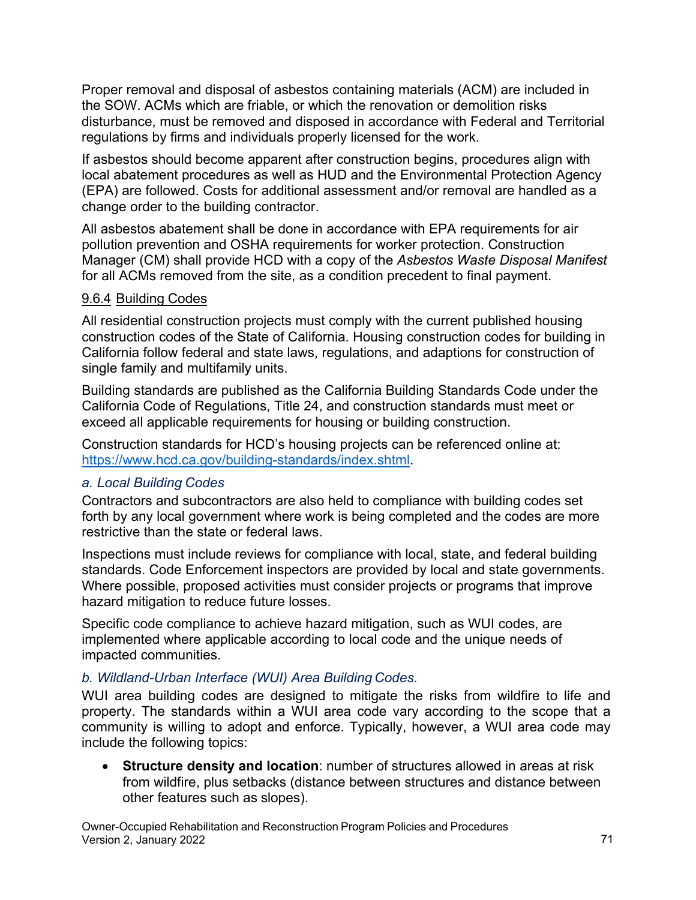Proper removal and disposal of asbestos containing materials (ACM) are included in the SOW. ACMs which are friable, or which the renovation or demolition risks disturbance, must be removed and disposed in accordance with Federal and Territorial regulations by firms and individuals properly licensed for the work.

If asbestos should become apparent after construction begins, procedures align with local abatement procedures as well as HUD and the Environmental Protection Agency (EPA) are followed. Costs for additional assessment and/or removal are handled as a change order to the building contractor.

All asbestos abatement shall be done in accordance with EPA requirements for air pollution prevention and OSHA requirements for worker protection. Construction Manager (CM) shall provide HCD with a copy of the *Asbestos Waste Disposal Manifest* for all ACMs removed from the site, as a condition precedent to final payment.

### 9.6.4 Building Codes

All residential construction projects must comply with the current published housing construction codes of the State of California. Housing construction codes for building in California follow federal and state laws, regulations, and adaptions for construction of single family and multifamily units.

Building standards are published as the California Building Standards Code under the California Code of Regulations, Title 24, and construction standards must meet or exceed all applicable requirements for housing or building construction.

Construction standards for HCD's housing projects can be referenced online at: [https://www.hcd.ca.gov/building-standards/index.shtml](https://www.hcd.ca.gov/building-standards/index.shtml).

#### *a. Local Building Codes*

Contractors and subcontractors are also held to compliance with building codes set forth by any local government where work is being completed and the codes are more restrictive than the state or federal laws.

Inspections must include reviews for compliance with local, state, and federal building standards. Code Enforcement inspectors are provided by local and state governments. Where possible, proposed activities must consider projects or programs that improve hazard mitigation to reduce future losses.

Specific code compliance to achieve hazard mitigation, such as WUI codes, are implemented where applicable according to local code and the unique needs of impacted communities.

#### *b. Wildland-Urban Interface (WUI) Area Building Codes.*

WUI area building codes are designed to mitigate the risks from wildfire to life and property. The standards within a WUI area code vary according to the scope that a community is willing to adopt and enforce. Typically, however, a WUI area code may include the following topics:

- **Structure density and location**: number of structures allowed in areas at risk from wildfire, plus setbacks (distance between structures and distance between other features such as slopes).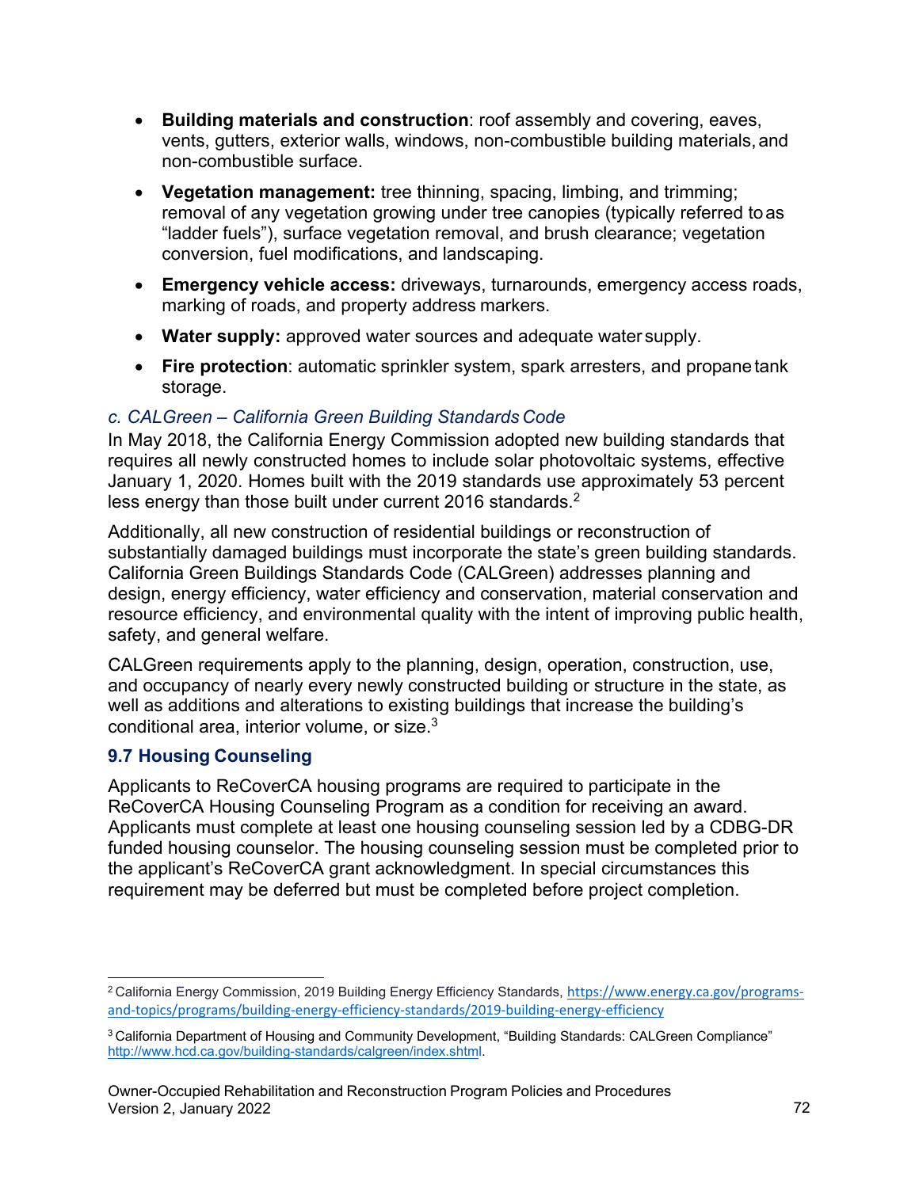- **Building materials and construction**: roof assembly and covering, eaves, vents, gutters, exterior walls, windows, non-combustible building materials, and non-combustible surface.
- **Vegetation management:** tree thinning, spacing, limbing, and trimming; removal of any vegetation growing under tree canopies (typically referred to as "ladder fuels"), surface vegetation removal, and brush clearance; vegetation conversion, fuel modifications, and landscaping.
- **Emergency vehicle access:** driveways, turnarounds, emergency access roads, marking of roads, and property address markers.
- **Water supply:** approved water sources and adequate water supply.
- **Fire protection**: automatic sprinkler system, spark arresters, and propane tank storage.

*c. CALGreen – California Green Building Standards Code*

In May 2018, the California Energy Commission adopted new building standards that requires all newly constructed homes to include solar photovoltaic systems, effective January 1, 2020. Homes built with the 2019 standards use approximately 53 percent less energy than those built under current 2016 standards.[2]

Additionally, all new construction of residential buildings or reconstruction of substantially damaged buildings must incorporate the state's green building standards. California Green Buildings Standards Code (CALGreen) addresses planning and design, energy efficiency, water efficiency and conservation, material conservation and resource efficiency, and environmental quality with the intent of improving public health, safety, and general welfare.

CALGreen requirements apply to the planning, design, operation, construction, use, and occupancy of nearly every newly constructed building or structure in the state, as well as additions and alterations to existing buildings that increase the building's conditional area, interior volume, or size.[3]

### 9.7 Housing Counseling

Applicants to ReCoverCA housing programs are required to participate in the ReCoverCA Housing Counseling Program as a condition for receiving an award. Applicants must complete at least one housing counseling session led by a CDBG-DR funded housing counselor. The housing counseling session must be completed prior to the applicant's ReCoverCA grant acknowledgment. In special circumstances this requirement may be deferred but must be completed before project completion.

---

[2] California Energy Commission, 2019 Building Energy Efficiency Standards, https://www.energy.ca.gov/programs-and-topics/programs/building-energy-efficiency-standards/2019-building-energy-efficiency

[3] California Department of Housing and Community Development, "Building Standards: CALGreen Compliance" http://www.hcd.ca.gov/building-standards/calgreen/index.shtml.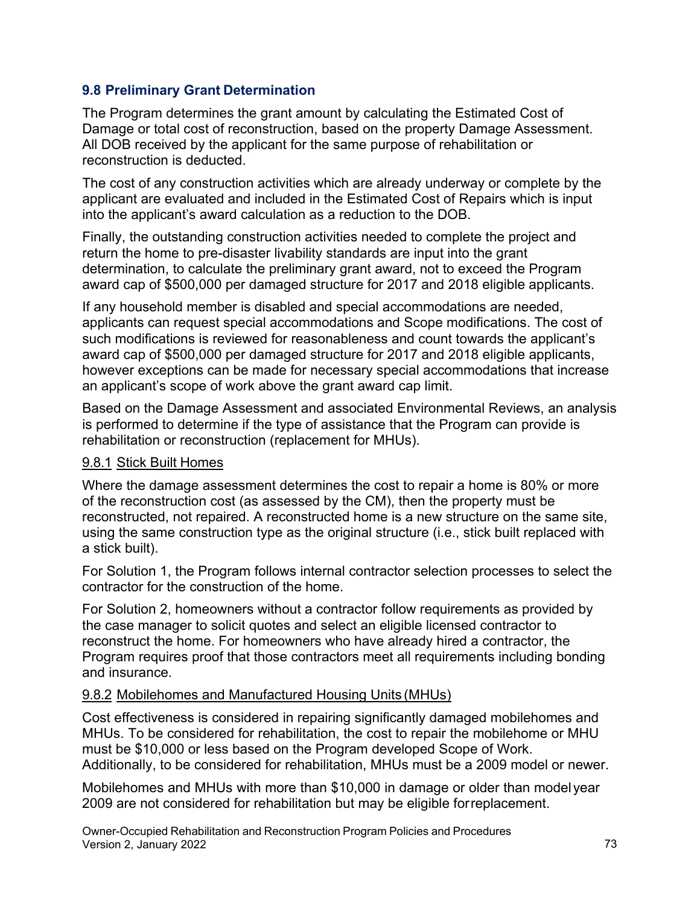## 9.8 Preliminary Grant Determination

The Program determines the grant amount by calculating the Estimated Cost of Damage or total cost of reconstruction, based on the property Damage Assessment. All DOB received by the applicant for the same purpose of rehabilitation or reconstruction is deducted.

The cost of any construction activities which are already underway or complete by the applicant are evaluated and included in the Estimated Cost of Repairs which is input into the applicant's award calculation as a reduction to the DOB.

Finally, the outstanding construction activities needed to complete the project and return the home to pre-disaster livability standards are input into the grant determination, to calculate the preliminary grant award, not to exceed the Program award cap of $500,000 per damaged structure for 2017 and 2018 eligible applicants.

If any household member is disabled and special accommodations are needed, applicants can request special accommodations and Scope modifications. The cost of such modifications is reviewed for reasonableness and count towards the applicant's award cap of $500,000 per damaged structure for 2017 and 2018 eligible applicants, however exceptions can be made for necessary special accommodations that increase an applicant's scope of work above the grant award cap limit.

Based on the Damage Assessment and associated Environmental Reviews, an analysis is performed to determine if the type of assistance that the Program can provide is rehabilitation or reconstruction (replacement for MHUs).

### 9.8.1 Stick Built Homes

Where the damage assessment determines the cost to repair a home is 80% or more of the reconstruction cost (as assessed by the CM), then the property must be reconstructed, not repaired. A reconstructed home is a new structure on the same site, using the same construction type as the original structure (i.e., stick built replaced with a stick built).

For Solution 1, the Program follows internal contractor selection processes to select the contractor for the construction of the home.

For Solution 2, homeowners without a contractor follow requirements as provided by the case manager to solicit quotes and select an eligible licensed contractor to reconstruct the home. For homeowners who have already hired a contractor, the Program requires proof that those contractors meet all requirements including bonding and insurance.

### 9.8.2 Mobilehomes and Manufactured Housing Units (MHUs)

Cost effectiveness is considered in repairing significantly damaged mobilehomes and MHUs. To be considered for rehabilitation, the cost to repair the mobilehome or MHU must be $10,000 or less based on the Program developed Scope of Work. Additionally, to be considered for rehabilitation, MHUs must be a 2009 model or newer.

Mobilehomes and MHUs with more than $10,000 in damage or older than model year 2009 are not considered for rehabilitation but may be eligible for replacement.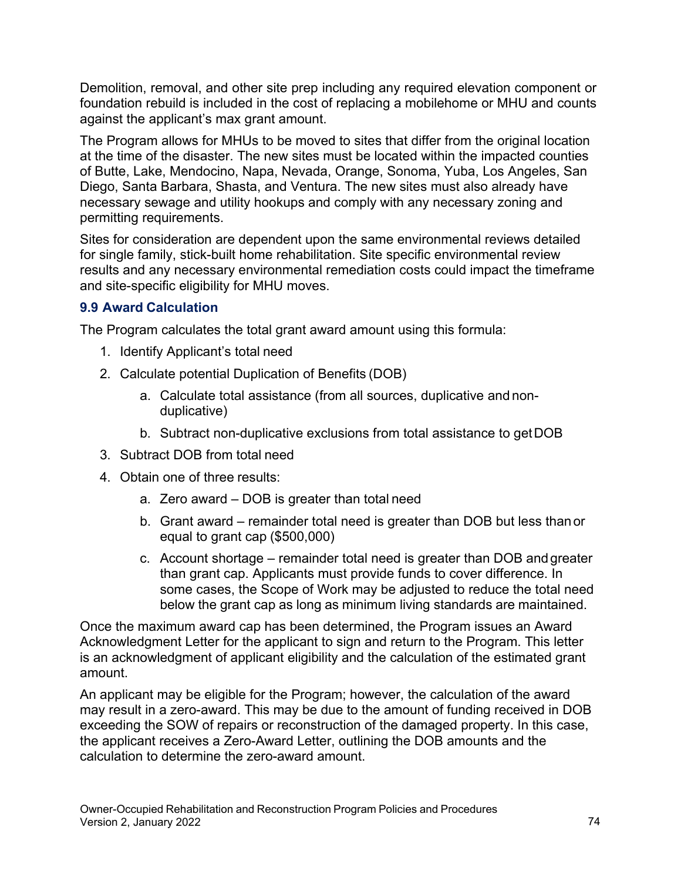Demolition, removal, and other site prep including any required elevation component or foundation rebuild is included in the cost of replacing a mobilehome or MHU and counts against the applicant's max grant amount.

The Program allows for MHUs to be moved to sites that differ from the original location at the time of the disaster. The new sites must be located within the impacted counties of Butte, Lake, Mendocino, Napa, Nevada, Orange, Sonoma, Yuba, Los Angeles, San Diego, Santa Barbara, Shasta, and Ventura. The new sites must also already have necessary sewage and utility hookups and comply with any necessary zoning and permitting requirements.

Sites for consideration are dependent upon the same environmental reviews detailed for single family, stick-built home rehabilitation. Site specific environmental review results and any necessary environmental remediation costs could impact the timeframe and site-specific eligibility for MHU moves.

### 9.9 Award Calculation

The Program calculates the total grant award amount using this formula:

1. Identify Applicant's total need
2. Calculate potential Duplication of Benefits (DOB)
   a. Calculate total assistance (from all sources, duplicative and non-duplicative)
   b. Subtract non-duplicative exclusions from total assistance to get DOB
3. Subtract DOB from total need
4. Obtain one of three results:
   a. Zero award – DOB is greater than total need
   b. Grant award – remainder total need is greater than DOB but less than or equal to grant cap ($500,000)
   c. Account shortage – remainder total need is greater than DOB and greater than grant cap. Applicants must provide funds to cover difference. In some cases, the Scope of Work may be adjusted to reduce the total need below the grant cap as long as minimum living standards are maintained.

Once the maximum award cap has been determined, the Program issues an Award Acknowledgment Letter for the applicant to sign and return to the Program. This letter is an acknowledgment of applicant eligibility and the calculation of the estimated grant amount.

An applicant may be eligible for the Program; however, the calculation of the award may result in a zero-award. This may be due to the amount of funding received in DOB exceeding the SOW of repairs or reconstruction of the damaged property. In this case, the applicant receives a Zero-Award Letter, outlining the DOB amounts and the calculation to determine the zero-award amount.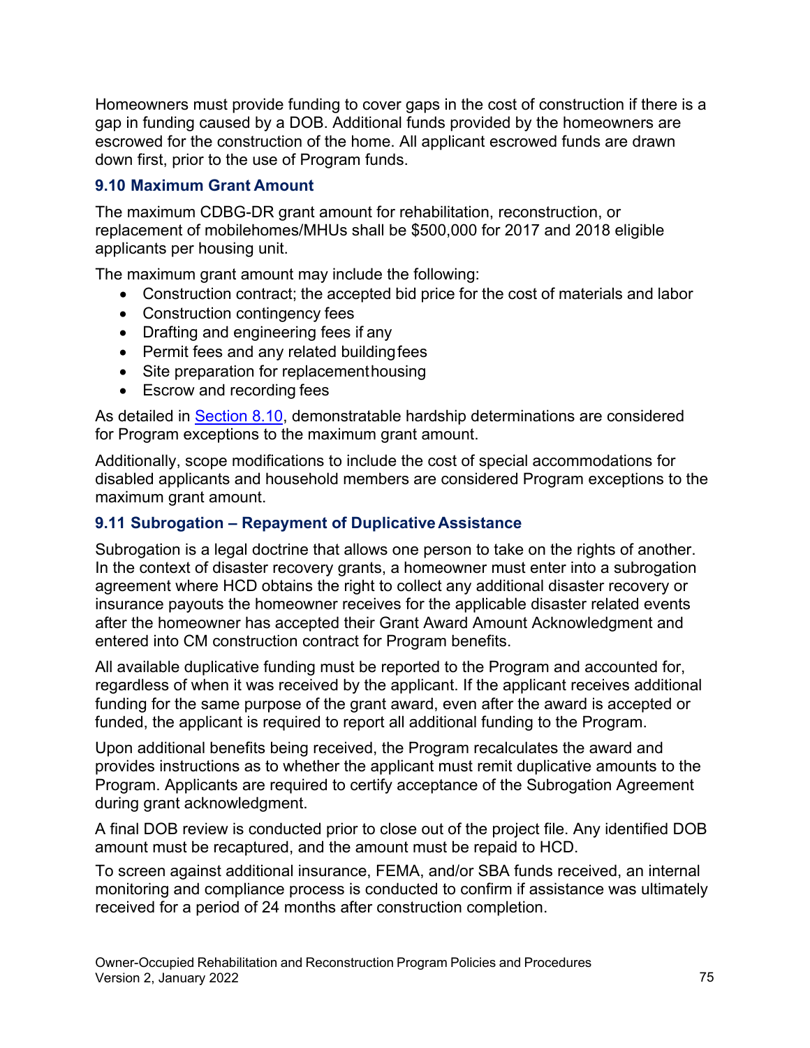Homeowners must provide funding to cover gaps in the cost of construction if there is a gap in funding caused by a DOB. Additional funds provided by the homeowners are escrowed for the construction of the home. All applicant escrowed funds are drawn down first, prior to the use of Program funds.

### 9.10 Maximum Grant Amount

The maximum CDBG-DR grant amount for rehabilitation, reconstruction, or replacement of mobilehomes/MHUs shall be $500,000 for 2017 and 2018 eligible applicants per housing unit.

The maximum grant amount may include the following:

- Construction contract; the accepted bid price for the cost of materials and labor
- Construction contingency fees
- Drafting and engineering fees if any
- Permit fees and any related building fees
- Site preparation for replacement housing
- Escrow and recording fees

As detailed in Section 8.10, demonstratable hardship determinations are considered for Program exceptions to the maximum grant amount.

Additionally, scope modifications to include the cost of special accommodations for disabled applicants and household members are considered Program exceptions to the maximum grant amount.

### 9.11 Subrogation – Repayment of Duplicative Assistance

Subrogation is a legal doctrine that allows one person to take on the rights of another. In the context of disaster recovery grants, a homeowner must enter into a subrogation agreement where HCD obtains the right to collect any additional disaster recovery or insurance payouts the homeowner receives for the applicable disaster related events after the homeowner has accepted their Grant Award Amount Acknowledgment and entered into CM construction contract for Program benefits.

All available duplicative funding must be reported to the Program and accounted for, regardless of when it was received by the applicant. If the applicant receives additional funding for the same purpose of the grant award, even after the award is accepted or funded, the applicant is required to report all additional funding to the Program.

Upon additional benefits being received, the Program recalculates the award and provides instructions as to whether the applicant must remit duplicative amounts to the Program. Applicants are required to certify acceptance of the Subrogation Agreement during grant acknowledgment.

A final DOB review is conducted prior to close out of the project file. Any identified DOB amount must be recaptured, and the amount must be repaid to HCD.

To screen against additional insurance, FEMA, and/or SBA funds received, an internal monitoring and compliance process is conducted to confirm if assistance was ultimately received for a period of 24 months after construction completion.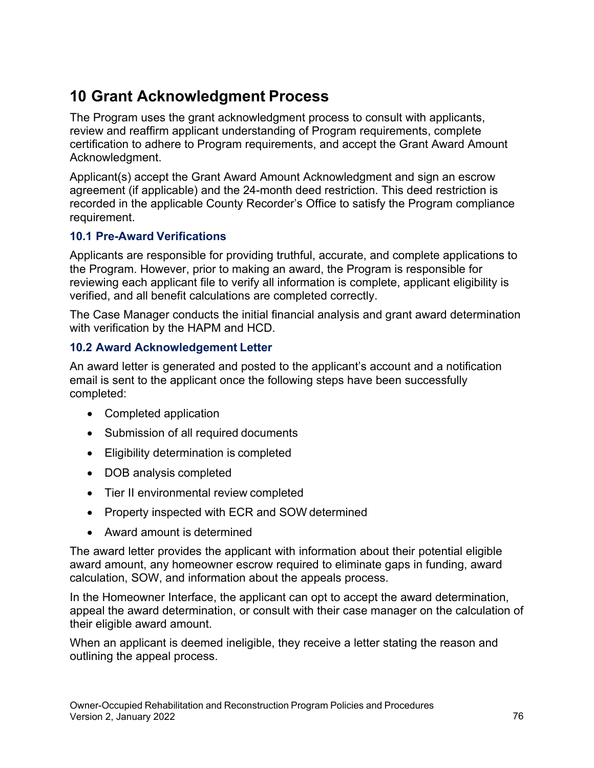# 10 Grant Acknowledgment Process

The Program uses the grant acknowledgment process to consult with applicants, review and reaffirm applicant understanding of Program requirements, complete certification to adhere to Program requirements, and accept the Grant Award Amount Acknowledgment.

Applicant(s) accept the Grant Award Amount Acknowledgment and sign an escrow agreement (if applicable) and the 24-month deed restriction. This deed restriction is recorded in the applicable County Recorder's Office to satisfy the Program compliance requirement.

## 10.1 Pre-Award Verifications

Applicants are responsible for providing truthful, accurate, and complete applications to the Program. However, prior to making an award, the Program is responsible for reviewing each applicant file to verify all information is complete, applicant eligibility is verified, and all benefit calculations are completed correctly.

The Case Manager conducts the initial financial analysis and grant award determination with verification by the HAPM and HCD.

## 10.2 Award Acknowledgement Letter

An award letter is generated and posted to the applicant's account and a notification email is sent to the applicant once the following steps have been successfully completed:

- Completed application
- Submission of all required documents
- Eligibility determination is completed
- DOB analysis completed
- Tier II environmental review completed
- Property inspected with ECR and SOW determined
- Award amount is determined

The award letter provides the applicant with information about their potential eligible award amount, any homeowner escrow required to eliminate gaps in funding, award calculation, SOW, and information about the appeals process.

In the Homeowner Interface, the applicant can opt to accept the award determination, appeal the award determination, or consult with their case manager on the calculation of their eligible award amount.

When an applicant is deemed ineligible, they receive a letter stating the reason and outlining the appeal process.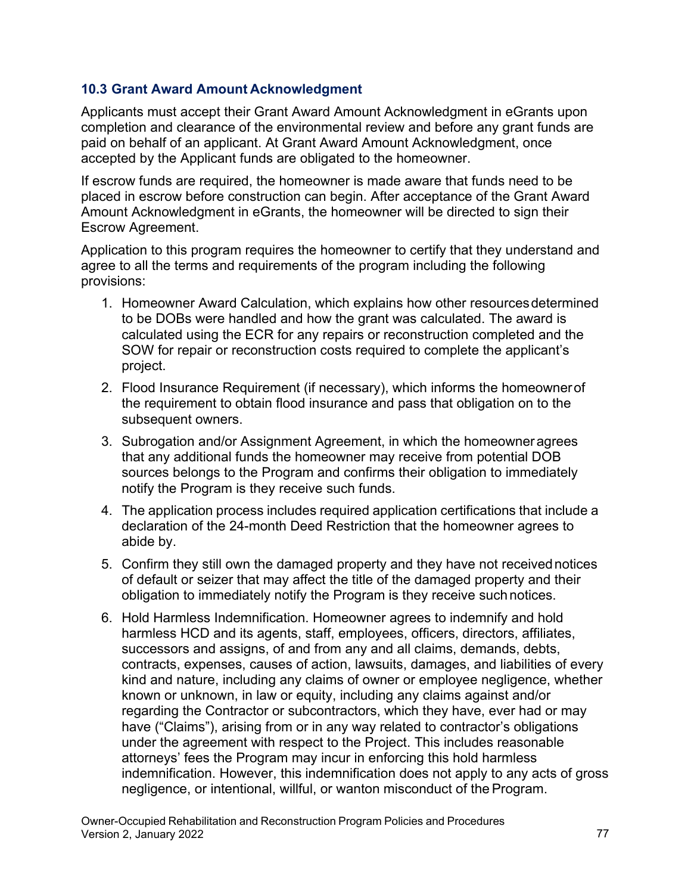### 10.3 Grant Award Amount Acknowledgment

Applicants must accept their Grant Award Amount Acknowledgment in eGrants upon completion and clearance of the environmental review and before any grant funds are paid on behalf of an applicant. At Grant Award Amount Acknowledgment, once accepted by the Applicant funds are obligated to the homeowner.

If escrow funds are required, the homeowner is made aware that funds need to be placed in escrow before construction can begin. After acceptance of the Grant Award Amount Acknowledgment in eGrants, the homeowner will be directed to sign their Escrow Agreement.

Application to this program requires the homeowner to certify that they understand and agree to all the terms and requirements of the program including the following provisions:

1. Homeowner Award Calculation, which explains how other resources determined to be DOBs were handled and how the grant was calculated. The award is calculated using the ECR for any repairs or reconstruction completed and the SOW for repair or reconstruction costs required to complete the applicant's project.
2. Flood Insurance Requirement (if necessary), which informs the homeowner of the requirement to obtain flood insurance and pass that obligation on to the subsequent owners.
3. Subrogation and/or Assignment Agreement, in which the homeowner agrees that any additional funds the homeowner may receive from potential DOB sources belongs to the Program and confirms their obligation to immediately notify the Program is they receive such funds.
4. The application process includes required application certifications that include a declaration of the 24-month Deed Restriction that the homeowner agrees to abide by.
5. Confirm they still own the damaged property and they have not received notices of default or seizer that may affect the title of the damaged property and their obligation to immediately notify the Program is they receive such notices.
6. Hold Harmless Indemnification. Homeowner agrees to indemnify and hold harmless HCD and its agents, staff, employees, officers, directors, affiliates, successors and assigns, of and from any and all claims, demands, debts, contracts, expenses, causes of action, lawsuits, damages, and liabilities of every kind and nature, including any claims of owner or employee negligence, whether known or unknown, in law or equity, including any claims against and/or regarding the Contractor or subcontractors, which they have, ever had or may have ("Claims"), arising from or in any way related to contractor's obligations under the agreement with respect to the Project. This includes reasonable attorneys' fees the Program may incur in enforcing this hold harmless indemnification. However, this indemnification does not apply to any acts of gross negligence, or intentional, willful, or wanton misconduct of the Program.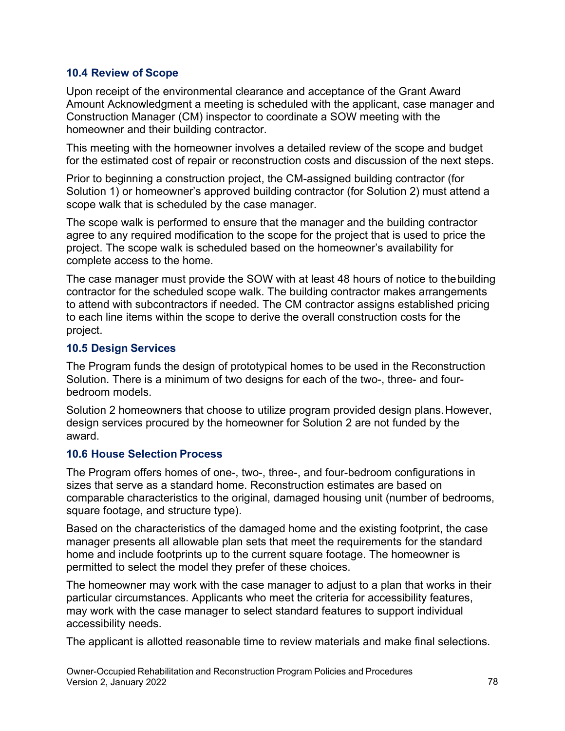### 10.4 Review of Scope

Upon receipt of the environmental clearance and acceptance of the Grant Award Amount Acknowledgment a meeting is scheduled with the applicant, case manager and Construction Manager (CM) inspector to coordinate a SOW meeting with the homeowner and their building contractor.

This meeting with the homeowner involves a detailed review of the scope and budget for the estimated cost of repair or reconstruction costs and discussion of the next steps.

Prior to beginning a construction project, the CM-assigned building contractor (for Solution 1) or homeowner's approved building contractor (for Solution 2) must attend a scope walk that is scheduled by the case manager.

The scope walk is performed to ensure that the manager and the building contractor agree to any required modification to the scope for the project that is used to price the project. The scope walk is scheduled based on the homeowner's availability for complete access to the home.

The case manager must provide the SOW with at least 48 hours of notice to the building contractor for the scheduled scope walk. The building contractor makes arrangements to attend with subcontractors if needed. The CM contractor assigns established pricing to each line items within the scope to derive the overall construction costs for the project.

### 10.5 Design Services

The Program funds the design of prototypical homes to be used in the Reconstruction Solution. There is a minimum of two designs for each of the two-, three- and four-bedroom models.

Solution 2 homeowners that choose to utilize program provided design plans. However, design services procured by the homeowner for Solution 2 are not funded by the award.

### 10.6 House Selection Process

The Program offers homes of one-, two-, three-, and four-bedroom configurations in sizes that serve as a standard home. Reconstruction estimates are based on comparable characteristics to the original, damaged housing unit (number of bedrooms, square footage, and structure type).

Based on the characteristics of the damaged home and the existing footprint, the case manager presents all allowable plan sets that meet the requirements for the standard home and include footprints up to the current square footage. The homeowner is permitted to select the model they prefer of these choices.

The homeowner may work with the case manager to adjust to a plan that works in their particular circumstances. Applicants who meet the criteria for accessibility features, may work with the case manager to select standard features to support individual accessibility needs.

The applicant is allotted reasonable time to review materials and make final selections.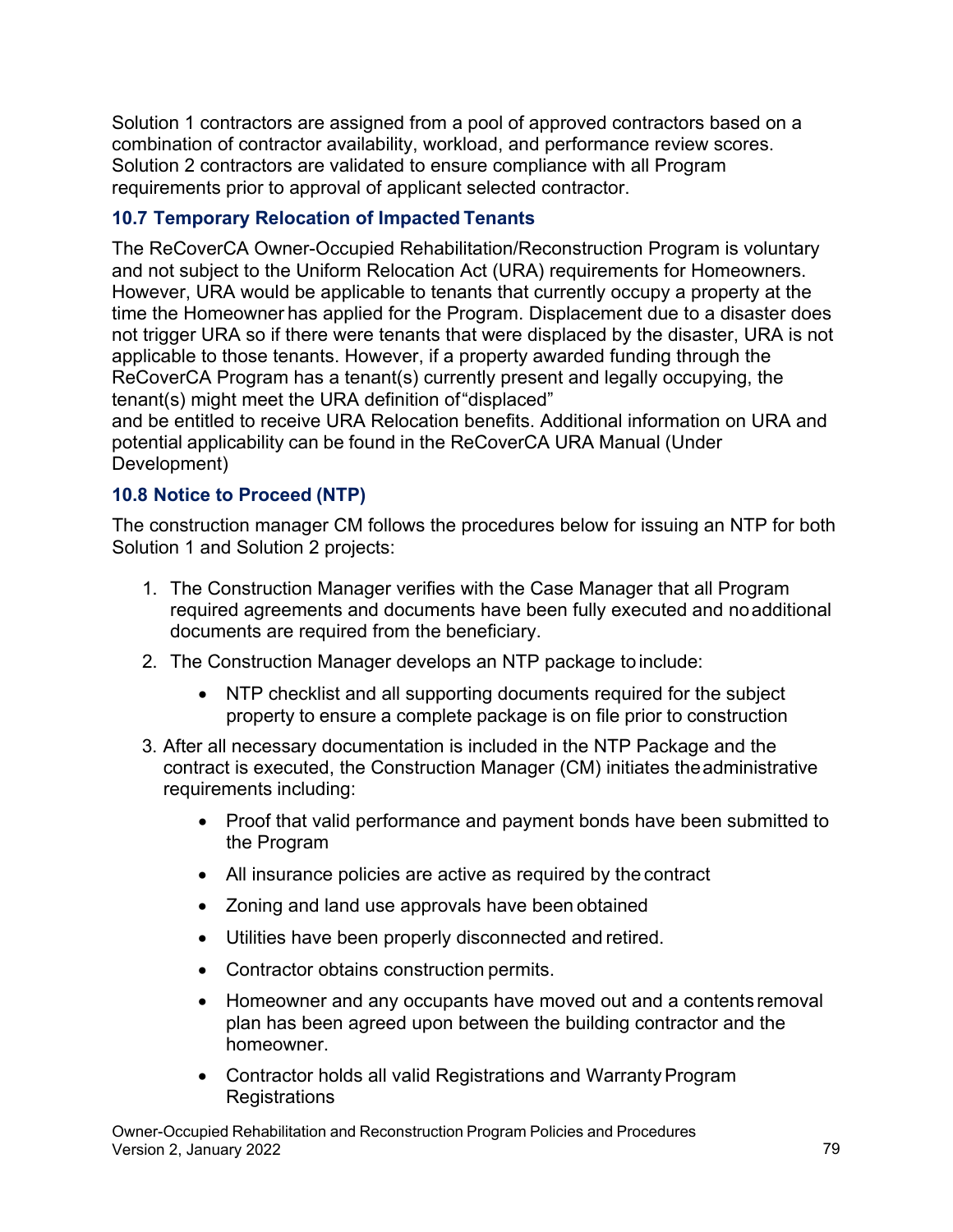Solution 1 contractors are assigned from a pool of approved contractors based on a combination of contractor availability, workload, and performance review scores. Solution 2 contractors are validated to ensure compliance with all Program requirements prior to approval of applicant selected contractor.

### 10.7 Temporary Relocation of Impacted Tenants

The ReCoverCA Owner-Occupied Rehabilitation/Reconstruction Program is voluntary and not subject to the Uniform Relocation Act (URA) requirements for Homeowners. However, URA would be applicable to tenants that currently occupy a property at the time the Homeowner has applied for the Program. Displacement due to a disaster does not trigger URA so if there were tenants that were displaced by the disaster, URA is not applicable to those tenants. However, if a property awarded funding through the ReCoverCA Program has a tenant(s) currently present and legally occupying, the tenant(s) might meet the URA definition of "displaced" and be entitled to receive URA Relocation benefits. Additional information on URA and potential applicability can be found in the ReCoverCA URA Manual (Under Development)

### 10.8 Notice to Proceed (NTP)

The construction manager CM follows the procedures below for issuing an NTP for both Solution 1 and Solution 2 projects:

1. The Construction Manager verifies with the Case Manager that all Program required agreements and documents have been fully executed and no additional documents are required from the beneficiary.
2. The Construction Manager develops an NTP package to include:
    - NTP checklist and all supporting documents required for the subject property to ensure a complete package is on file prior to construction
3. After all necessary documentation is included in the NTP Package and the contract is executed, the Construction Manager (CM) initiates the administrative requirements including:
    - Proof that valid performance and payment bonds have been submitted to the Program
    - All insurance policies are active as required by the contract
    - Zoning and land use approvals have been obtained
    - Utilities have been properly disconnected and retired.
    - Contractor obtains construction permits.
    - Homeowner and any occupants have moved out and a contents removal plan has been agreed upon between the building contractor and the homeowner.
    - Contractor holds all valid Registrations and Warranty Program Registrations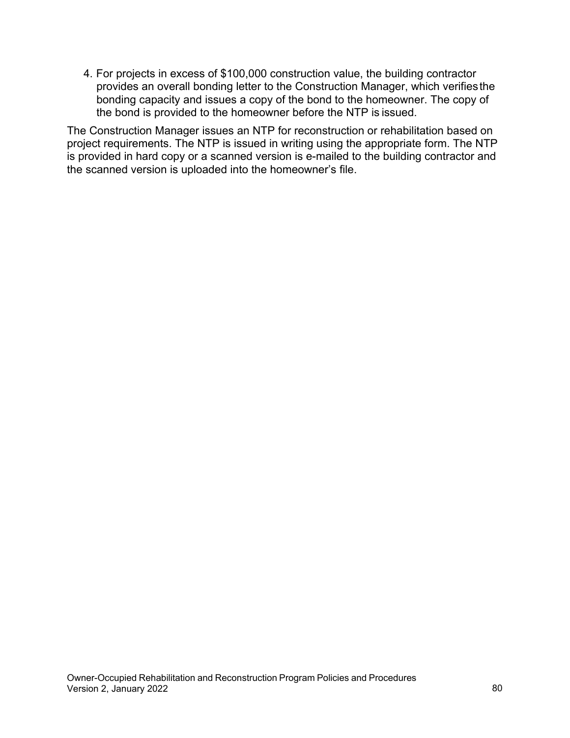4. For projects in excess of $100,000 construction value, the building contractor provides an overall bonding letter to the Construction Manager, which verifies the bonding capacity and issues a copy of the bond to the homeowner. The copy of the bond is provided to the homeowner before the NTP is issued.

The Construction Manager issues an NTP for reconstruction or rehabilitation based on project requirements. The NTP is issued in writing using the appropriate form. The NTP is provided in hard copy or a scanned version is e-mailed to the building contractor and the scanned version is uploaded into the homeowner's file.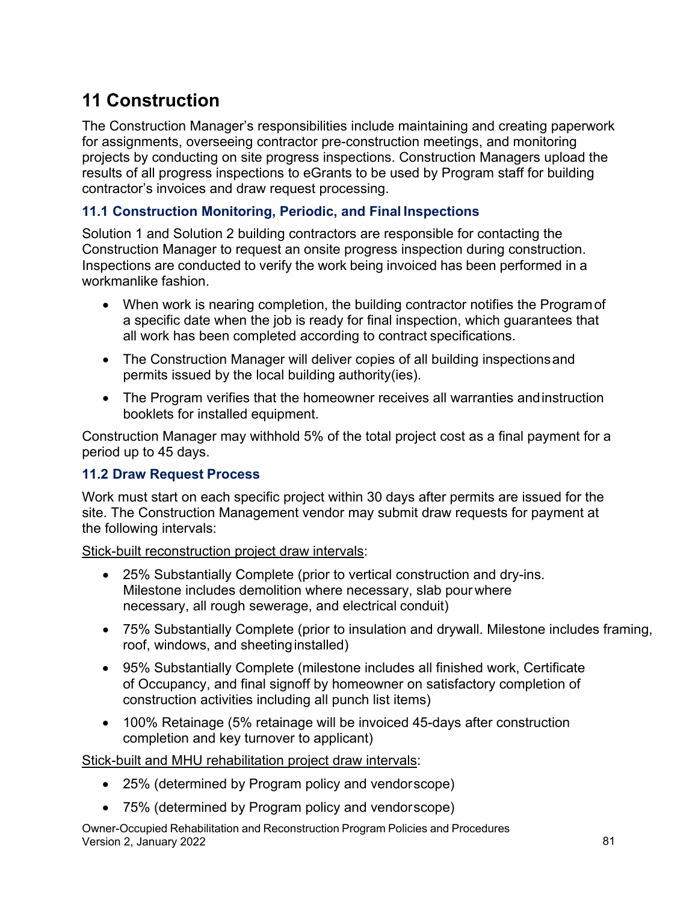# 11 Construction

The Construction Manager's responsibilities include maintaining and creating paperwork for assignments, overseeing contractor pre-construction meetings, and monitoring projects by conducting on site progress inspections. Construction Managers upload the results of all progress inspections to eGrants to be used by Program staff for building contractor's invoices and draw request processing.

## 11.1 Construction Monitoring, Periodic, and Final Inspections

Solution 1 and Solution 2 building contractors are responsible for contacting the Construction Manager to request an onsite progress inspection during construction. Inspections are conducted to verify the work being invoiced has been performed in a workmanlike fashion.

- When work is nearing completion, the building contractor notifies the Program of a specific date when the job is ready for final inspection, which guarantees that all work has been completed according to contract specifications.
- The Construction Manager will deliver copies of all building inspections and permits issued by the local building authority(ies).
- The Program verifies that the homeowner receives all warranties and instruction booklets for installed equipment.

Construction Manager may withhold 5% of the total project cost as a final payment for a period up to 45 days.

## 11.2 Draw Request Process

Work must start on each specific project within 30 days after permits are issued for the site. The Construction Management vendor may submit draw requests for payment at the following intervals:

<u>Stick-built reconstruction project draw intervals</u>:

- 25% Substantially Complete (prior to vertical construction and dry-ins. Milestone includes demolition where necessary, slab pour where necessary, all rough sewerage, and electrical conduit)
- 75% Substantially Complete (prior to insulation and drywall. Milestone includes framing, roof, windows, and sheeting installed)
- 95% Substantially Complete (milestone includes all finished work, Certificate of Occupancy, and final signoff by homeowner on satisfactory completion of construction activities including all punch list items)
- 100% Retainage (5% retainage will be invoiced 45-days after construction completion and key turnover to applicant)

<u>Stick-built and MHU rehabilitation project draw intervals</u>:

- 25% (determined by Program policy and vendor scope)
- 75% (determined by Program policy and vendor scope)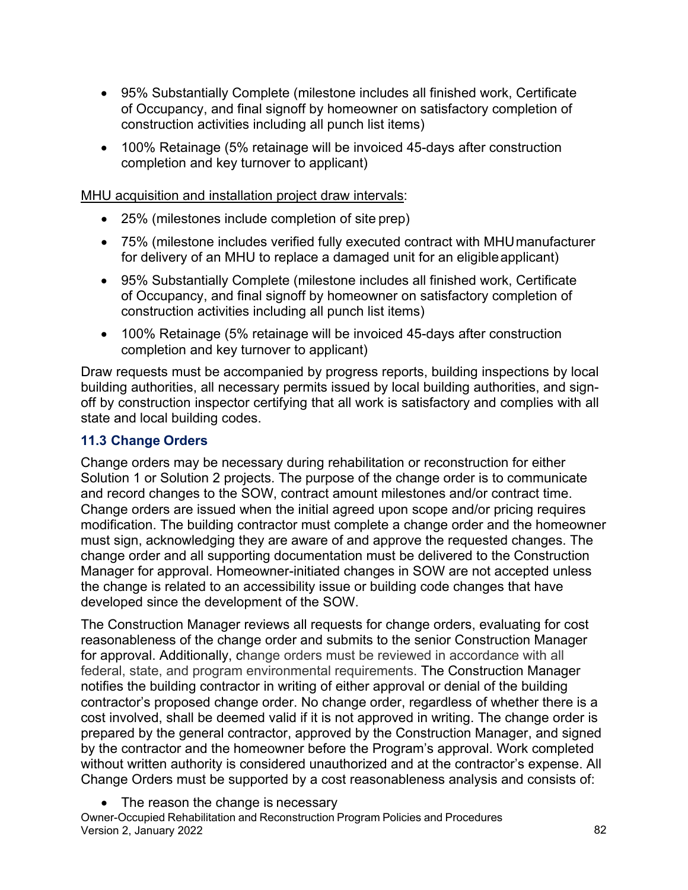- 95% Substantially Complete (milestone includes all finished work, Certificate of Occupancy, and final signoff by homeowner on satisfactory completion of construction activities including all punch list items)
- 100% Retainage (5% retainage will be invoiced 45-days after construction completion and key turnover to applicant)

MHU acquisition and installation project draw intervals:

- 25% (milestones include completion of site prep)
- 75% (milestone includes verified fully executed contract with MHU manufacturer for delivery of an MHU to replace a damaged unit for an eligible applicant)
- 95% Substantially Complete (milestone includes all finished work, Certificate of Occupancy, and final signoff by homeowner on satisfactory completion of construction activities including all punch list items)
- 100% Retainage (5% retainage will be invoiced 45-days after construction completion and key turnover to applicant)

Draw requests must be accompanied by progress reports, building inspections by local building authorities, all necessary permits issued by local building authorities, and sign-off by construction inspector certifying that all work is satisfactory and complies with all state and local building codes.

### 11.3 Change Orders

Change orders may be necessary during rehabilitation or reconstruction for either Solution 1 or Solution 2 projects. The purpose of the change order is to communicate and record changes to the SOW, contract amount milestones and/or contract time. Change orders are issued when the initial agreed upon scope and/or pricing requires modification. The building contractor must complete a change order and the homeowner must sign, acknowledging they are aware of and approve the requested changes. The change order and all supporting documentation must be delivered to the Construction Manager for approval. Homeowner-initiated changes in SOW are not accepted unless the change is related to an accessibility issue or building code changes that have developed since the development of the SOW.

The Construction Manager reviews all requests for change orders, evaluating for cost reasonableness of the change order and submits to the senior Construction Manager for approval. Additionally, change orders must be reviewed in accordance with all federal, state, and program environmental requirements. The Construction Manager notifies the building contractor in writing of either approval or denial of the building contractor's proposed change order. No change order, regardless of whether there is a cost involved, shall be deemed valid if it is not approved in writing. The change order is prepared by the general contractor, approved by the Construction Manager, and signed by the contractor and the homeowner before the Program's approval. Work completed without written authority is considered unauthorized and at the contractor's expense. All Change Orders must be supported by a cost reasonableness analysis and consists of:

- The reason the change is necessary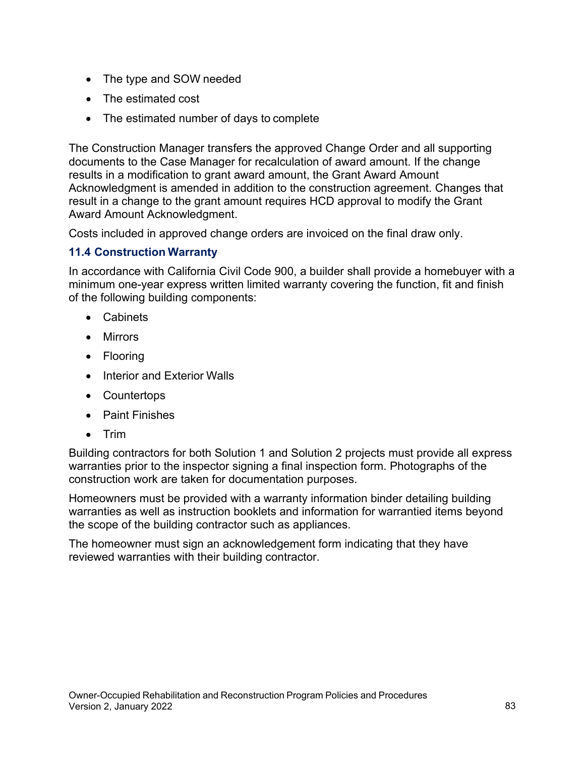- The type and SOW needed
- The estimated cost
- The estimated number of days to complete

The Construction Manager transfers the approved Change Order and all supporting documents to the Case Manager for recalculation of award amount. If the change results in a modification to grant award amount, the Grant Award Amount Acknowledgment is amended in addition to the construction agreement. Changes that result in a change to the grant amount requires HCD approval to modify the Grant Award Amount Acknowledgment.

Costs included in approved change orders are invoiced on the final draw only.

### 11.4 Construction Warranty

In accordance with California Civil Code 900, a builder shall provide a homebuyer with a minimum one-year express written limited warranty covering the function, fit and finish of the following building components:

- Cabinets
- Mirrors
- Flooring
- Interior and Exterior Walls
- Countertops
- Paint Finishes
- Trim

Building contractors for both Solution 1 and Solution 2 projects must provide all express warranties prior to the inspector signing a final inspection form. Photographs of the construction work are taken for documentation purposes.

Homeowners must be provided with a warranty information binder detailing building warranties as well as instruction booklets and information for warrantied items beyond the scope of the building contractor such as appliances.

The homeowner must sign an acknowledgement form indicating that they have reviewed warranties with their building contractor.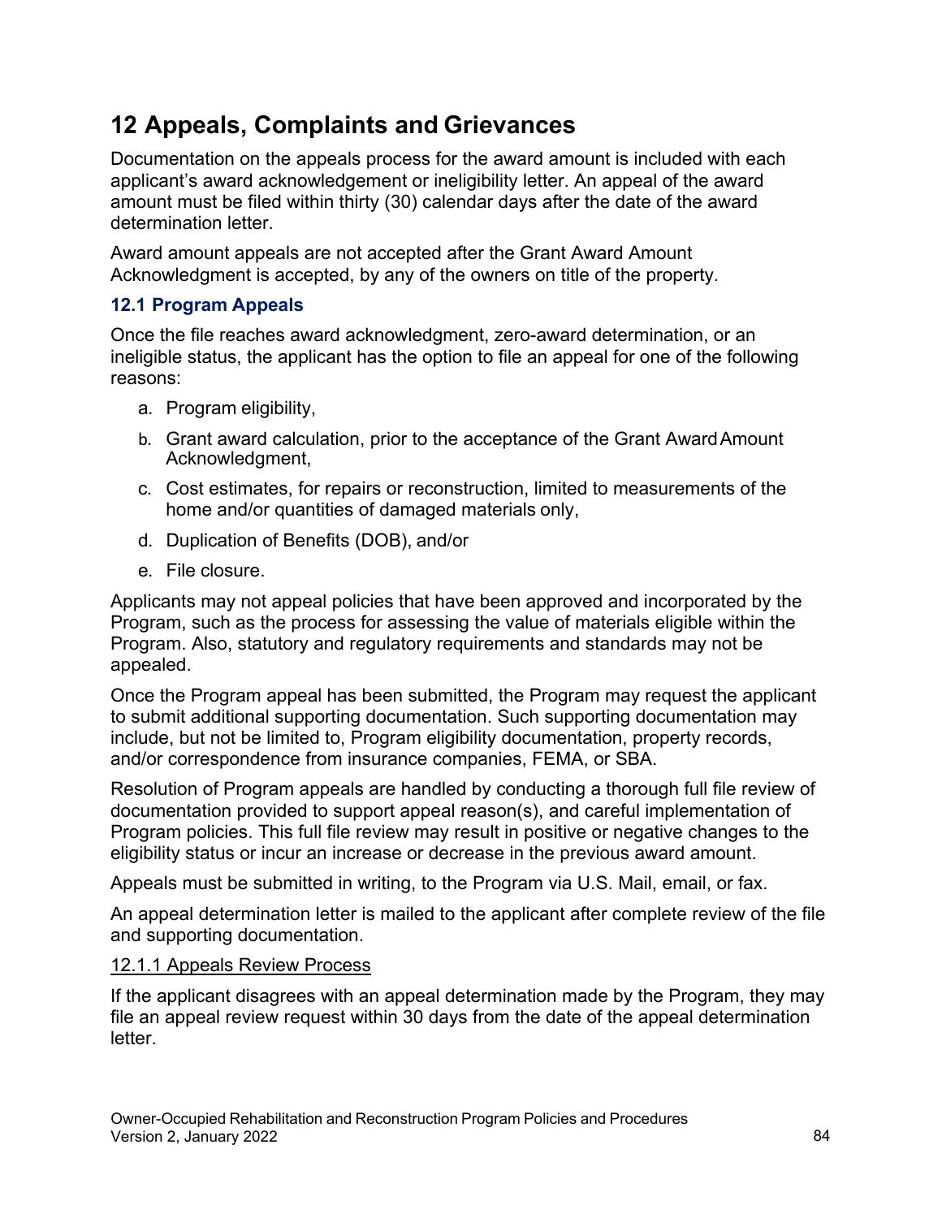# 12 Appeals, Complaints and Grievances

Documentation on the appeals process for the award amount is included with each applicant's award acknowledgement or ineligibility letter. An appeal of the award amount must be filed within thirty (30) calendar days after the date of the award determination letter.

Award amount appeals are not accepted after the Grant Award Amount Acknowledgment is accepted, by any of the owners on title of the property.

## 12.1 Program Appeals

Once the file reaches award acknowledgment, zero-award determination, or an ineligible status, the applicant has the option to file an appeal for one of the following reasons:

a. Program eligibility,
b. Grant award calculation, prior to the acceptance of the Grant Award Amount Acknowledgment,
c. Cost estimates, for repairs or reconstruction, limited to measurements of the home and/or quantities of damaged materials only,
d. Duplication of Benefits (DOB), and/or
e. File closure.

Applicants may not appeal policies that have been approved and incorporated by the Program, such as the process for assessing the value of materials eligible within the Program. Also, statutory and regulatory requirements and standards may not be appealed.

Once the Program appeal has been submitted, the Program may request the applicant to submit additional supporting documentation. Such supporting documentation may include, but not be limited to, Program eligibility documentation, property records, and/or correspondence from insurance companies, FEMA, or SBA.

Resolution of Program appeals are handled by conducting a thorough full file review of documentation provided to support appeal reason(s), and careful implementation of Program policies. This full file review may result in positive or negative changes to the eligibility status or incur an increase or decrease in the previous award amount.

Appeals must be submitted in writing, to the Program via U.S. Mail, email, or fax.

An appeal determination letter is mailed to the applicant after complete review of the file and supporting documentation.

### 12.1.1 Appeals Review Process

If the applicant disagrees with an appeal determination made by the Program, they may file an appeal review request within 30 days from the date of the appeal determination letter.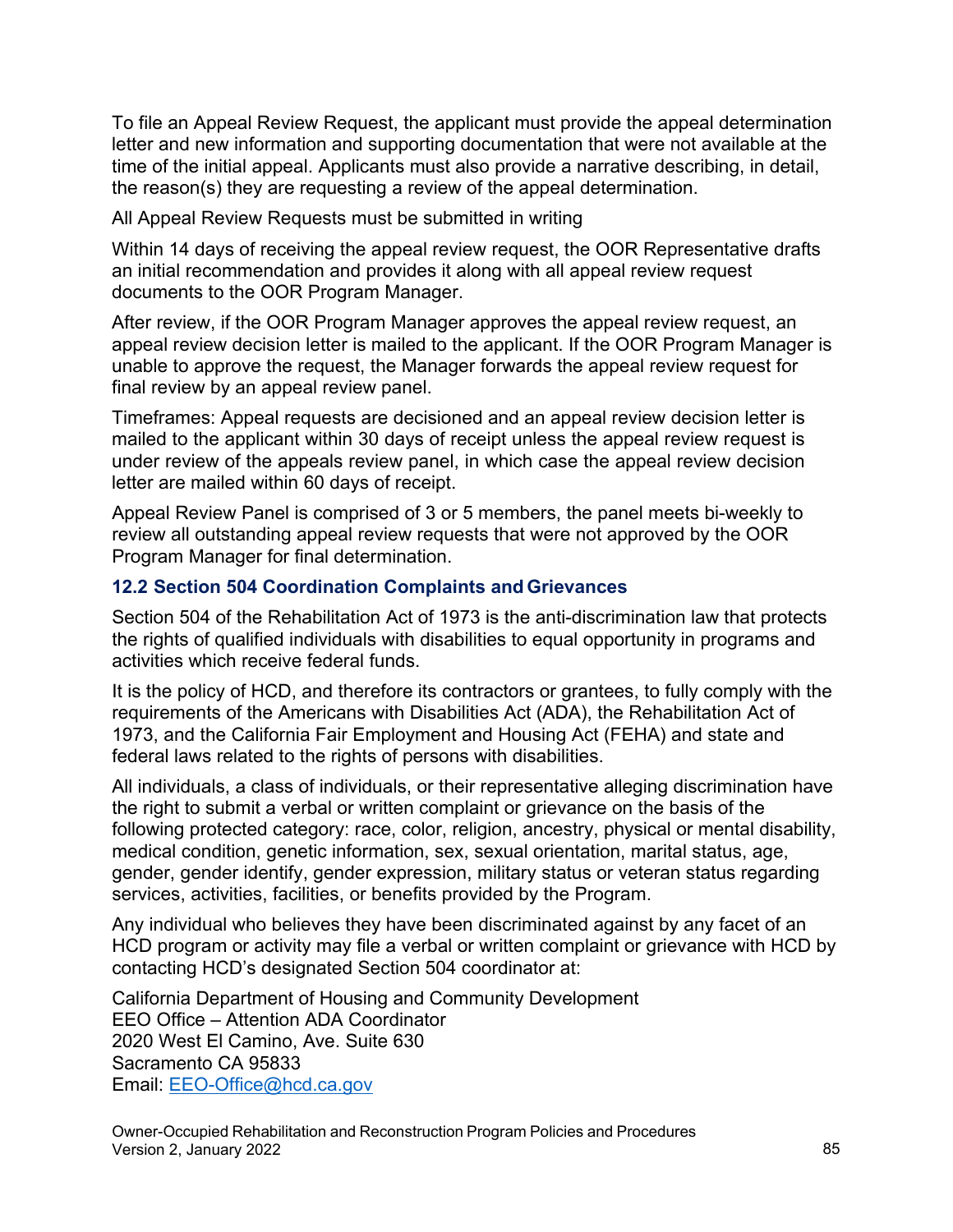To file an Appeal Review Request, the applicant must provide the appeal determination letter and new information and supporting documentation that were not available at the time of the initial appeal. Applicants must also provide a narrative describing, in detail, the reason(s) they are requesting a review of the appeal determination.

All Appeal Review Requests must be submitted in writing

Within 14 days of receiving the appeal review request, the OOR Representative drafts an initial recommendation and provides it along with all appeal review request documents to the OOR Program Manager.

After review, if the OOR Program Manager approves the appeal review request, an appeal review decision letter is mailed to the applicant. If the OOR Program Manager is unable to approve the request, the Manager forwards the appeal review request for final review by an appeal review panel.

Timeframes: Appeal requests are decisioned and an appeal review decision letter is mailed to the applicant within 30 days of receipt unless the appeal review request is under review of the appeals review panel, in which case the appeal review decision letter are mailed within 60 days of receipt.

Appeal Review Panel is comprised of 3 or 5 members, the panel meets bi-weekly to review all outstanding appeal review requests that were not approved by the OOR Program Manager for final determination.

### 12.2 Section 504 Coordination Complaints and Grievances

Section 504 of the Rehabilitation Act of 1973 is the anti-discrimination law that protects the rights of qualified individuals with disabilities to equal opportunity in programs and activities which receive federal funds.

It is the policy of HCD, and therefore its contractors or grantees, to fully comply with the requirements of the Americans with Disabilities Act (ADA), the Rehabilitation Act of 1973, and the California Fair Employment and Housing Act (FEHA) and state and federal laws related to the rights of persons with disabilities.

All individuals, a class of individuals, or their representative alleging discrimination have the right to submit a verbal or written complaint or grievance on the basis of the following protected category: race, color, religion, ancestry, physical or mental disability, medical condition, genetic information, sex, sexual orientation, marital status, age, gender, gender identify, gender expression, military status or veteran status regarding services, activities, facilities, or benefits provided by the Program.

Any individual who believes they have been discriminated against by any facet of an HCD program or activity may file a verbal or written complaint or grievance with HCD by contacting HCD's designated Section 504 coordinator at:

California Department of Housing and Community Development
EEO Office – Attention ADA Coordinator
2020 West El Camino, Ave. Suite 630
Sacramento CA 95833
Email: EEO-Office@hcd.ca.gov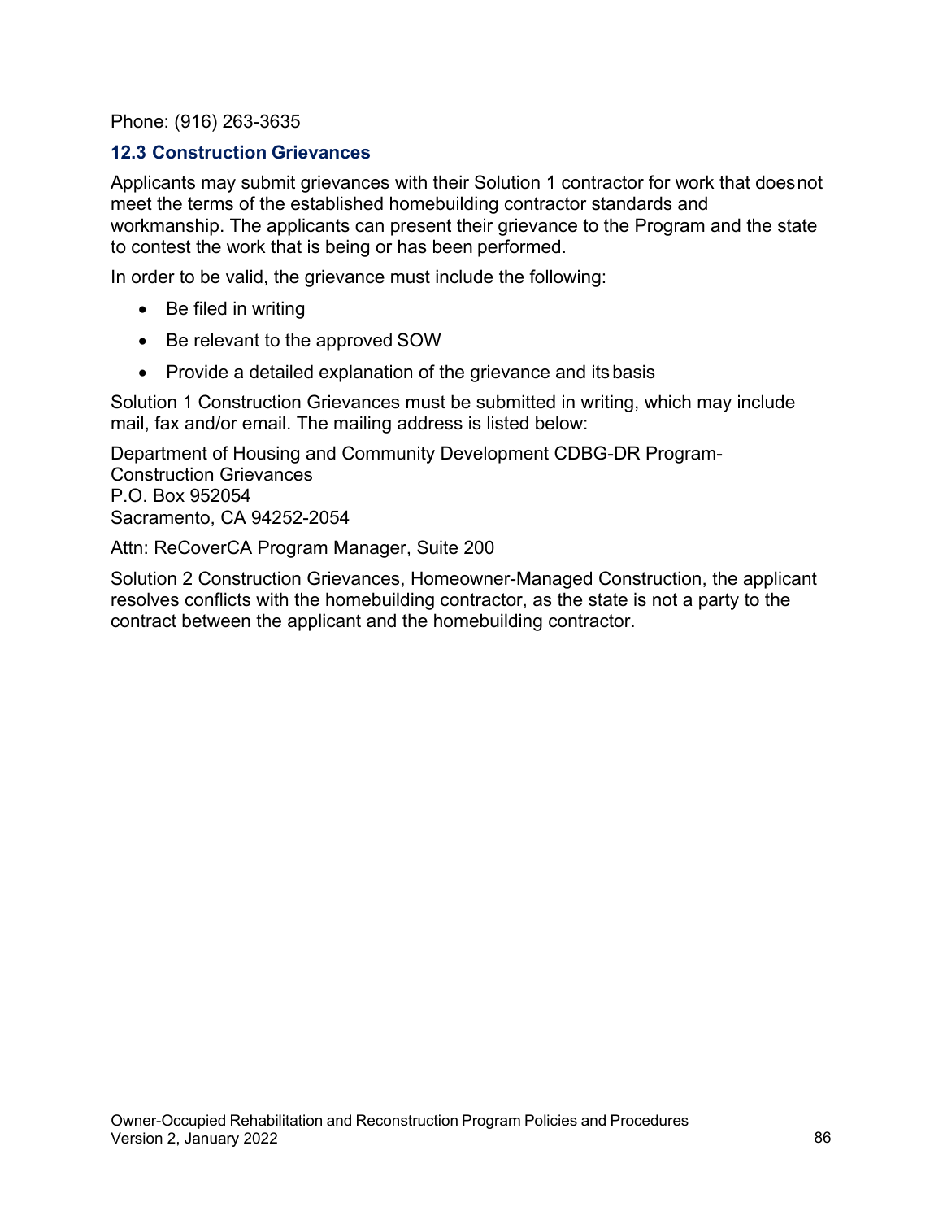Phone: (916) 263-3635

### 12.3 Construction Grievances

Applicants may submit grievances with their Solution 1 contractor for work that does not meet the terms of the established homebuilding contractor standards and workmanship. The applicants can present their grievance to the Program and the state to contest the work that is being or has been performed.

In order to be valid, the grievance must include the following:

- Be filed in writing
- Be relevant to the approved SOW
- Provide a detailed explanation of the grievance and its basis

Solution 1 Construction Grievances must be submitted in writing, which may include mail, fax and/or email. The mailing address is listed below:

Department of Housing and Community Development CDBG-DR Program-Construction Grievances
P.O. Box 952054
Sacramento, CA 94252-2054

Attn: ReCoverCA Program Manager, Suite 200

Solution 2 Construction Grievances, Homeowner-Managed Construction, the applicant resolves conflicts with the homebuilding contractor, as the state is not a party to the contract between the applicant and the homebuilding contractor.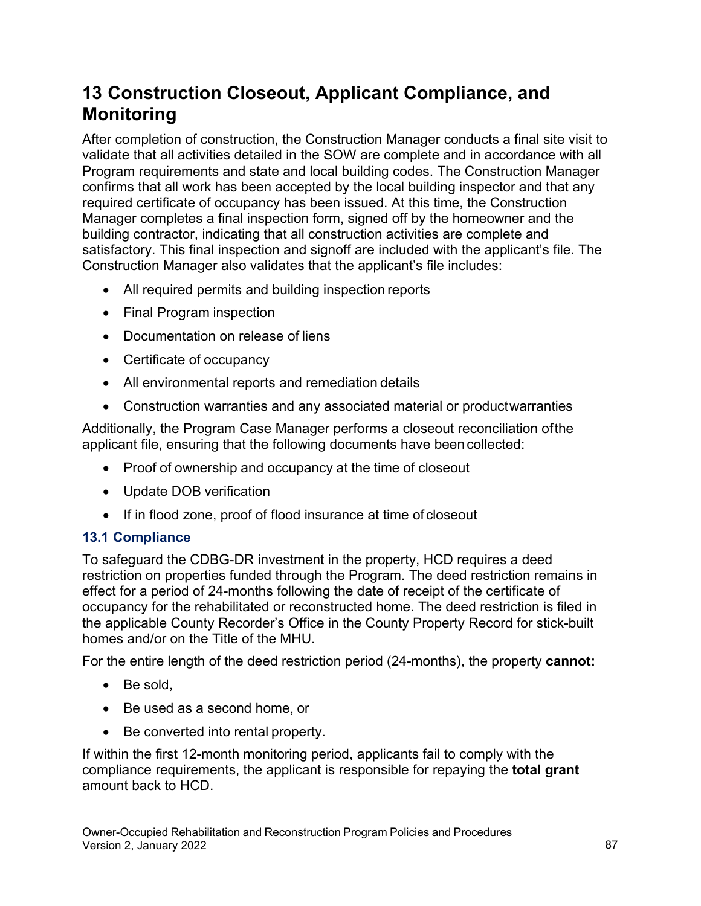# 13 Construction Closeout, Applicant Compliance, and Monitoring

After completion of construction, the Construction Manager conducts a final site visit to validate that all activities detailed in the SOW are complete and in accordance with all Program requirements and state and local building codes. The Construction Manager confirms that all work has been accepted by the local building inspector and that any required certificate of occupancy has been issued. At this time, the Construction Manager completes a final inspection form, signed off by the homeowner and the building contractor, indicating that all construction activities are complete and satisfactory. This final inspection and signoff are included with the applicant's file. The Construction Manager also validates that the applicant's file includes:

- All required permits and building inspection reports
- Final Program inspection
- Documentation on release of liens
- Certificate of occupancy
- All environmental reports and remediation details
- Construction warranties and any associated material or product warranties

Additionally, the Program Case Manager performs a closeout reconciliation of the applicant file, ensuring that the following documents have been collected:

- Proof of ownership and occupancy at the time of closeout
- Update DOB verification
- If in flood zone, proof of flood insurance at time of closeout

## 13.1 Compliance

To safeguard the CDBG-DR investment in the property, HCD requires a deed restriction on properties funded through the Program. The deed restriction remains in effect for a period of 24-months following the date of receipt of the certificate of occupancy for the rehabilitated or reconstructed home. The deed restriction is filed in the applicable County Recorder's Office in the County Property Record for stick-built homes and/or on the Title of the MHU.

For the entire length of the deed restriction period (24-months), the property **cannot:**

- Be sold,
- Be used as a second home, or
- Be converted into rental property.

If within the first 12-month monitoring period, applicants fail to comply with the compliance requirements, the applicant is responsible for repaying the **total grant** amount back to HCD.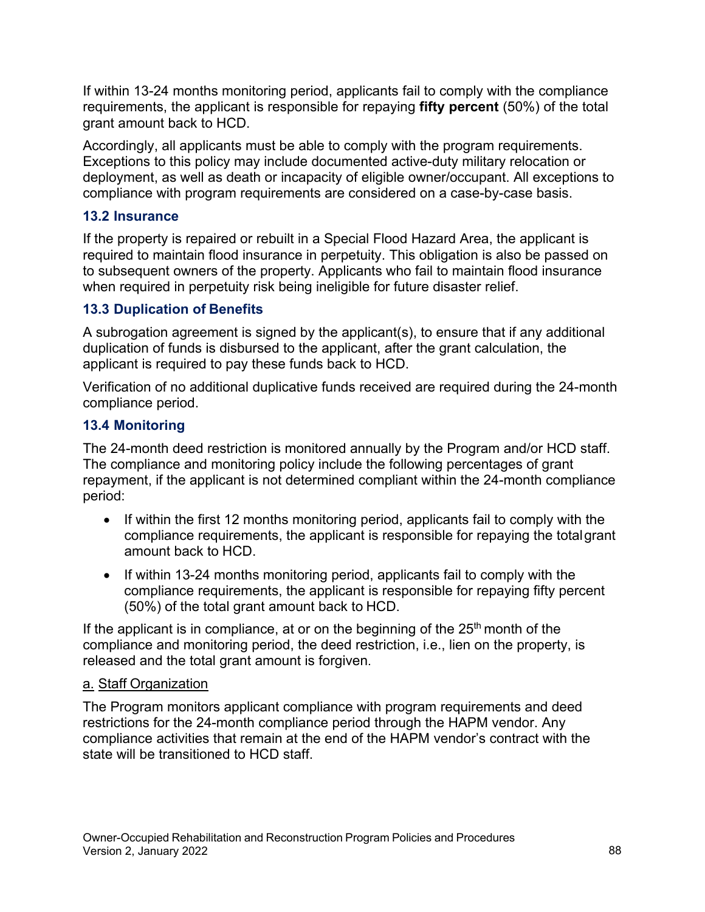If within 13-24 months monitoring period, applicants fail to comply with the compliance requirements, the applicant is responsible for repaying **fifty percent** (50%) of the total grant amount back to HCD.

Accordingly, all applicants must be able to comply with the program requirements. Exceptions to this policy may include documented active-duty military relocation or deployment, as well as death or incapacity of eligible owner/occupant. All exceptions to compliance with program requirements are considered on a case-by-case basis.

### 13.2 Insurance

If the property is repaired or rebuilt in a Special Flood Hazard Area, the applicant is required to maintain flood insurance in perpetuity. This obligation is also be passed on to subsequent owners of the property. Applicants who fail to maintain flood insurance when required in perpetuity risk being ineligible for future disaster relief.

### 13.3 Duplication of Benefits

A subrogation agreement is signed by the applicant(s), to ensure that if any additional duplication of funds is disbursed to the applicant, after the grant calculation, the applicant is required to pay these funds back to HCD.

Verification of no additional duplicative funds received are required during the 24-month compliance period.

### 13.4 Monitoring

The 24-month deed restriction is monitored annually by the Program and/or HCD staff. The compliance and monitoring policy include the following percentages of grant repayment, if the applicant is not determined compliant within the 24-month compliance period:

- If within the first 12 months monitoring period, applicants fail to comply with the compliance requirements, the applicant is responsible for repaying the total grant amount back to HCD.
- If within 13-24 months monitoring period, applicants fail to comply with the compliance requirements, the applicant is responsible for repaying fifty percent (50%) of the total grant amount back to HCD.

If the applicant is in compliance, at or on the beginning of the 25th month of the compliance and monitoring period, the deed restriction, i.e., lien on the property, is released and the total grant amount is forgiven.

<u>a. Staff Organization</u>

The Program monitors applicant compliance with program requirements and deed restrictions for the 24-month compliance period through the HAPM vendor. Any compliance activities that remain at the end of the HAPM vendor's contract with the state will be transitioned to HCD staff.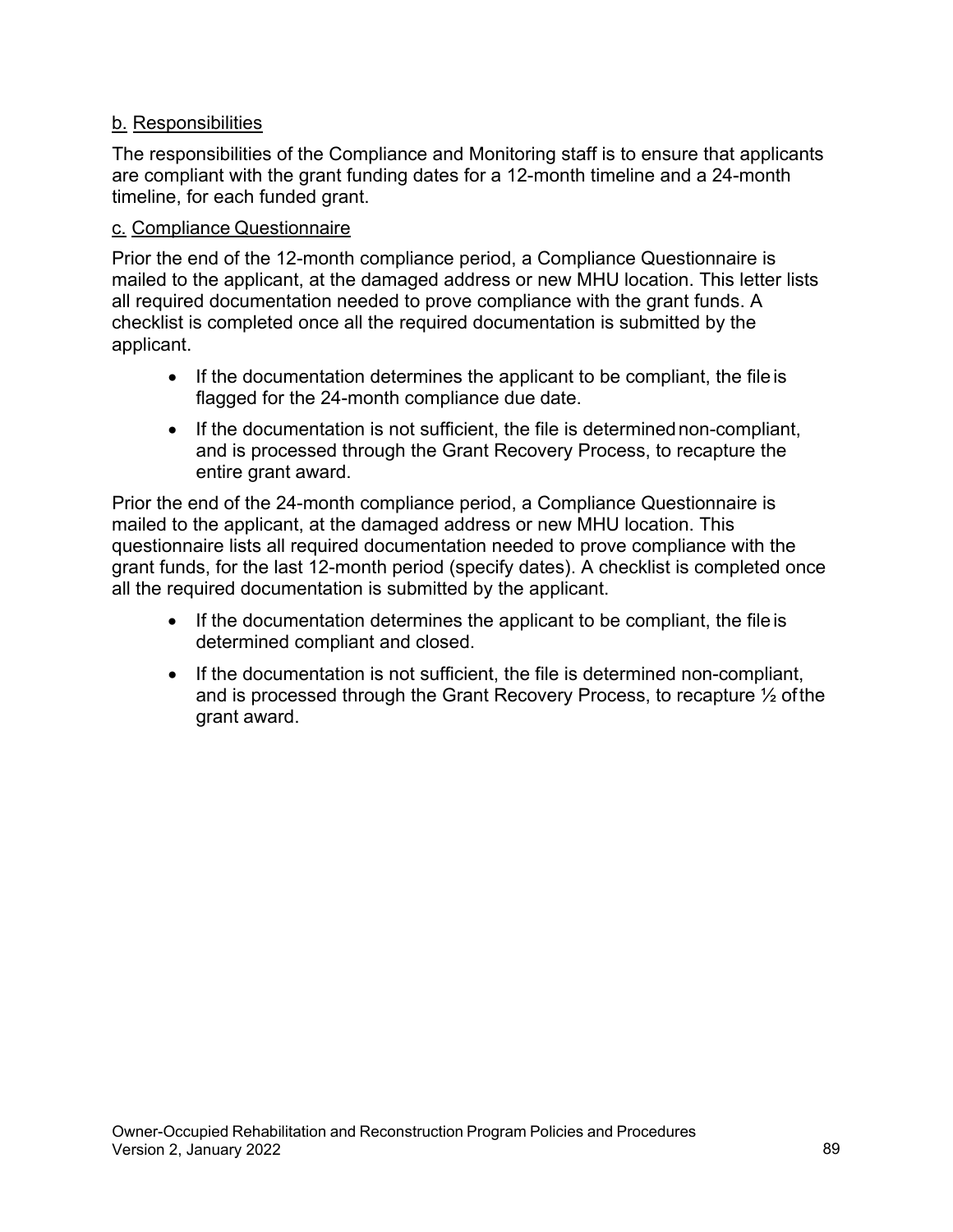b. Responsibilities

The responsibilities of the Compliance and Monitoring staff is to ensure that applicants are compliant with the grant funding dates for a 12-month timeline and a 24-month timeline, for each funded grant.

c. Compliance Questionnaire

Prior the end of the 12-month compliance period, a Compliance Questionnaire is mailed to the applicant, at the damaged address or new MHU location. This letter lists all required documentation needed to prove compliance with the grant funds. A checklist is completed once all the required documentation is submitted by the applicant.

- If the documentation determines the applicant to be compliant, the file is flagged for the 24-month compliance due date.
- If the documentation is not sufficient, the file is determined non-compliant, and is processed through the Grant Recovery Process, to recapture the entire grant award.

Prior the end of the 24-month compliance period, a Compliance Questionnaire is mailed to the applicant, at the damaged address or new MHU location. This questionnaire lists all required documentation needed to prove compliance with the grant funds, for the last 12-month period (specify dates). A checklist is completed once all the required documentation is submitted by the applicant.

- If the documentation determines the applicant to be compliant, the file is determined compliant and closed.
- If the documentation is not sufficient, the file is determined non-compliant, and is processed through the Grant Recovery Process, to recapture ½ of the grant award.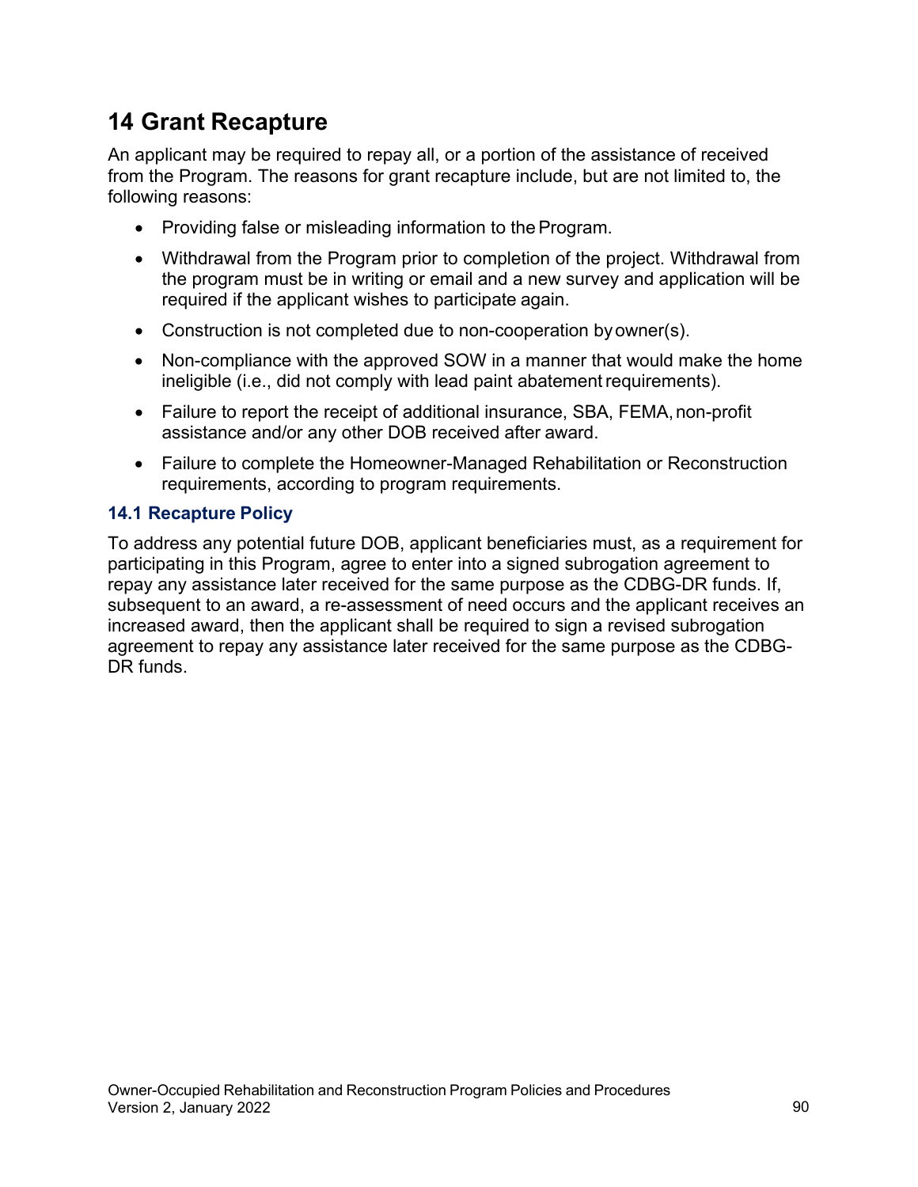# 14 Grant Recapture

An applicant may be required to repay all, or a portion of the assistance of received from the Program. The reasons for grant recapture include, but are not limited to, the following reasons:

- Providing false or misleading information to the Program.
- Withdrawal from the Program prior to completion of the project. Withdrawal from the program must be in writing or email and a new survey and application will be required if the applicant wishes to participate again.
- Construction is not completed due to non-cooperation by owner(s).
- Non-compliance with the approved SOW in a manner that would make the home ineligible (i.e., did not comply with lead paint abatement requirements).
- Failure to report the receipt of additional insurance, SBA, FEMA, non-profit assistance and/or any other DOB received after award.
- Failure to complete the Homeowner-Managed Rehabilitation or Reconstruction requirements, according to program requirements.

## 14.1 Recapture Policy

To address any potential future DOB, applicant beneficiaries must, as a requirement for participating in this Program, agree to enter into a signed subrogation agreement to repay any assistance later received for the same purpose as the CDBG-DR funds. If, subsequent to an award, a re-assessment of need occurs and the applicant receives an increased award, then the applicant shall be required to sign a revised subrogation agreement to repay any assistance later received for the same purpose as the CDBG-DR funds.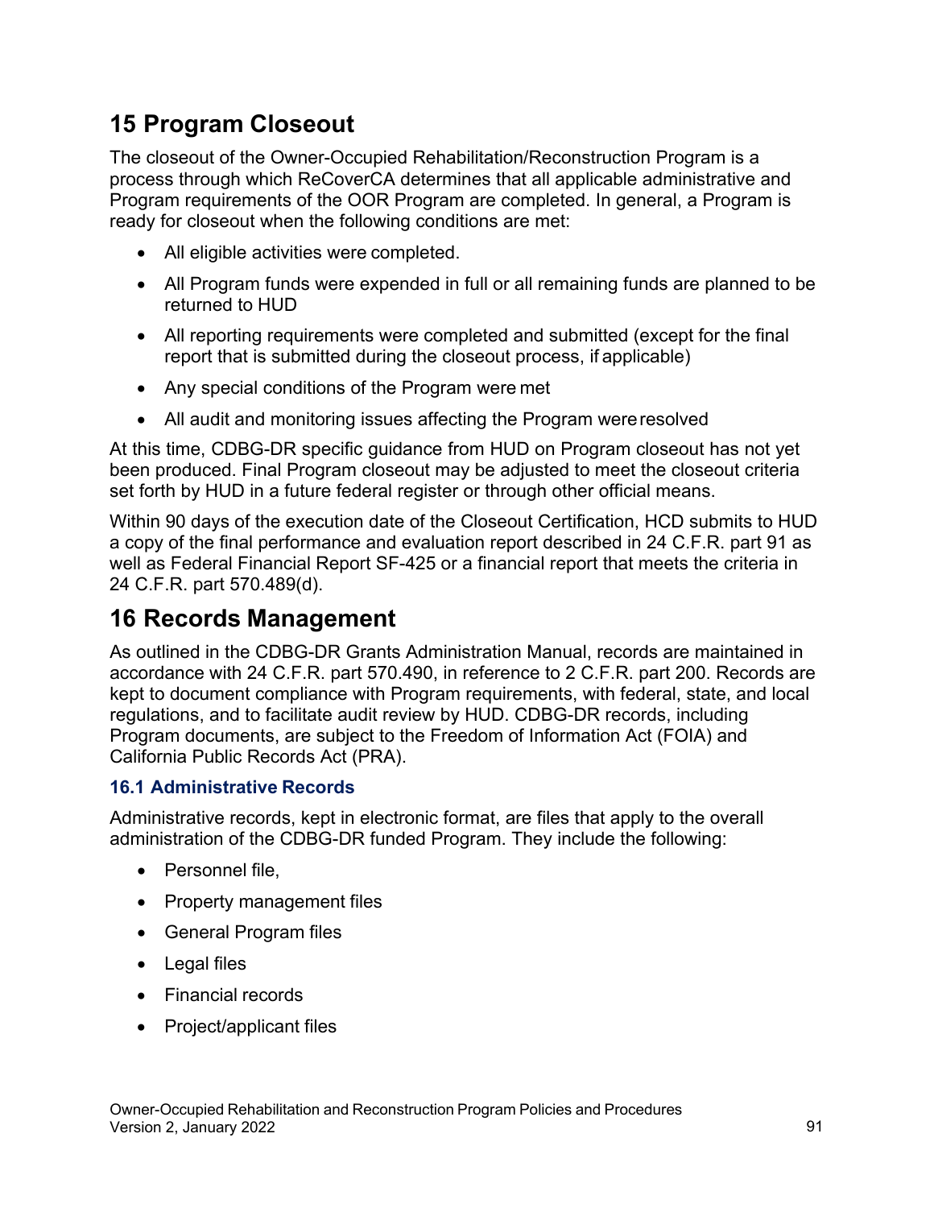# 15 Program Closeout

The closeout of the Owner-Occupied Rehabilitation/Reconstruction Program is a process through which ReCoverCA determines that all applicable administrative and Program requirements of the OOR Program are completed. In general, a Program is ready for closeout when the following conditions are met:

- All eligible activities were completed.
- All Program funds were expended in full or all remaining funds are planned to be returned to HUD
- All reporting requirements were completed and submitted (except for the final report that is submitted during the closeout process, if applicable)
- Any special conditions of the Program were met
- All audit and monitoring issues affecting the Program were resolved

At this time, CDBG-DR specific guidance from HUD on Program closeout has not yet been produced. Final Program closeout may be adjusted to meet the closeout criteria set forth by HUD in a future federal register or through other official means.

Within 90 days of the execution date of the Closeout Certification, HCD submits to HUD a copy of the final performance and evaluation report described in 24 C.F.R. part 91 as well as Federal Financial Report SF-425 or a financial report that meets the criteria in 24 C.F.R. part 570.489(d).

# 16 Records Management

As outlined in the CDBG-DR Grants Administration Manual, records are maintained in accordance with 24 C.F.R. part 570.490, in reference to 2 C.F.R. part 200. Records are kept to document compliance with Program requirements, with federal, state, and local regulations, and to facilitate audit review by HUD. CDBG-DR records, including Program documents, are subject to the Freedom of Information Act (FOIA) and California Public Records Act (PRA).

## 16.1 Administrative Records

Administrative records, kept in electronic format, are files that apply to the overall administration of the CDBG-DR funded Program. They include the following:

- Personnel file,
- Property management files
- General Program files
- Legal files
- Financial records
- Project/applicant files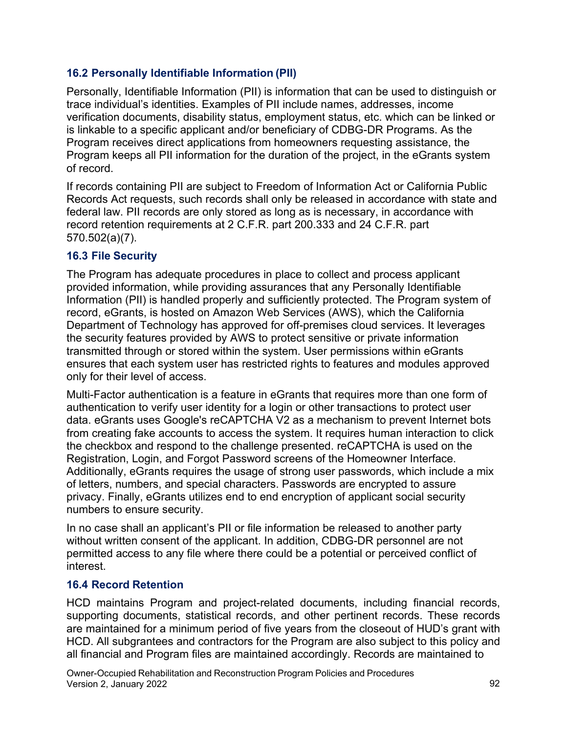### 16.2 Personally Identifiable Information (PII)

Personally, Identifiable Information (PII) is information that can be used to distinguish or trace individual's identities. Examples of PII include names, addresses, income verification documents, disability status, employment status, etc. which can be linked or is linkable to a specific applicant and/or beneficiary of CDBG-DR Programs. As the Program receives direct applications from homeowners requesting assistance, the Program keeps all PII information for the duration of the project, in the eGrants system of record.

If records containing PII are subject to Freedom of Information Act or California Public Records Act requests, such records shall only be released in accordance with state and federal law. PII records are only stored as long as is necessary, in accordance with record retention requirements at 2 C.F.R. part 200.333 and 24 C.F.R. part 570.502(a)(7).

### 16.3 File Security

The Program has adequate procedures in place to collect and process applicant provided information, while providing assurances that any Personally Identifiable Information (PII) is handled properly and sufficiently protected. The Program system of record, eGrants, is hosted on Amazon Web Services (AWS), which the California Department of Technology has approved for off-premises cloud services. It leverages the security features provided by AWS to protect sensitive or private information transmitted through or stored within the system. User permissions within eGrants ensures that each system user has restricted rights to features and modules approved only for their level of access.

Multi-Factor authentication is a feature in eGrants that requires more than one form of authentication to verify user identity for a login or other transactions to protect user data. eGrants uses Google's reCAPTCHA V2 as a mechanism to prevent Internet bots from creating fake accounts to access the system. It requires human interaction to click the checkbox and respond to the challenge presented. reCAPTCHA is used on the Registration, Login, and Forgot Password screens of the Homeowner Interface. Additionally, eGrants requires the usage of strong user passwords, which include a mix of letters, numbers, and special characters. Passwords are encrypted to assure privacy. Finally, eGrants utilizes end to end encryption of applicant social security numbers to ensure security.

In no case shall an applicant's PII or file information be released to another party without written consent of the applicant. In addition, CDBG-DR personnel are not permitted access to any file where there could be a potential or perceived conflict of interest.

### 16.4 Record Retention

HCD maintains Program and project-related documents, including financial records, supporting documents, statistical records, and other pertinent records. These records are maintained for a minimum period of five years from the closeout of HUD's grant with HCD. All subgrantees and contractors for the Program are also subject to this policy and all financial and Program files are maintained accordingly. Records are maintained to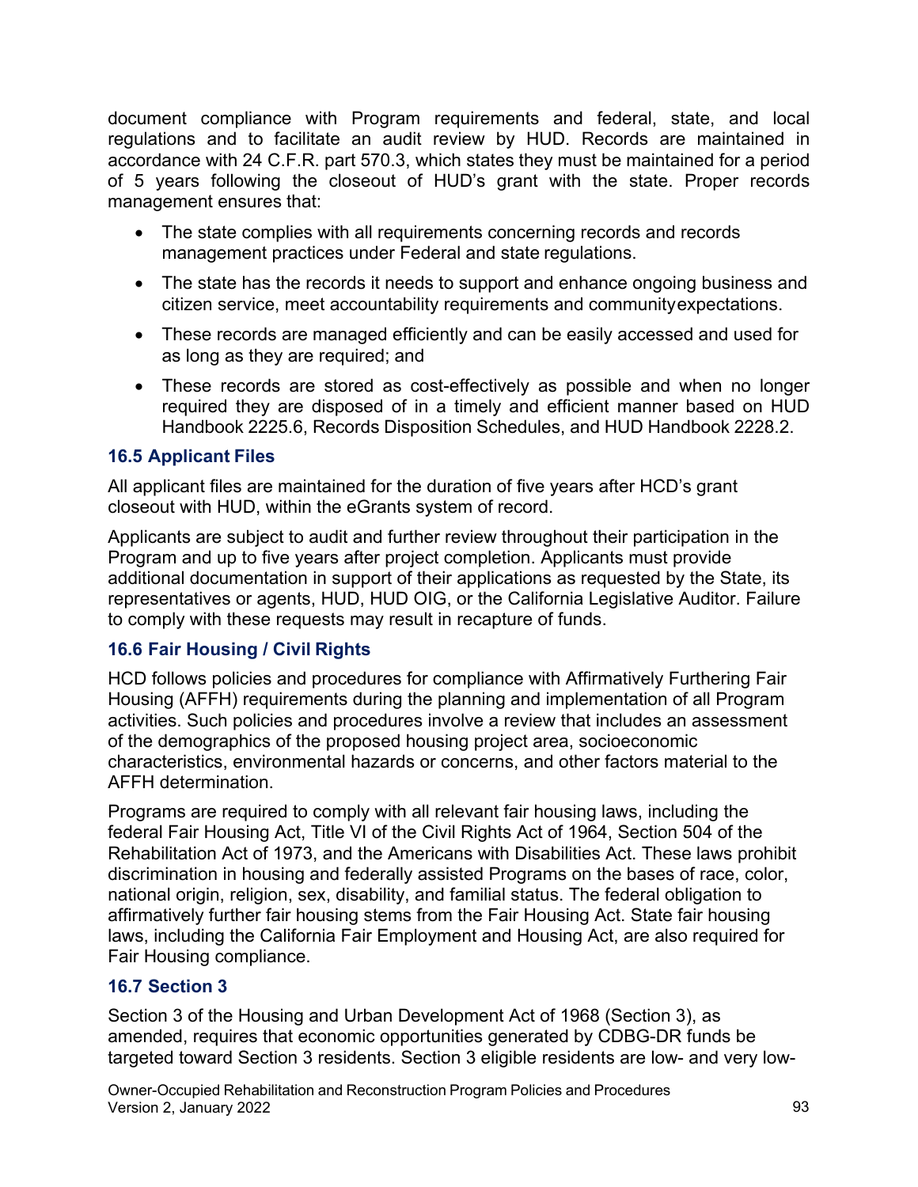document compliance with Program requirements and federal, state, and local regulations and to facilitate an audit review by HUD. Records are maintained in accordance with 24 C.F.R. part 570.3, which states they must be maintained for a period of 5 years following the closeout of HUD's grant with the state. Proper records management ensures that:

- The state complies with all requirements concerning records and records management practices under Federal and state regulations.
- The state has the records it needs to support and enhance ongoing business and citizen service, meet accountability requirements and community expectations.
- These records are managed efficiently and can be easily accessed and used for as long as they are required; and
- These records are stored as cost-effectively as possible and when no longer required they are disposed of in a timely and efficient manner based on HUD Handbook 2225.6, Records Disposition Schedules, and HUD Handbook 2228.2.

### 16.5 Applicant Files

All applicant files are maintained for the duration of five years after HCD's grant closeout with HUD, within the eGrants system of record.

Applicants are subject to audit and further review throughout their participation in the Program and up to five years after project completion. Applicants must provide additional documentation in support of their applications as requested by the State, its representatives or agents, HUD, HUD OIG, or the California Legislative Auditor. Failure to comply with these requests may result in recapture of funds.

### 16.6 Fair Housing / Civil Rights

HCD follows policies and procedures for compliance with Affirmatively Furthering Fair Housing (AFFH) requirements during the planning and implementation of all Program activities. Such policies and procedures involve a review that includes an assessment of the demographics of the proposed housing project area, socioeconomic characteristics, environmental hazards or concerns, and other factors material to the AFFH determination.

Programs are required to comply with all relevant fair housing laws, including the federal Fair Housing Act, Title VI of the Civil Rights Act of 1964, Section 504 of the Rehabilitation Act of 1973, and the Americans with Disabilities Act. These laws prohibit discrimination in housing and federally assisted Programs on the bases of race, color, national origin, religion, sex, disability, and familial status. The federal obligation to affirmatively further fair housing stems from the Fair Housing Act. State fair housing laws, including the California Fair Employment and Housing Act, are also required for Fair Housing compliance.

### 16.7 Section 3

Section 3 of the Housing and Urban Development Act of 1968 (Section 3), as amended, requires that economic opportunities generated by CDBG-DR funds be targeted toward Section 3 residents. Section 3 eligible residents are low- and very low-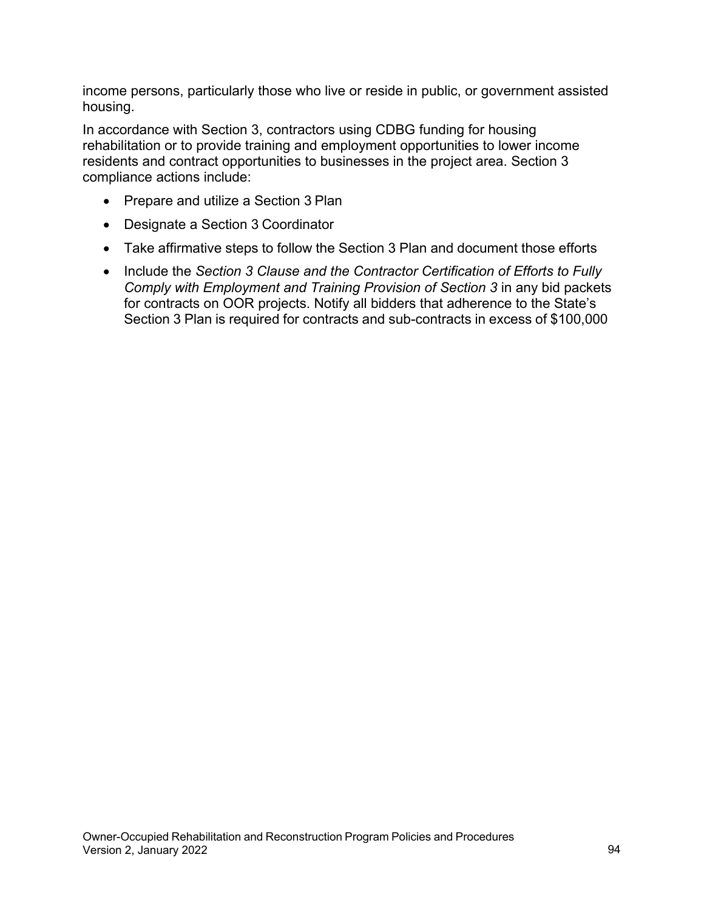income persons, particularly those who live or reside in public, or government assisted housing.

In accordance with Section 3, contractors using CDBG funding for housing rehabilitation or to provide training and employment opportunities to lower income residents and contract opportunities to businesses in the project area. Section 3 compliance actions include:

- Prepare and utilize a Section 3 Plan
- Designate a Section 3 Coordinator
- Take affirmative steps to follow the Section 3 Plan and document those efforts
- Include the *Section 3 Clause and the Contractor Certification of Efforts to Fully Comply with Employment and Training Provision of Section 3* in any bid packets for contracts on OOR projects. Notify all bidders that adherence to the State's Section 3 Plan is required for contracts and sub-contracts in excess of $100,000